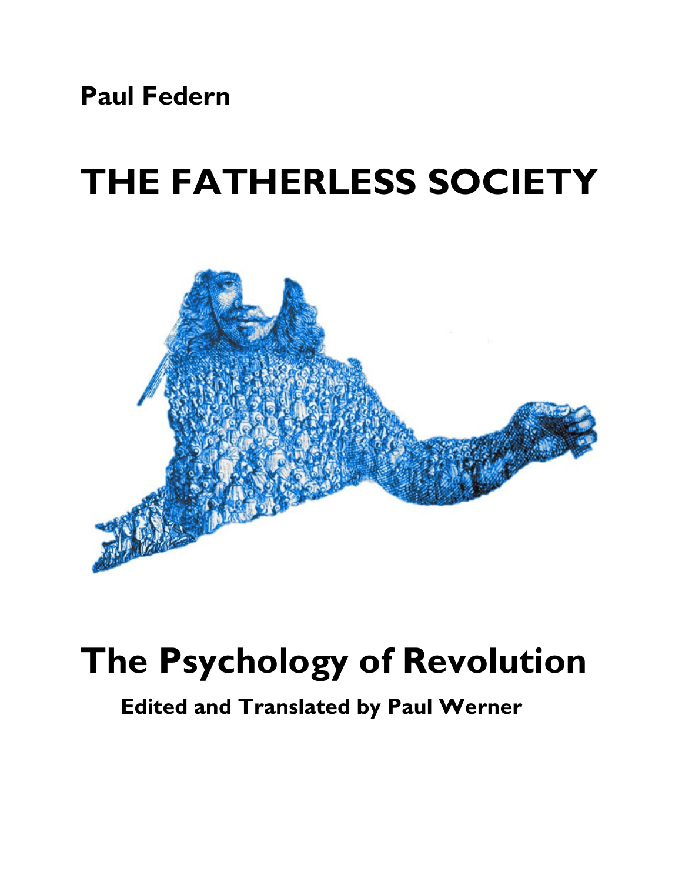**Paul Federn**

# THE FATHERLESS SOCIETY

# The Psychology of Revolution

**Edited and Translated by Paul Werner**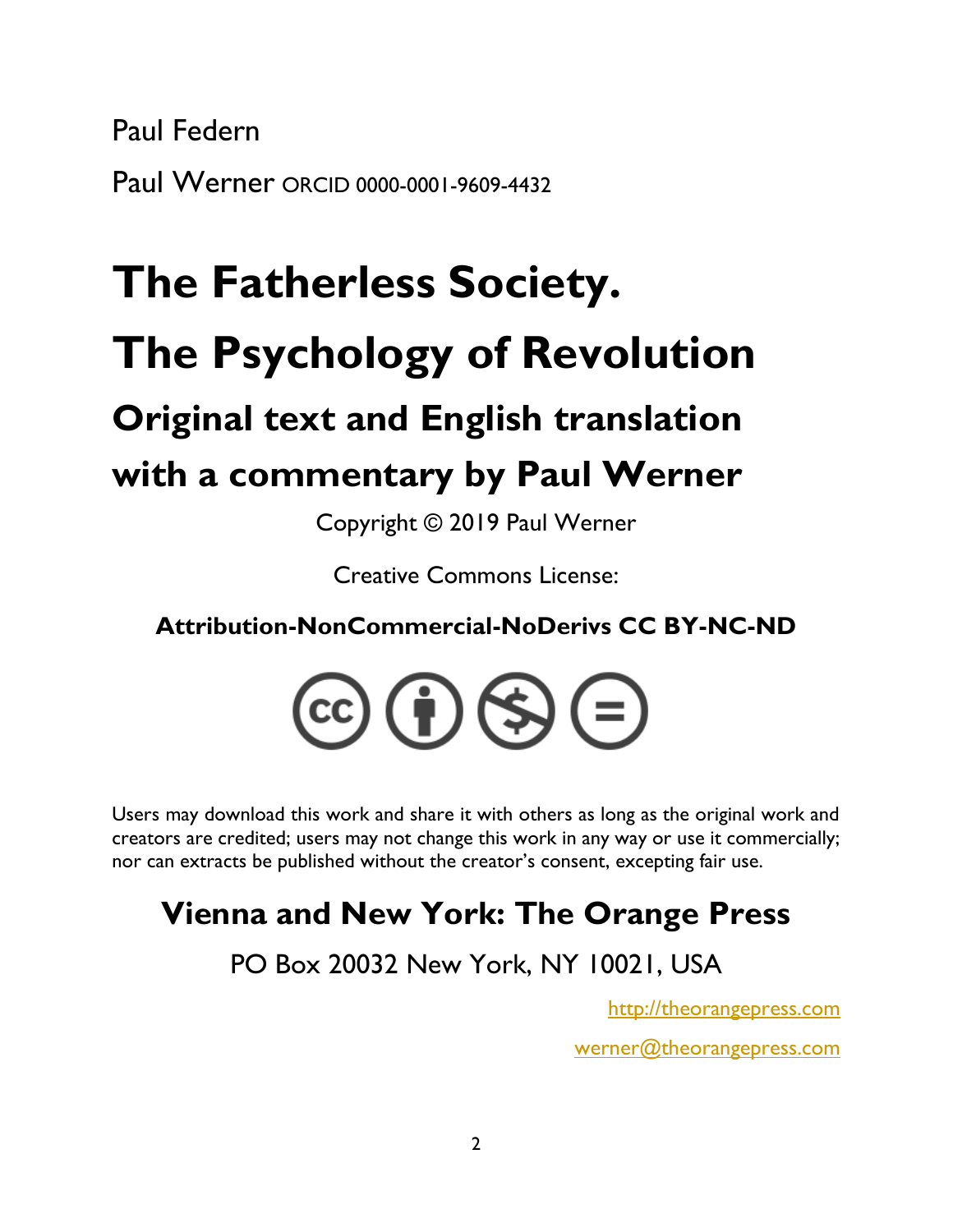Paul Federn

Paul Werner ORCID 0000-0001-9609-4432

# The Fatherless Society.

# The Psychology of Revolution

## Original text and English translation with a commentary by Paul Werner

Copyright © 2019 Paul Werner

Creative Commons License:

**Attribution-NonCommercial-NoDerivs CC BY-NC-ND**

Users may download this work and share it with others as long as the original work and creators are credited; users may not change this work in any way or use it commercially; nor can extracts be published without the creator's consent, excepting fair use.

## Vienna and New York: The Orange Press

PO Box 20032 New York, NY 10021, USA

http://theorangepress.com

werner@theorangepress.com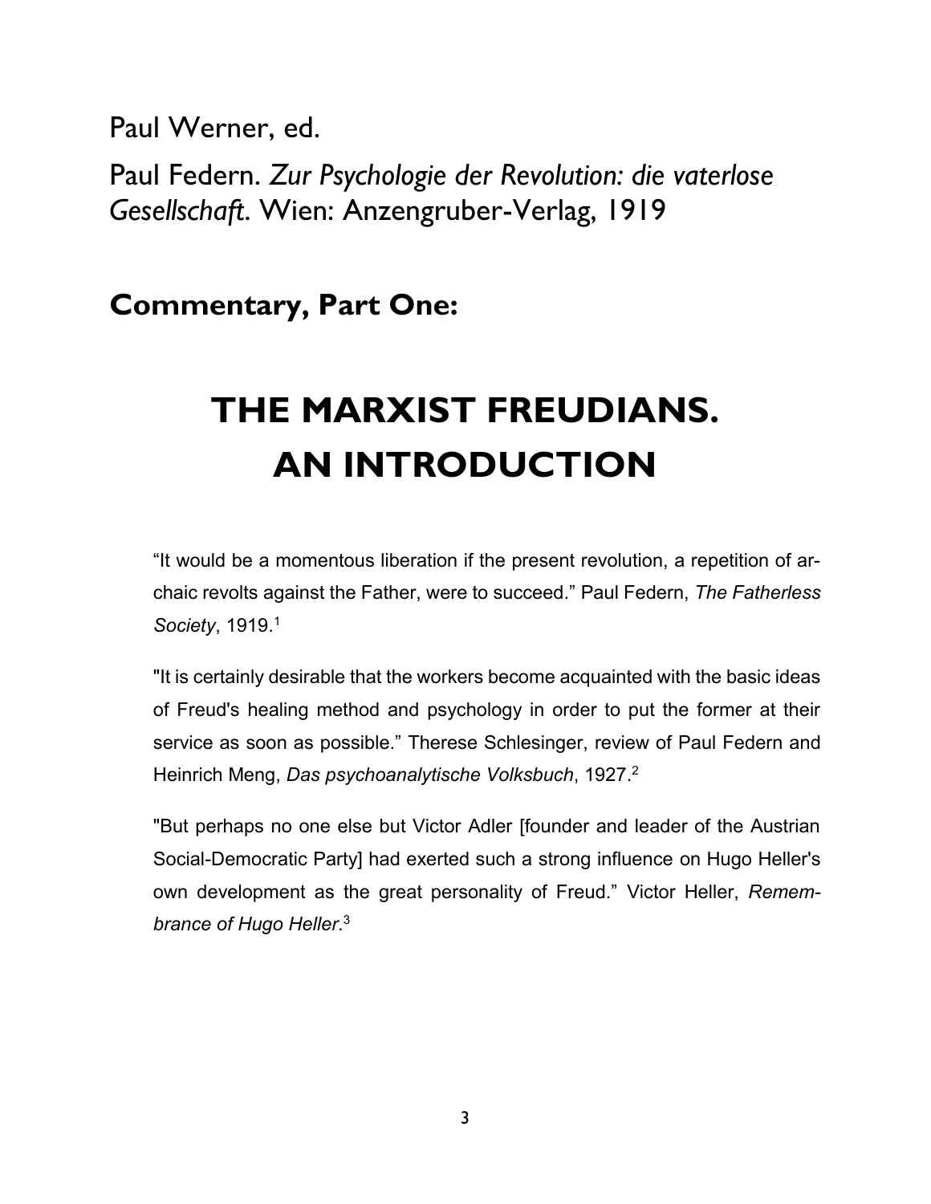Paul Werner, ed.

Paul Federn. *Zur Psychologie der Revolution: die vaterlose Gesellschaft*. Wien: Anzengruber-Verlag, 1919

## Commentary, Part One:

# THE MARXIST FREUDIANS. AN INTRODUCTION

> "It would be a momentous liberation if the present revolution, a repetition of archaic revolts against the Father, were to succeed." Paul Federn, *The Fatherless Society*, 1919.[1]

> "It is certainly desirable that the workers become acquainted with the basic ideas of Freud's healing method and psychology in order to put the former at their service as soon as possible." Therese Schlesinger, review of Paul Federn and Heinrich Meng, *Das psychoanalytische Volksbuch*, 1927.[2]

> "But perhaps no one else but Victor Adler [founder and leader of the Austrian Social-Democratic Party] had exerted such a strong influence on Hugo Heller's own development as the great personality of Freud." Victor Heller, *Remembrance of Hugo Heller*.[3]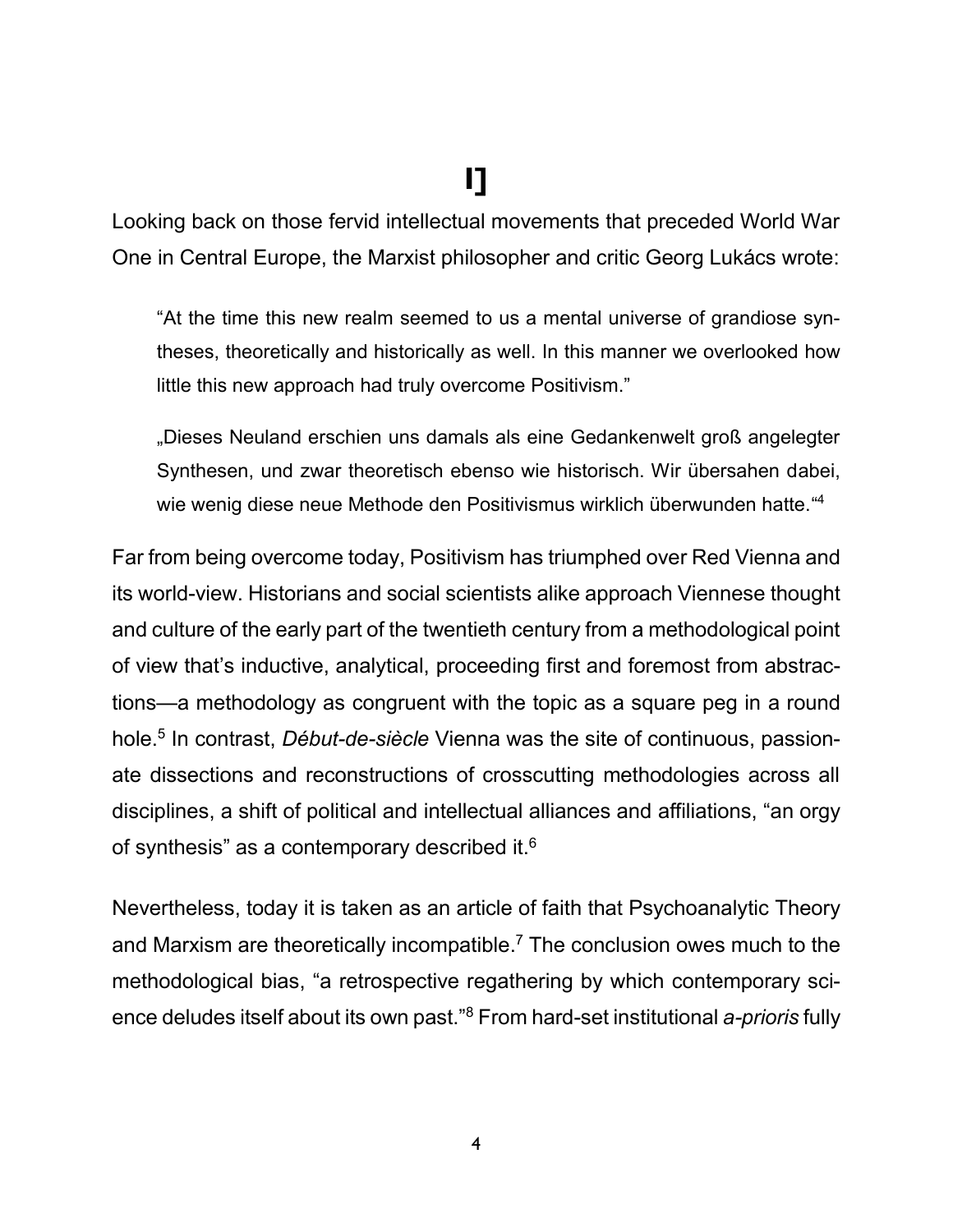# I]

Looking back on those fervid intellectual movements that preceded World War One in Central Europe, the Marxist philosopher and critic Georg Lukács wrote:

> "At the time this new realm seemed to us a mental universe of grandiose syntheses, theoretically and historically as well. In this manner we overlooked how little this new approach had truly overcome Positivism."
>
> „Dieses Neuland erschien uns damals als eine Gedankenwelt groß angelegter Synthesen, und zwar theoretisch ebenso wie historisch. Wir übersahen dabei, wie wenig diese neue Methode den Positivismus wirklich überwunden hatte."[4]

Far from being overcome today, Positivism has triumphed over Red Vienna and its world-view. Historians and social scientists alike approach Viennese thought and culture of the early part of the twentieth century from a methodological point of view that's inductive, analytical, proceeding first and foremost from abstractions—a methodology as congruent with the topic as a square peg in a round hole.[5] In contrast, *Début-de-siècle* Vienna was the site of continuous, passionate dissections and reconstructions of crosscutting methodologies across all disciplines, a shift of political and intellectual alliances and affiliations, "an orgy of synthesis" as a contemporary described it.[6]

Nevertheless, today it is taken as an article of faith that Psychoanalytic Theory and Marxism are theoretically incompatible.[7] The conclusion owes much to the methodological bias, "a retrospective regathering by which contemporary science deludes itself about its own past."[8] From hard-set institutional *a-prioris* fully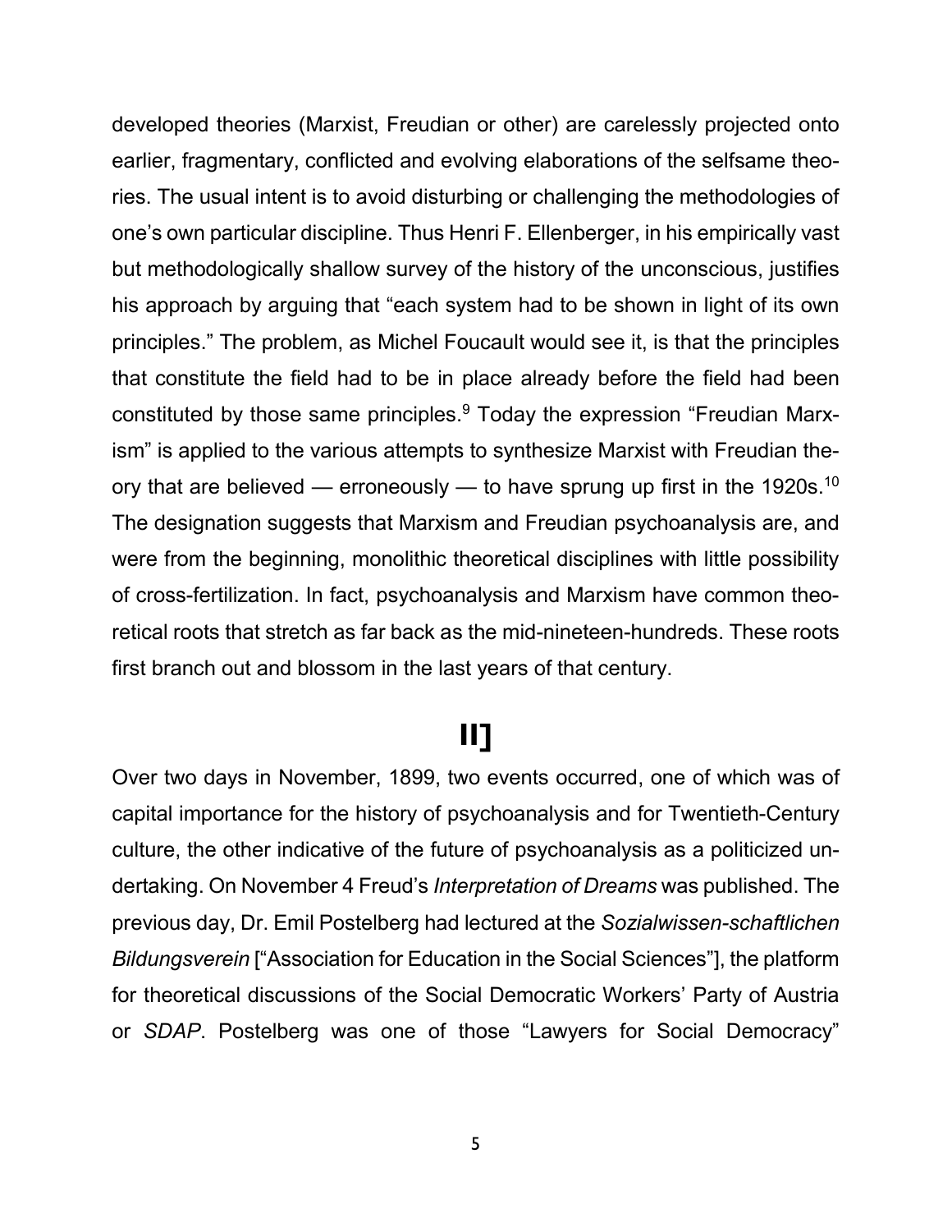developed theories (Marxist, Freudian or other) are carelessly projected onto earlier, fragmentary, conflicted and evolving elaborations of the selfsame theories. The usual intent is to avoid disturbing or challenging the methodologies of one's own particular discipline. Thus Henri F. Ellenberger, in his empirically vast but methodologically shallow survey of the history of the unconscious, justifies his approach by arguing that "each system had to be shown in light of its own principles." The problem, as Michel Foucault would see it, is that the principles that constitute the field had to be in place already before the field had been constituted by those same principles.[9] Today the expression "Freudian Marxism" is applied to the various attempts to synthesize Marxist with Freudian theory that are believed — erroneously — to have sprung up first in the 1920s.[10] The designation suggests that Marxism and Freudian psychoanalysis are, and were from the beginning, monolithic theoretical disciplines with little possibility of cross-fertilization. In fact, psychoanalysis and Marxism have common theoretical roots that stretch as far back as the mid-nineteen-hundreds. These roots first branch out and blossom in the last years of that century.

## II]

Over two days in November, 1899, two events occurred, one of which was of capital importance for the history of psychoanalysis and for Twentieth-Century culture, the other indicative of the future of psychoanalysis as a politicized undertaking. On November 4 Freud's *Interpretation of Dreams* was published. The previous day, Dr. Emil Postelberg had lectured at the *Sozialwissen-schaftlichen Bildungsverein* ["Association for Education in the Social Sciences"], the platform for theoretical discussions of the Social Democratic Workers' Party of Austria or *SDAP*. Postelberg was one of those "Lawyers for Social Democracy"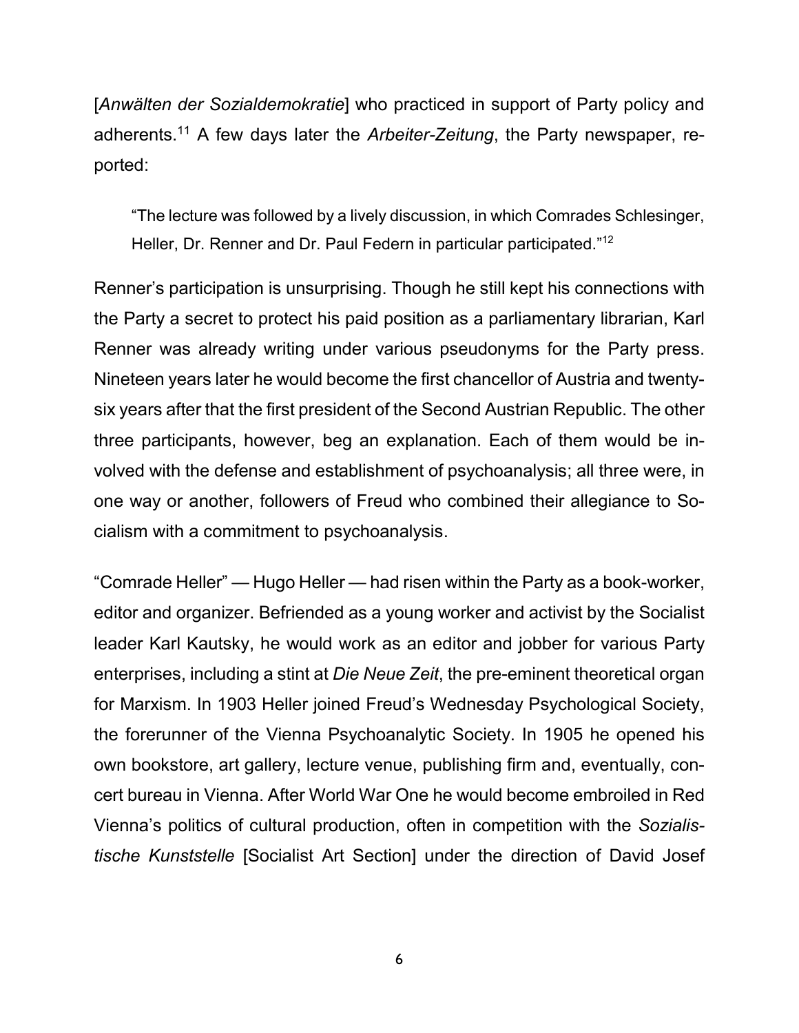[*Anwälten der Sozialdemokratie*] who practiced in support of Party policy and adherents.[11] A few days later the *Arbeiter-Zeitung*, the Party newspaper, reported:

> "The lecture was followed by a lively discussion, in which Comrades Schlesinger, Heller, Dr. Renner and Dr. Paul Federn in particular participated."[12]

Renner's participation is unsurprising. Though he still kept his connections with the Party a secret to protect his paid position as a parliamentary librarian, Karl Renner was already writing under various pseudonyms for the Party press. Nineteen years later he would become the first chancellor of Austria and twenty-six years after that the first president of the Second Austrian Republic. The other three participants, however, beg an explanation. Each of them would be involved with the defense and establishment of psychoanalysis; all three were, in one way or another, followers of Freud who combined their allegiance to Socialism with a commitment to psychoanalysis.

"Comrade Heller" — Hugo Heller — had risen within the Party as a book-worker, editor and organizer. Befriended as a young worker and activist by the Socialist leader Karl Kautsky, he would work as an editor and jobber for various Party enterprises, including a stint at *Die Neue Zeit*, the pre-eminent theoretical organ for Marxism. In 1903 Heller joined Freud's Wednesday Psychological Society, the forerunner of the Vienna Psychoanalytic Society. In 1905 he opened his own bookstore, art gallery, lecture venue, publishing firm and, eventually, concert bureau in Vienna. After World War One he would become embroiled in Red Vienna's politics of cultural production, often in competition with the *Sozialistische Kunststelle* [Socialist Art Section] under the direction of David Josef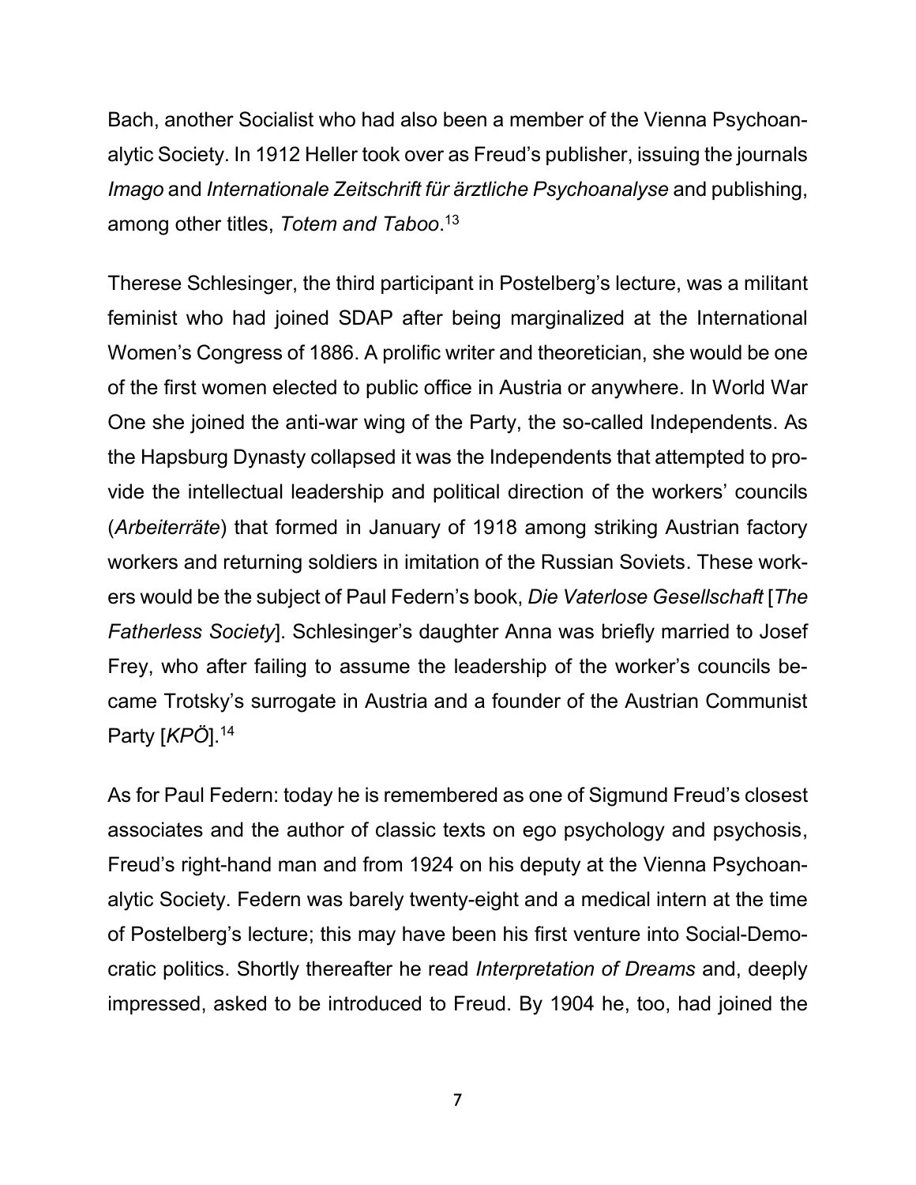Bach, another Socialist who had also been a member of the Vienna Psychoanalytic Society. In 1912 Heller took over as Freud's publisher, issuing the journals *Imago* and *Internationale Zeitschrift für ärztliche Psychoanalyse* and publishing, among other titles, *Totem and Taboo*.[13]

Therese Schlesinger, the third participant in Postelberg's lecture, was a militant feminist who had joined SDAP after being marginalized at the International Women's Congress of 1886. A prolific writer and theoretician, she would be one of the first women elected to public office in Austria or anywhere. In World War One she joined the anti-war wing of the Party, the so-called Independents. As the Hapsburg Dynasty collapsed it was the Independents that attempted to provide the intellectual leadership and political direction of the workers' councils (*Arbeiterräte*) that formed in January of 1918 among striking Austrian factory workers and returning soldiers in imitation of the Russian Soviets. These workers would be the subject of Paul Federn's book, *Die Vaterlose Gesellschaft* [*The Fatherless Society*]. Schlesinger's daughter Anna was briefly married to Josef Frey, who after failing to assume the leadership of the worker's councils became Trotsky's surrogate in Austria and a founder of the Austrian Communist Party [*KPÖ*].[14]

As for Paul Federn: today he is remembered as one of Sigmund Freud's closest associates and the author of classic texts on ego psychology and psychosis, Freud's right-hand man and from 1924 on his deputy at the Vienna Psychoanalytic Society. Federn was barely twenty-eight and a medical intern at the time of Postelberg's lecture; this may have been his first venture into Social-Democratic politics. Shortly thereafter he read *Interpretation of Dreams* and, deeply impressed, asked to be introduced to Freud. By 1904 he, too, had joined the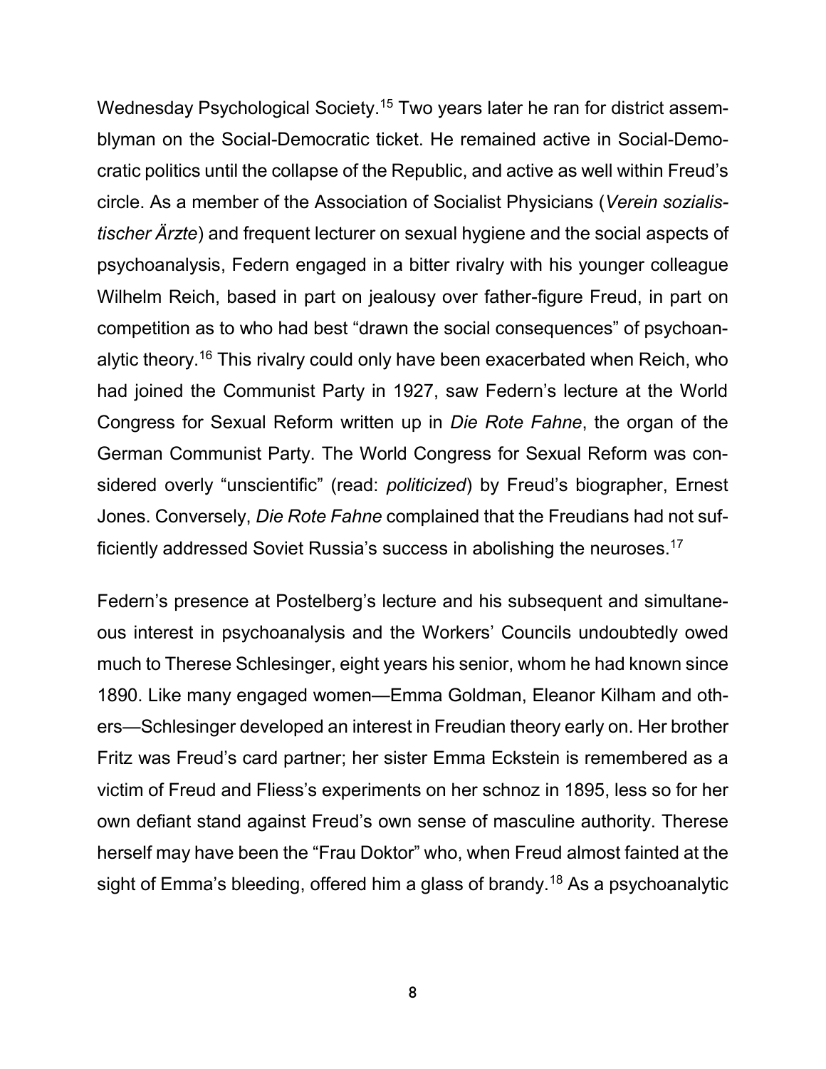Wednesday Psychological Society.[15] Two years later he ran for district assemblyman on the Social-Democratic ticket. He remained active in Social-Democratic politics until the collapse of the Republic, and active as well within Freud's circle. As a member of the Association of Socialist Physicians (*Verein sozialistischer Ärzte*) and frequent lecturer on sexual hygiene and the social aspects of psychoanalysis, Federn engaged in a bitter rivalry with his younger colleague Wilhelm Reich, based in part on jealousy over father-figure Freud, in part on competition as to who had best "drawn the social consequences" of psychoanalytic theory.[16] This rivalry could only have been exacerbated when Reich, who had joined the Communist Party in 1927, saw Federn's lecture at the World Congress for Sexual Reform written up in *Die Rote Fahne*, the organ of the German Communist Party. The World Congress for Sexual Reform was considered overly "unscientific" (read: *politicized*) by Freud's biographer, Ernest Jones. Conversely, *Die Rote Fahne* complained that the Freudians had not sufficiently addressed Soviet Russia's success in abolishing the neuroses.[17]

Federn's presence at Postelberg's lecture and his subsequent and simultaneous interest in psychoanalysis and the Workers' Councils undoubtedly owed much to Therese Schlesinger, eight years his senior, whom he had known since 1890. Like many engaged women—Emma Goldman, Eleanor Kilham and others—Schlesinger developed an interest in Freudian theory early on. Her brother Fritz was Freud's card partner; her sister Emma Eckstein is remembered as a victim of Freud and Fliess's experiments on her schnoz in 1895, less so for her own defiant stand against Freud's own sense of masculine authority. Therese herself may have been the "Frau Doktor" who, when Freud almost fainted at the sight of Emma's bleeding, offered him a glass of brandy.[18] As a psychoanalytic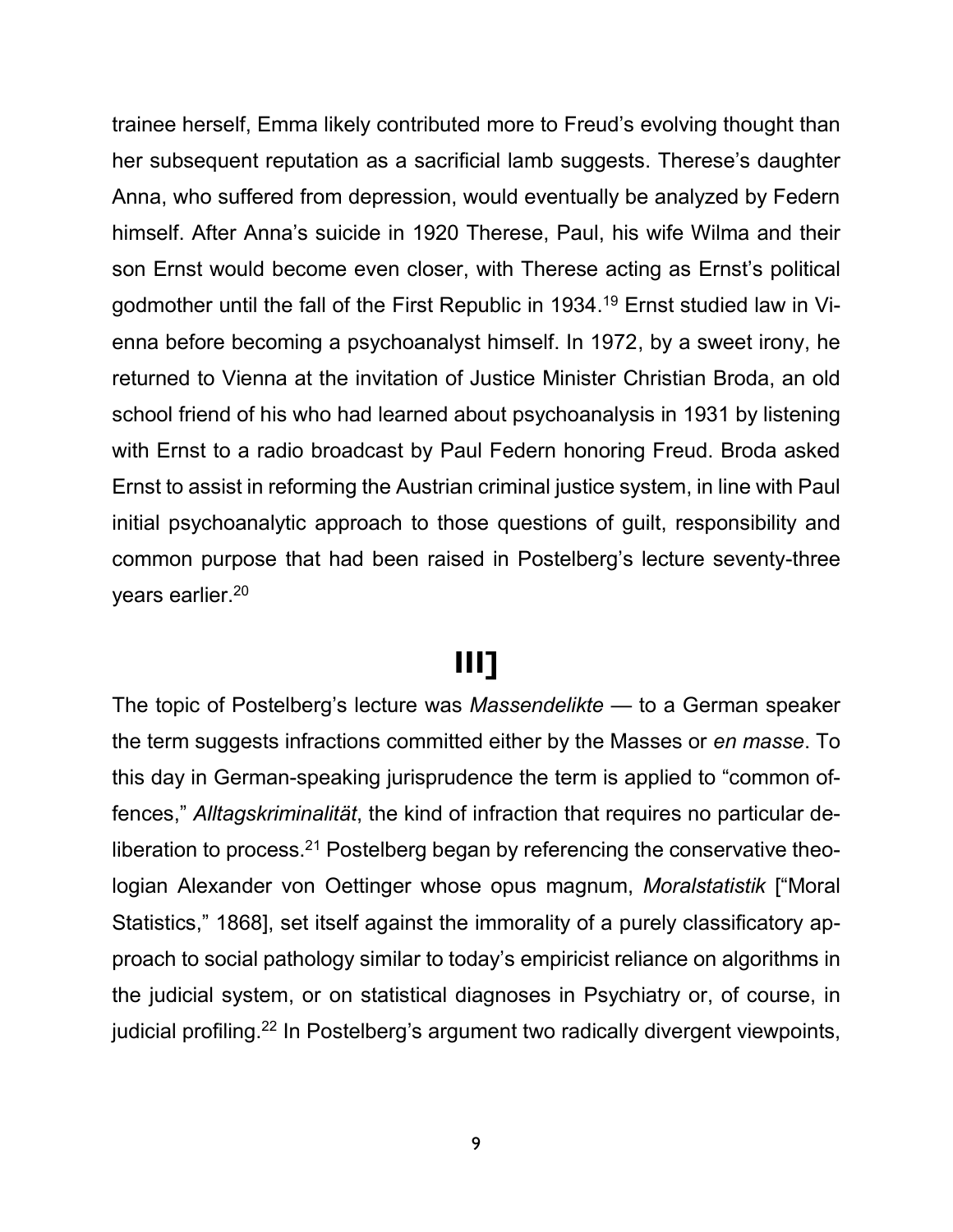trainee herself, Emma likely contributed more to Freud's evolving thought than her subsequent reputation as a sacrificial lamb suggests. Therese's daughter Anna, who suffered from depression, would eventually be analyzed by Federn himself. After Anna's suicide in 1920 Therese, Paul, his wife Wilma and their son Ernst would become even closer, with Therese acting as Ernst's political godmother until the fall of the First Republic in 1934.[19] Ernst studied law in Vienna before becoming a psychoanalyst himself. In 1972, by a sweet irony, he returned to Vienna at the invitation of Justice Minister Christian Broda, an old school friend of his who had learned about psychoanalysis in 1931 by listening with Ernst to a radio broadcast by Paul Federn honoring Freud. Broda asked Ernst to assist in reforming the Austrian criminal justice system, in line with Paul initial psychoanalytic approach to those questions of guilt, responsibility and common purpose that had been raised in Postelberg's lecture seventy-three years earlier.[20]

## III]

The topic of Postelberg's lecture was *Massendelikte* — to a German speaker the term suggests infractions committed either by the Masses or *en masse*. To this day in German-speaking jurisprudence the term is applied to "common offences," *Alltagskriminalität*, the kind of infraction that requires no particular deliberation to process.[21] Postelberg began by referencing the conservative theologian Alexander von Oettinger whose opus magnum, *Moralstatistik* ["Moral Statistics," 1868], set itself against the immorality of a purely classificatory approach to social pathology similar to today's empiricist reliance on algorithms in the judicial system, or on statistical diagnoses in Psychiatry or, of course, in judicial profiling.[22] In Postelberg's argument two radically divergent viewpoints,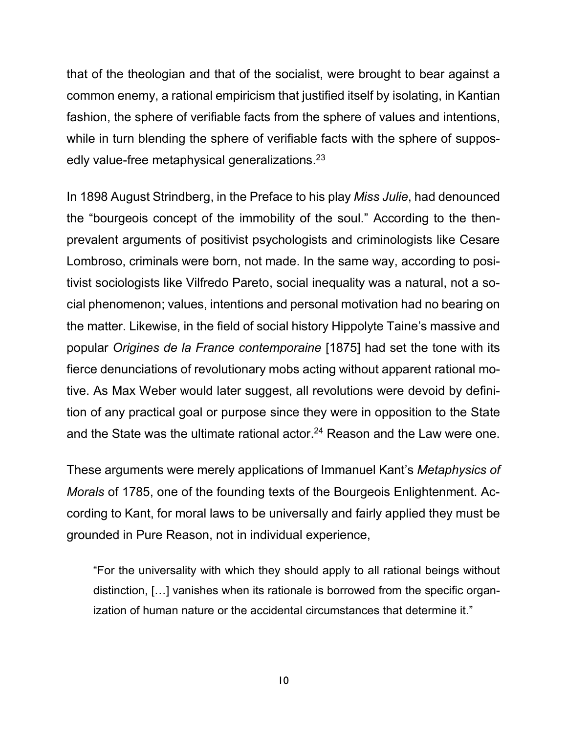that of the theologian and that of the socialist, were brought to bear against a common enemy, a rational empiricism that justified itself by isolating, in Kantian fashion, the sphere of verifiable facts from the sphere of values and intentions, while in turn blending the sphere of verifiable facts with the sphere of supposedly value-free metaphysical generalizations.[23]

In 1898 August Strindberg, in the Preface to his play *Miss Julie*, had denounced the "bourgeois concept of the immobility of the soul." According to the then-prevalent arguments of positivist psychologists and criminologists like Cesare Lombroso, criminals were born, not made. In the same way, according to positivist sociologists like Vilfredo Pareto, social inequality was a natural, not a social phenomenon; values, intentions and personal motivation had no bearing on the matter. Likewise, in the field of social history Hippolyte Taine's massive and popular *Origines de la France contemporaine* [1875] had set the tone with its fierce denunciations of revolutionary mobs acting without apparent rational motive. As Max Weber would later suggest, all revolutions were devoid by definition of any practical goal or purpose since they were in opposition to the State and the State was the ultimate rational actor.[24] Reason and the Law were one.

These arguments were merely applications of Immanuel Kant's *Metaphysics of Morals* of 1785, one of the founding texts of the Bourgeois Enlightenment. According to Kant, for moral laws to be universally and fairly applied they must be grounded in Pure Reason, not in individual experience,

> "For the universality with which they should apply to all rational beings without distinction, […] vanishes when its rationale is borrowed from the specific organization of human nature or the accidental circumstances that determine it."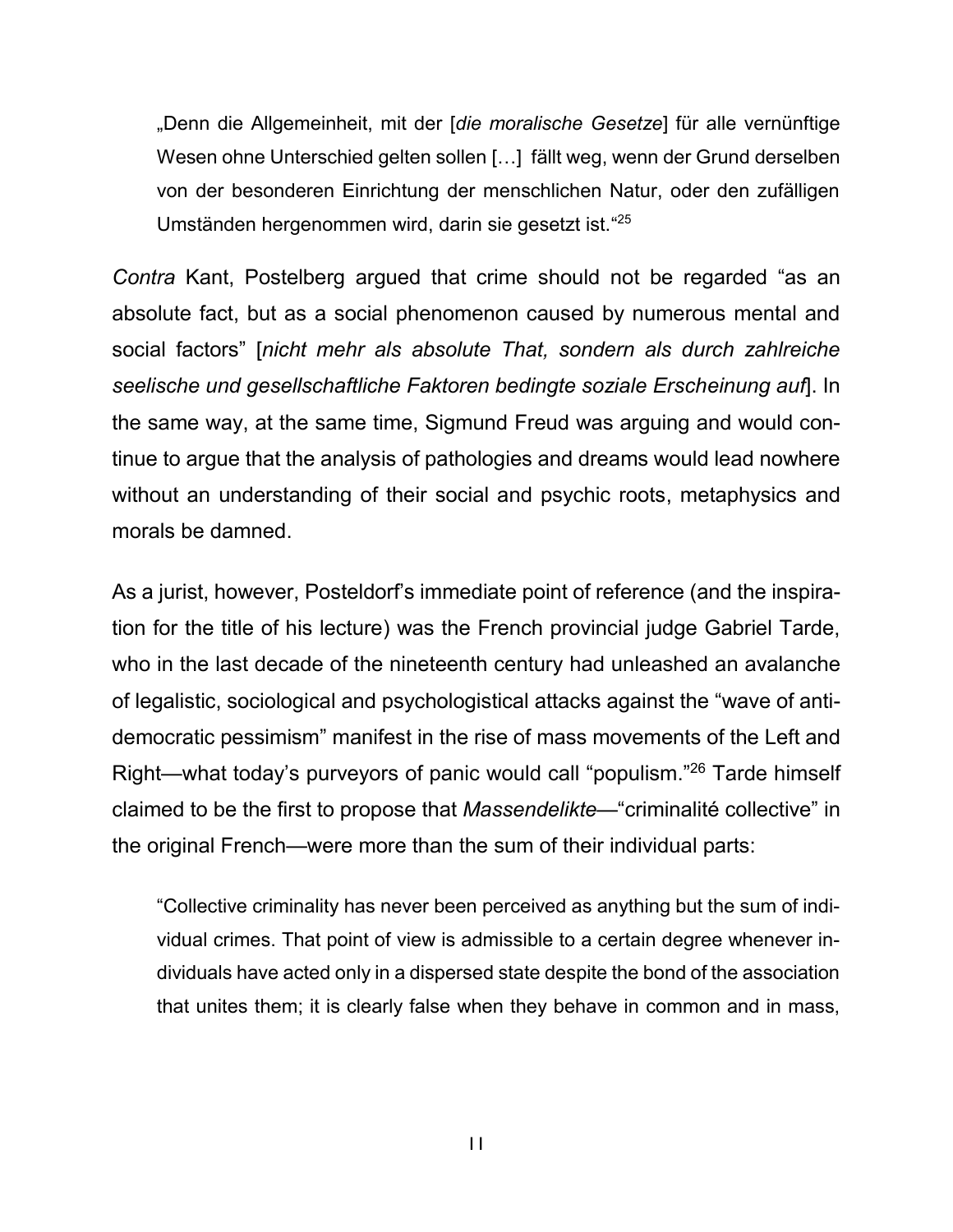> „Denn die Allgemeinheit, mit der [*die moralische Gesetze*] für alle vernünftige Wesen ohne Unterschied gelten sollen […] fällt weg, wenn der Grund derselben von der besonderen Einrichtung der menschlichen Natur, oder den zufälligen Umständen hergenommen wird, darin sie gesetzt ist.“[25]

*Contra* Kant, Postelberg argued that crime should not be regarded “as an absolute fact, but as a social phenomenon caused by numerous mental and social factors” [*nicht mehr als absolute That, sondern als durch zahlreiche seelische und gesellschaftliche Faktoren bedingte soziale Erscheinung auf*]. In the same way, at the same time, Sigmund Freud was arguing and would continue to argue that the analysis of pathologies and dreams would lead nowhere without an understanding of their social and psychic roots, metaphysics and morals be damned.

As a jurist, however, Posteldorf's immediate point of reference (and the inspiration for the title of his lecture) was the French provincial judge Gabriel Tarde, who in the last decade of the nineteenth century had unleashed an avalanche of legalistic, sociological and psychologistical attacks against the “wave of anti-democratic pessimism” manifest in the rise of mass movements of the Left and Right—what today's purveyors of panic would call “populism.”[26] Tarde himself claimed to be the first to propose that *Massendelikte*—“criminalité collective” in the original French—were more than the sum of their individual parts:

> “Collective criminality has never been perceived as anything but the sum of individual crimes. That point of view is admissible to a certain degree whenever individuals have acted only in a dispersed state despite the bond of the association that unites them; it is clearly false when they behave in common and in mass,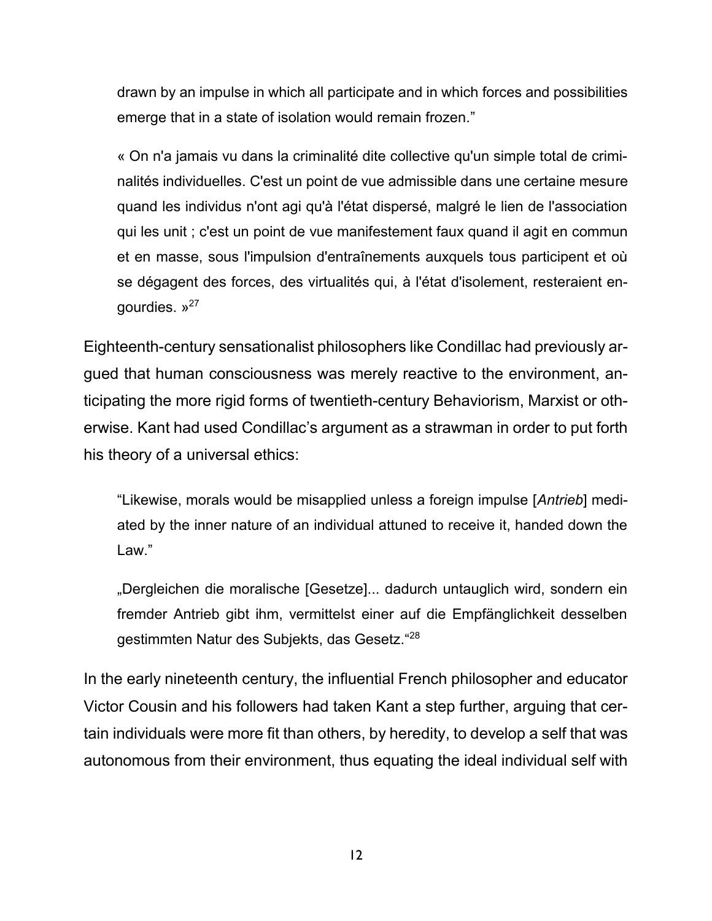> drawn by an impulse in which all participate and in which forces and possibilities emerge that in a state of isolation would remain frozen."
>
> « On n'a jamais vu dans la criminalité dite collective qu'un simple total de criminalités individuelles. C'est un point de vue admissible dans une certaine mesure quand les individus n'ont agi qu'à l'état dispersé, malgré le lien de l'association qui les unit ; c'est un point de vue manifestement faux quand il agit en commun et en masse, sous l'impulsion d'entraînements auxquels tous participent et où se dégagent des forces, des virtualités qui, à l'état d'isolement, resteraient engourdies. »[27]

Eighteenth-century sensationalist philosophers like Condillac had previously argued that human consciousness was merely reactive to the environment, anticipating the more rigid forms of twentieth-century Behaviorism, Marxist or otherwise. Kant had used Condillac's argument as a strawman in order to put forth his theory of a universal ethics:

> "Likewise, morals would be misapplied unless a foreign impulse [*Antrieb*] mediated by the inner nature of an individual attuned to receive it, handed down the Law."
>
> „Dergleichen die moralische [Gesetze]... dadurch untauglich wird, sondern ein fremder Antrieb gibt ihm, vermittelst einer auf die Empfänglichkeit desselben gestimmten Natur des Subjekts, das Gesetz."[28]

In the early nineteenth century, the influential French philosopher and educator Victor Cousin and his followers had taken Kant a step further, arguing that certain individuals were more fit than others, by heredity, to develop a self that was autonomous from their environment, thus equating the ideal individual self with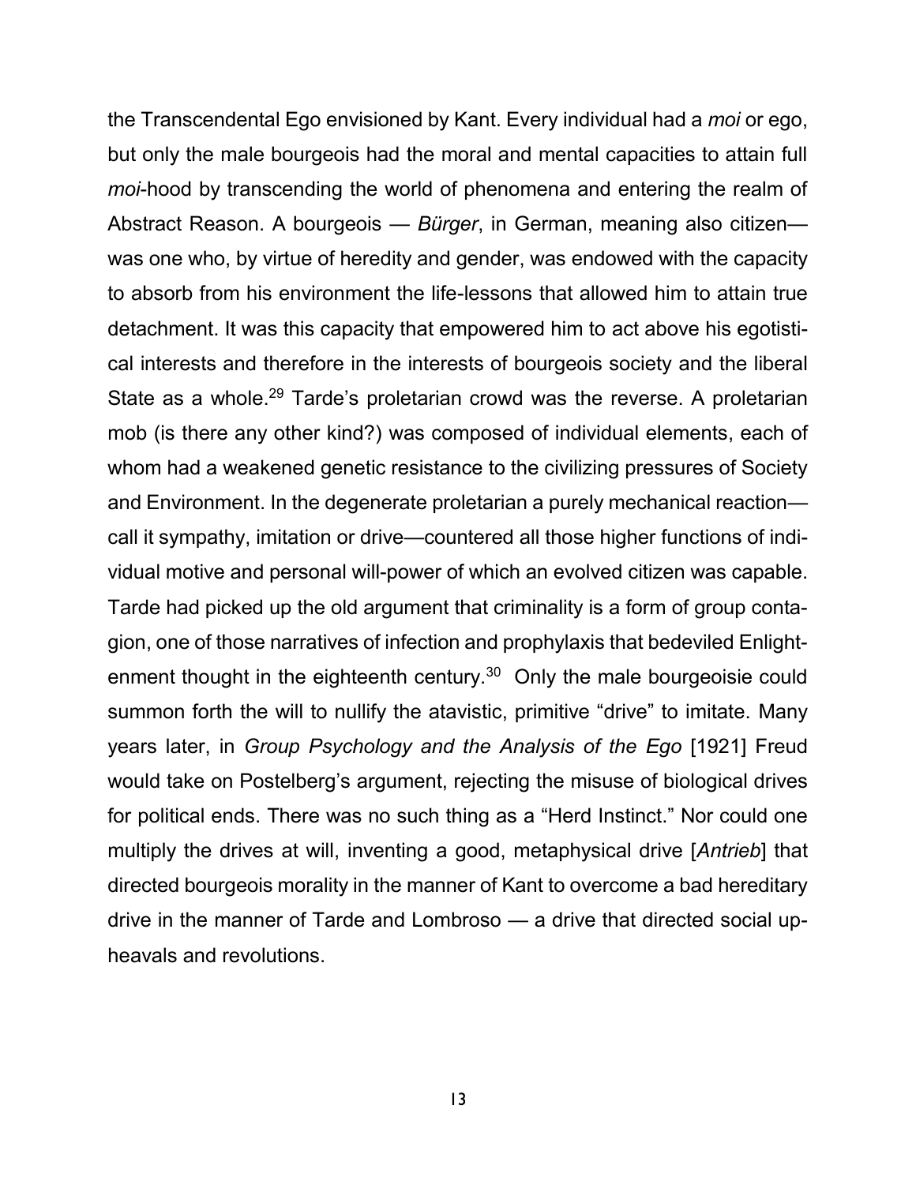the Transcendental Ego envisioned by Kant. Every individual had a *moi* or ego, but only the male bourgeois had the moral and mental capacities to attain full *moi*-hood by transcending the world of phenomena and entering the realm of Abstract Reason. A bourgeois — *Bürger*, in German, meaning also citizen— was one who, by virtue of heredity and gender, was endowed with the capacity to absorb from his environment the life-lessons that allowed him to attain true detachment. It was this capacity that empowered him to act above his egotistical interests and therefore in the interests of bourgeois society and the liberal State as a whole.[29] Tarde's proletarian crowd was the reverse. A proletarian mob (is there any other kind?) was composed of individual elements, each of whom had a weakened genetic resistance to the civilizing pressures of Society and Environment. In the degenerate proletarian a purely mechanical reaction—call it sympathy, imitation or drive—countered all those higher functions of individual motive and personal will-power of which an evolved citizen was capable. Tarde had picked up the old argument that criminality is a form of group contagion, one of those narratives of infection and prophylaxis that bedeviled Enlightenment thought in the eighteenth century.[30] Only the male bourgeoisie could summon forth the will to nullify the atavistic, primitive "drive" to imitate. Many years later, in *Group Psychology and the Analysis of the Ego* [1921] Freud would take on Postelberg's argument, rejecting the misuse of biological drives for political ends. There was no such thing as a "Herd Instinct." Nor could one multiply the drives at will, inventing a good, metaphysical drive [*Antrieb*] that directed bourgeois morality in the manner of Kant to overcome a bad hereditary drive in the manner of Tarde and Lombroso — a drive that directed social upheavals and revolutions.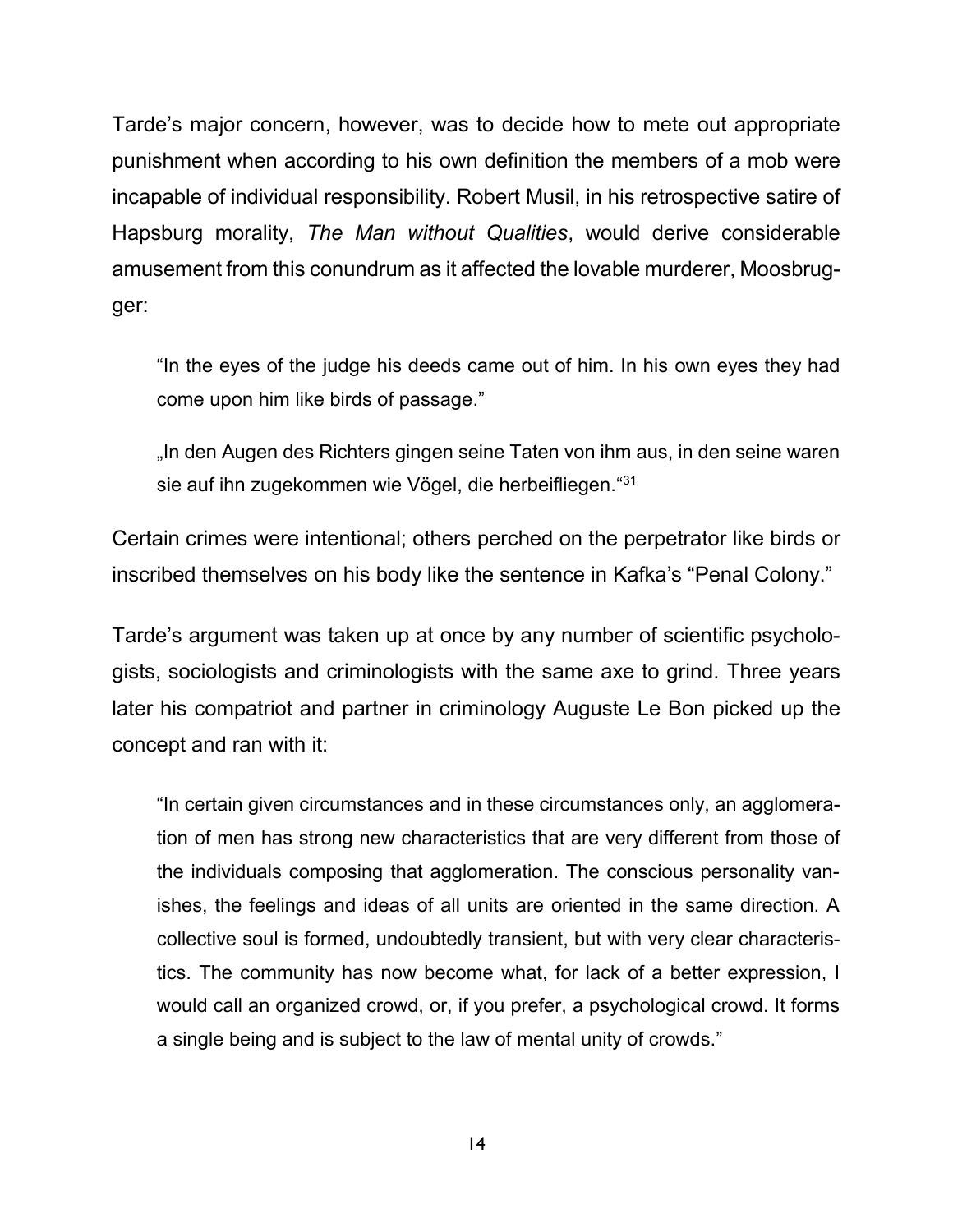Tarde's major concern, however, was to decide how to mete out appropriate punishment when according to his own definition the members of a mob were incapable of individual responsibility. Robert Musil, in his retrospective satire of Hapsburg morality, *The Man without Qualities*, would derive considerable amusement from this conundrum as it affected the lovable murderer, Moosbrugger:

> "In the eyes of the judge his deeds came out of him. In his own eyes they had come upon him like birds of passage."
>
> „In den Augen des Richters gingen seine Taten von ihm aus, in den seine waren sie auf ihn zugekommen wie Vögel, die herbeifliegen."[31]

Certain crimes were intentional; others perched on the perpetrator like birds or inscribed themselves on his body like the sentence in Kafka's "Penal Colony."

Tarde's argument was taken up at once by any number of scientific psychologists, sociologists and criminologists with the same axe to grind. Three years later his compatriot and partner in criminology Auguste Le Bon picked up the concept and ran with it:

> "In certain given circumstances and in these circumstances only, an agglomeration of men has strong new characteristics that are very different from those of the individuals composing that agglomeration. The conscious personality vanishes, the feelings and ideas of all units are oriented in the same direction. A collective soul is formed, undoubtedly transient, but with very clear characteristics. The community has now become what, for lack of a better expression, I would call an organized crowd, or, if you prefer, a psychological crowd. It forms a single being and is subject to the law of mental unity of crowds."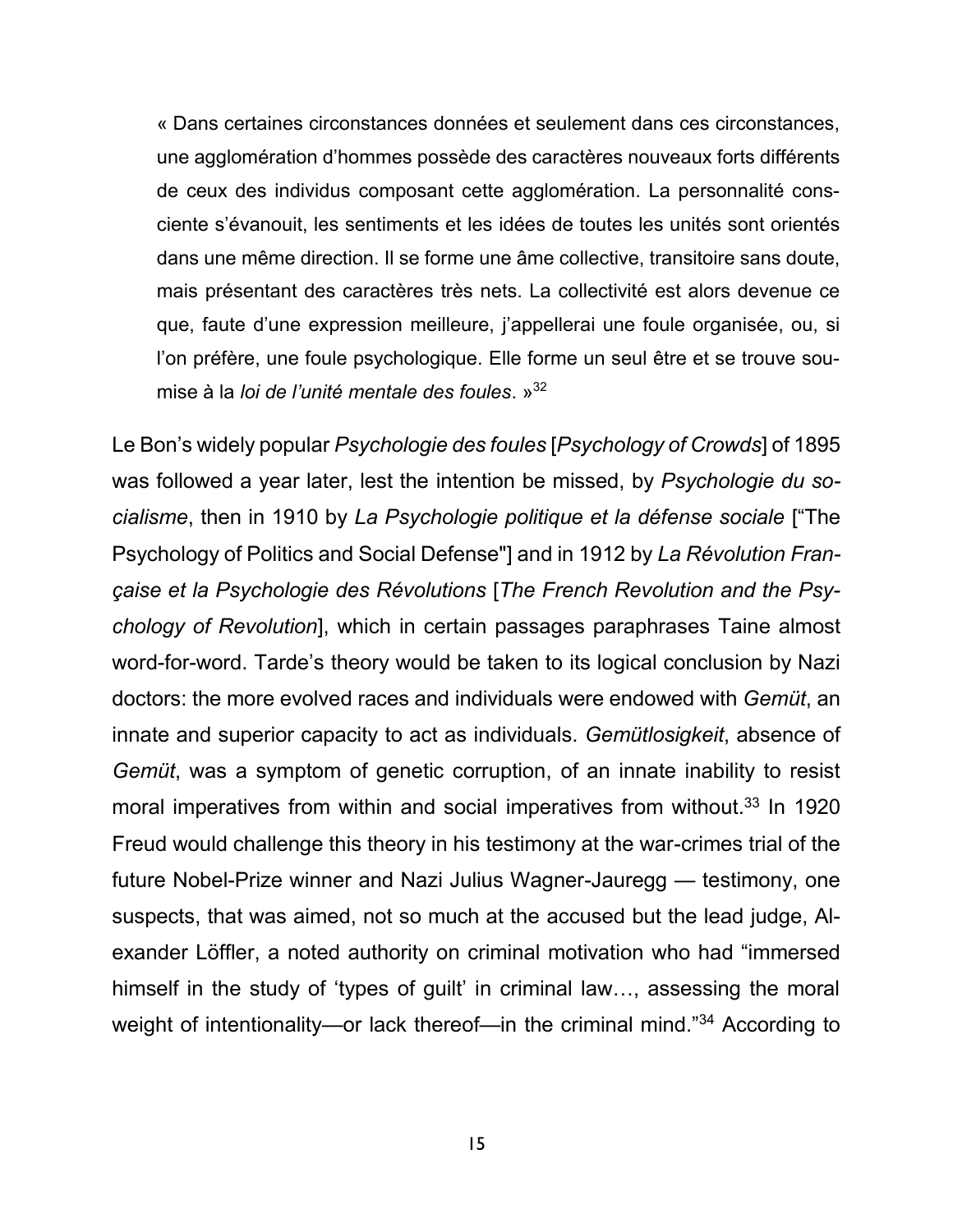> « Dans certaines circonstances données et seulement dans ces circonstances, une agglomération d'hommes possède des caractères nouveaux forts différents de ceux des individus composant cette agglomération. La personnalité consciente s'évanouit, les sentiments et les idées de toutes les unités sont orientés dans une même direction. Il se forme une âme collective, transitoire sans doute, mais présentant des caractères très nets. La collectivité est alors devenue ce que, faute d'une expression meilleure, j'appellerai une foule organisée, ou, si l'on préfère, une foule psychologique. Elle forme un seul être et se trouve soumise à la *loi de l'unité mentale des foules*. »[32]

Le Bon's widely popular *Psychologie des foules* [*Psychology of Crowds*] of 1895 was followed a year later, lest the intention be missed, by *Psychologie du socialisme*, then in 1910 by *La Psychologie politique et la défense sociale* ["The Psychology of Politics and Social Defense"] and in 1912 by *La Révolution Française et la Psychologie des Révolutions* [*The French Revolution and the Psychology of Revolution*], which in certain passages paraphrases Taine almost word-for-word. Tarde's theory would be taken to its logical conclusion by Nazi doctors: the more evolved races and individuals were endowed with *Gemüt*, an innate and superior capacity to act as individuals. *Gemütlosigkeit*, absence of *Gemüt*, was a symptom of genetic corruption, of an innate inability to resist moral imperatives from within and social imperatives from without.[33] In 1920 Freud would challenge this theory in his testimony at the war-crimes trial of the future Nobel-Prize winner and Nazi Julius Wagner-Jauregg — testimony, one suspects, that was aimed, not so much at the accused but the lead judge, Alexander Löffler, a noted authority on criminal motivation who had "immersed himself in the study of 'types of guilt' in criminal law…, assessing the moral weight of intentionality—or lack thereof—in the criminal mind."[34] According to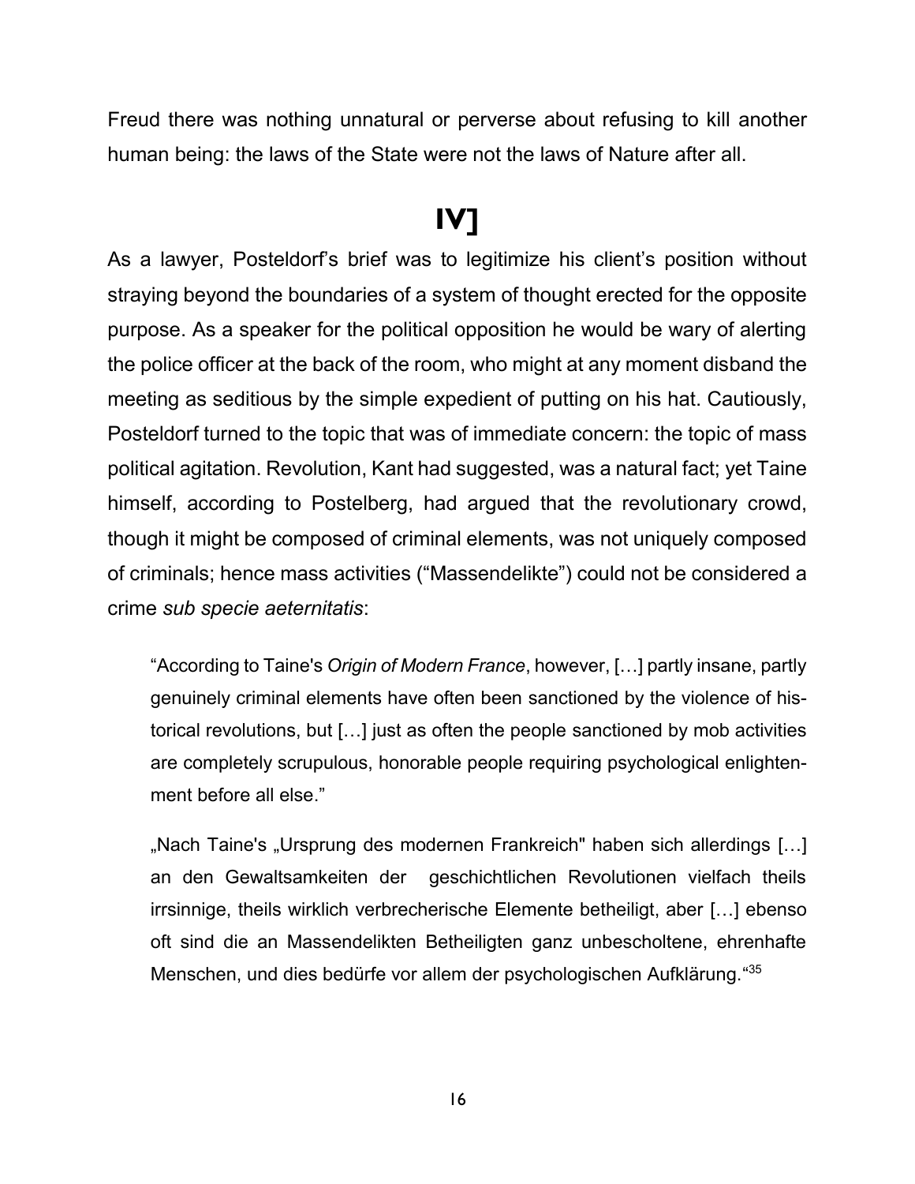Freud there was nothing unnatural or perverse about refusing to kill another human being: the laws of the State were not the laws of Nature after all.

## IV]

As a lawyer, Posteldorf's brief was to legitimize his client's position without straying beyond the boundaries of a system of thought erected for the opposite purpose. As a speaker for the political opposition he would be wary of alerting the police officer at the back of the room, who might at any moment disband the meeting as seditious by the simple expedient of putting on his hat. Cautiously, Posteldorf turned to the topic that was of immediate concern: the topic of mass political agitation. Revolution, Kant had suggested, was a natural fact; yet Taine himself, according to Postelberg, had argued that the revolutionary crowd, though it might be composed of criminal elements, was not uniquely composed of criminals; hence mass activities ("Massendelikte") could not be considered a crime *sub specie aeternitatis*:

> "According to Taine's *Origin of Modern France*, however, […] partly insane, partly genuinely criminal elements have often been sanctioned by the violence of historical revolutions, but […] just as often the people sanctioned by mob activities are completely scrupulous, honorable people requiring psychological enlightenment before all else."

> „Nach Taine's „Ursprung des modernen Frankreich" haben sich allerdings […] an den Gewaltsamkeiten der geschichtlichen Revolutionen vielfach theils irrsinnige, theils wirklich verbrecherische Elemente betheiligt, aber […] ebenso oft sind die an Massendelikten Betheiligten ganz unbescholtene, ehrenhafte Menschen, und dies bedürfe vor allem der psychologischen Aufklärung."[35]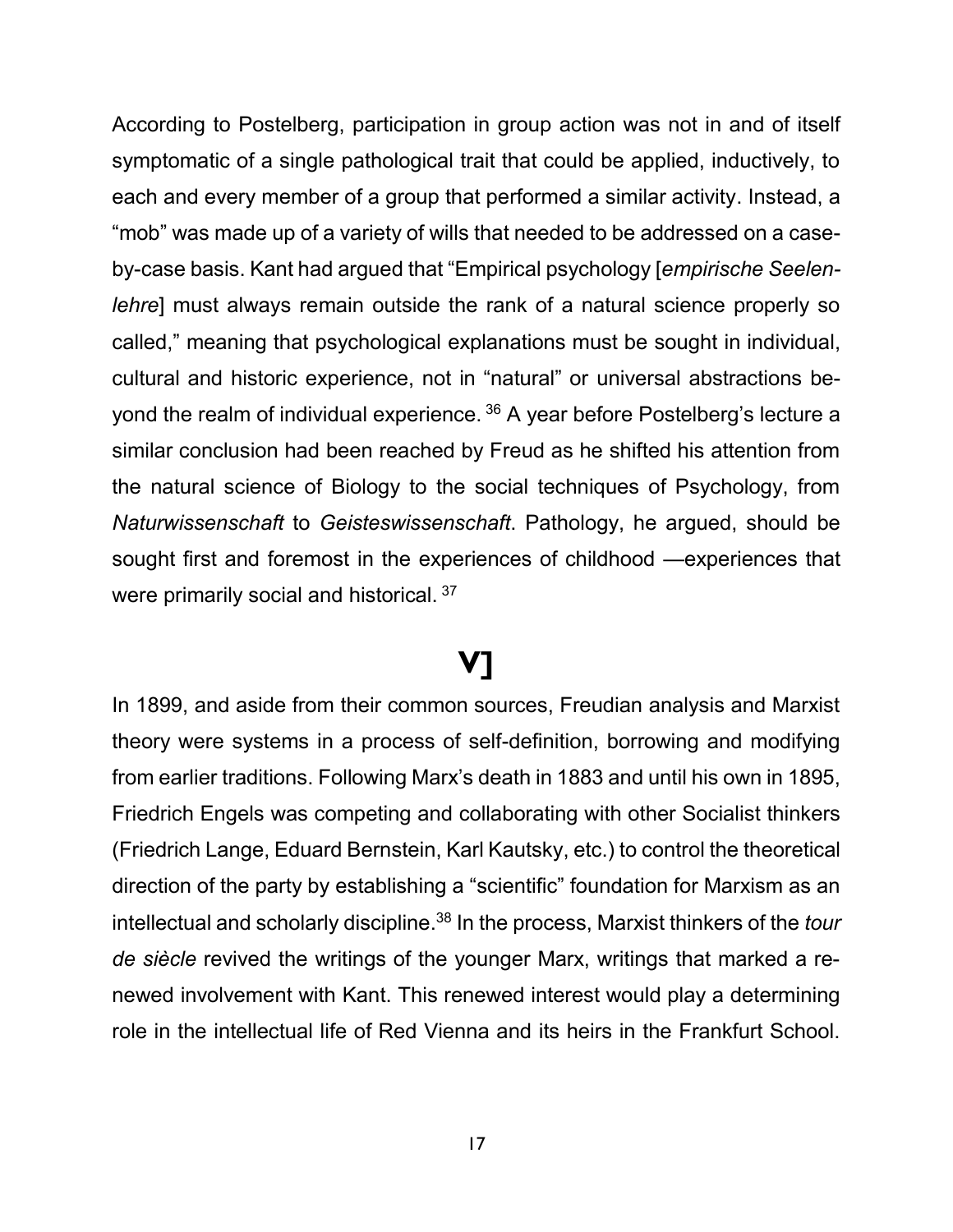According to Postelberg, participation in group action was not in and of itself symptomatic of a single pathological trait that could be applied, inductively, to each and every member of a group that performed a similar activity. Instead, a "mob" was made up of a variety of wills that needed to be addressed on a case-by-case basis. Kant had argued that "Empirical psychology [*empirische Seelenlehre*] must always remain outside the rank of a natural science properly so called," meaning that psychological explanations must be sought in individual, cultural and historic experience, not in "natural" or universal abstractions beyond the realm of individual experience.[36] A year before Postelberg's lecture a similar conclusion had been reached by Freud as he shifted his attention from the natural science of Biology to the social techniques of Psychology, from *Naturwissenschaft* to *Geisteswissenschaft*. Pathology, he argued, should be sought first and foremost in the experiences of childhood —experiences that were primarily social and historical.[37]

## V]

In 1899, and aside from their common sources, Freudian analysis and Marxist theory were systems in a process of self-definition, borrowing and modifying from earlier traditions. Following Marx's death in 1883 and until his own in 1895, Friedrich Engels was competing and collaborating with other Socialist thinkers (Friedrich Lange, Eduard Bernstein, Karl Kautsky, etc.) to control the theoretical direction of the party by establishing a "scientific" foundation for Marxism as an intellectual and scholarly discipline.[38] In the process, Marxist thinkers of the *tour de siècle* revived the writings of the younger Marx, writings that marked a renewed involvement with Kant. This renewed interest would play a determining role in the intellectual life of Red Vienna and its heirs in the Frankfurt School.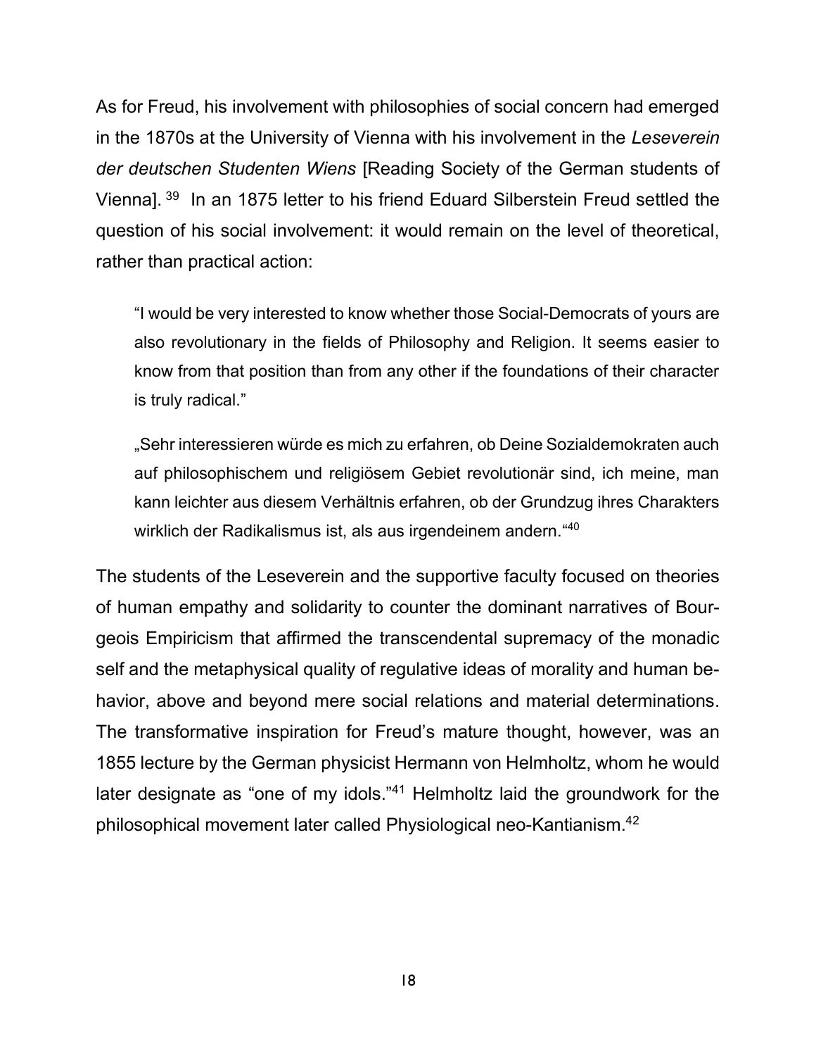As for Freud, his involvement with philosophies of social concern had emerged in the 1870s at the University of Vienna with his involvement in the *Leseverein der deutschen Studenten Wiens* [Reading Society of the German students of Vienna]. [39] In an 1875 letter to his friend Eduard Silberstein Freud settled the question of his social involvement: it would remain on the level of theoretical, rather than practical action:

> "I would be very interested to know whether those Social-Democrats of yours are also revolutionary in the fields of Philosophy and Religion. It seems easier to know from that position than from any other if the foundations of their character is truly radical."
>
> „Sehr interessieren würde es mich zu erfahren, ob Deine Sozialdemokraten auch auf philosophischem und religiösem Gebiet revolutionär sind, ich meine, man kann leichter aus diesem Verhältnis erfahren, ob der Grundzug ihres Charakters wirklich der Radikalismus ist, als aus irgendeinem andern."[40]

The students of the Leseverein and the supportive faculty focused on theories of human empathy and solidarity to counter the dominant narratives of Bourgeois Empiricism that affirmed the transcendental supremacy of the monadic self and the metaphysical quality of regulative ideas of morality and human behavior, above and beyond mere social relations and material determinations. The transformative inspiration for Freud's mature thought, however, was an 1855 lecture by the German physicist Hermann von Helmholtz, whom he would later designate as "one of my idols."[41] Helmholtz laid the groundwork for the philosophical movement later called Physiological neo-Kantianism.[42]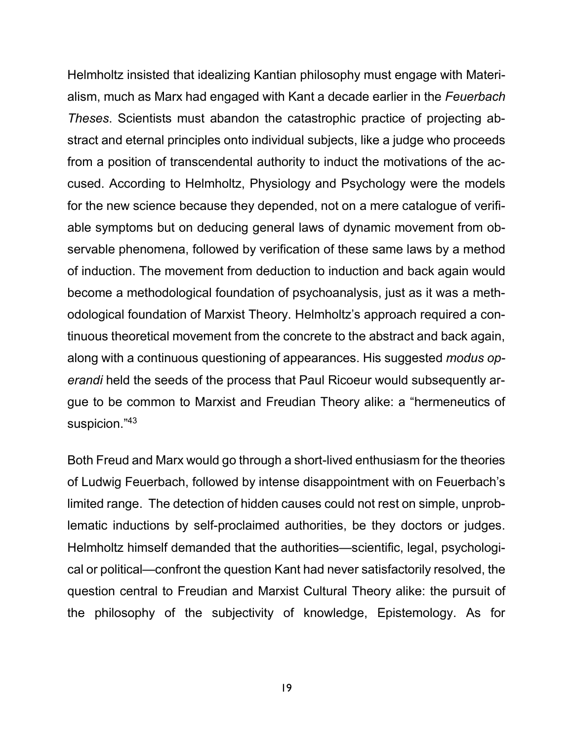Helmholtz insisted that idealizing Kantian philosophy must engage with Materialism, much as Marx had engaged with Kant a decade earlier in the *Feuerbach Theses*. Scientists must abandon the catastrophic practice of projecting abstract and eternal principles onto individual subjects, like a judge who proceeds from a position of transcendental authority to induct the motivations of the accused. According to Helmholtz, Physiology and Psychology were the models for the new science because they depended, not on a mere catalogue of verifiable symptoms but on deducing general laws of dynamic movement from observable phenomena, followed by verification of these same laws by a method of induction. The movement from deduction to induction and back again would become a methodological foundation of psychoanalysis, just as it was a methodological foundation of Marxist Theory. Helmholtz's approach required a continuous theoretical movement from the concrete to the abstract and back again, along with a continuous questioning of appearances. His suggested *modus operandi* held the seeds of the process that Paul Ricoeur would subsequently argue to be common to Marxist and Freudian Theory alike: a "hermeneutics of suspicion."[43]

Both Freud and Marx would go through a short-lived enthusiasm for the theories of Ludwig Feuerbach, followed by intense disappointment with on Feuerbach's limited range. The detection of hidden causes could not rest on simple, unproblematic inductions by self-proclaimed authorities, be they doctors or judges. Helmholtz himself demanded that the authorities—scientific, legal, psychological or political—confront the question Kant had never satisfactorily resolved, the question central to Freudian and Marxist Cultural Theory alike: the pursuit of the philosophy of the subjectivity of knowledge, Epistemology. As for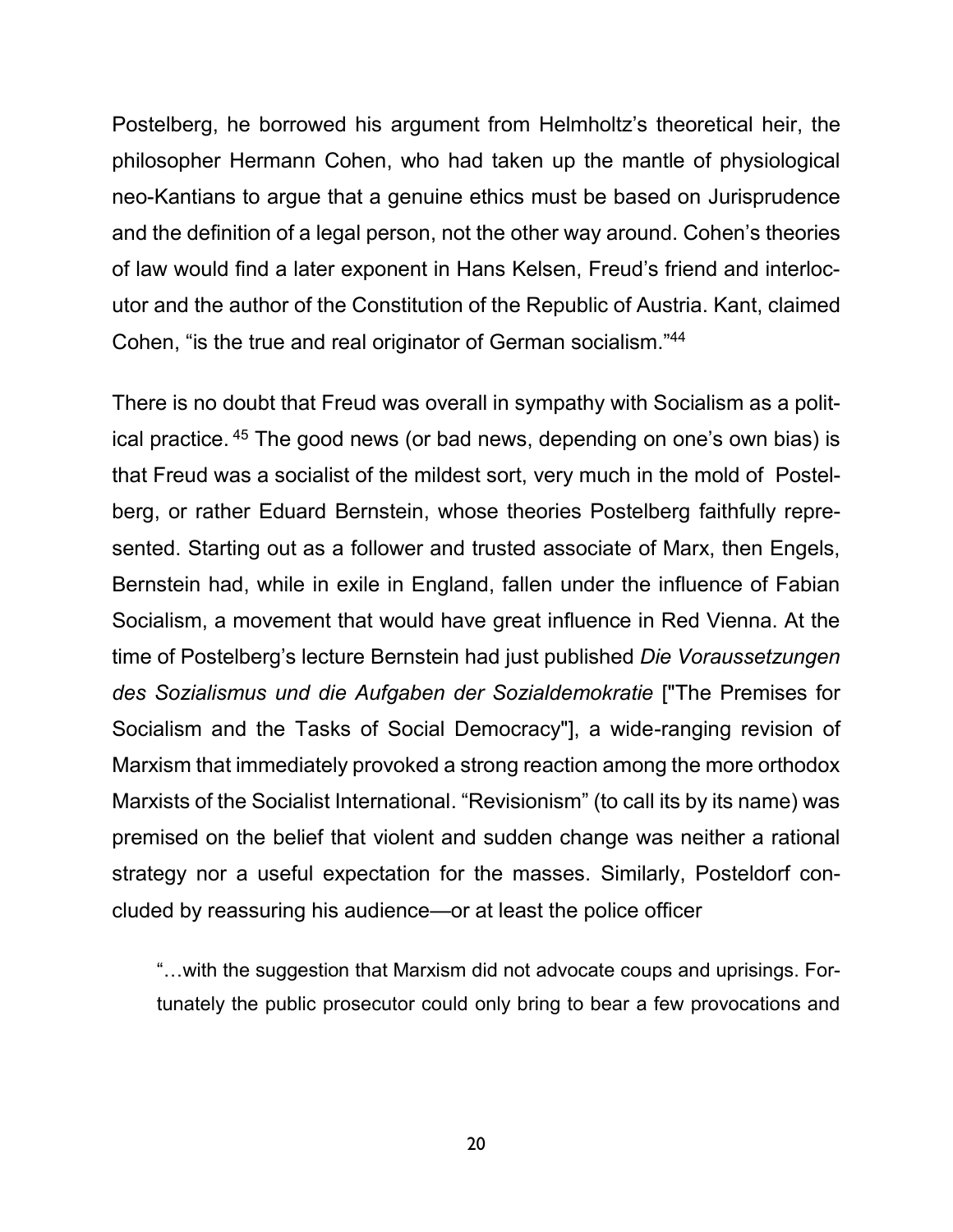Postelberg, he borrowed his argument from Helmholtz's theoretical heir, the philosopher Hermann Cohen, who had taken up the mantle of physiological neo-Kantians to argue that a genuine ethics must be based on Jurisprudence and the definition of a legal person, not the other way around. Cohen's theories of law would find a later exponent in Hans Kelsen, Freud's friend and interlocutor and the author of the Constitution of the Republic of Austria. Kant, claimed Cohen, "is the true and real originator of German socialism."[44]

There is no doubt that Freud was overall in sympathy with Socialism as a political practice. [45] The good news (or bad news, depending on one's own bias) is that Freud was a socialist of the mildest sort, very much in the mold of Postelberg, or rather Eduard Bernstein, whose theories Postelberg faithfully represented. Starting out as a follower and trusted associate of Marx, then Engels, Bernstein had, while in exile in England, fallen under the influence of Fabian Socialism, a movement that would have great influence in Red Vienna. At the time of Postelberg's lecture Bernstein had just published *Die Voraussetzungen des Sozialismus und die Aufgaben der Sozialdemokratie* ["The Premises for Socialism and the Tasks of Social Democracy"], a wide-ranging revision of Marxism that immediately provoked a strong reaction among the more orthodox Marxists of the Socialist International. "Revisionism" (to call its by its name) was premised on the belief that violent and sudden change was neither a rational strategy nor a useful expectation for the masses. Similarly, Posteldorf concluded by reassuring his audience—or at least the police officer

> "…with the suggestion that Marxism did not advocate coups and uprisings. Fortunately the public prosecutor could only bring to bear a few provocations and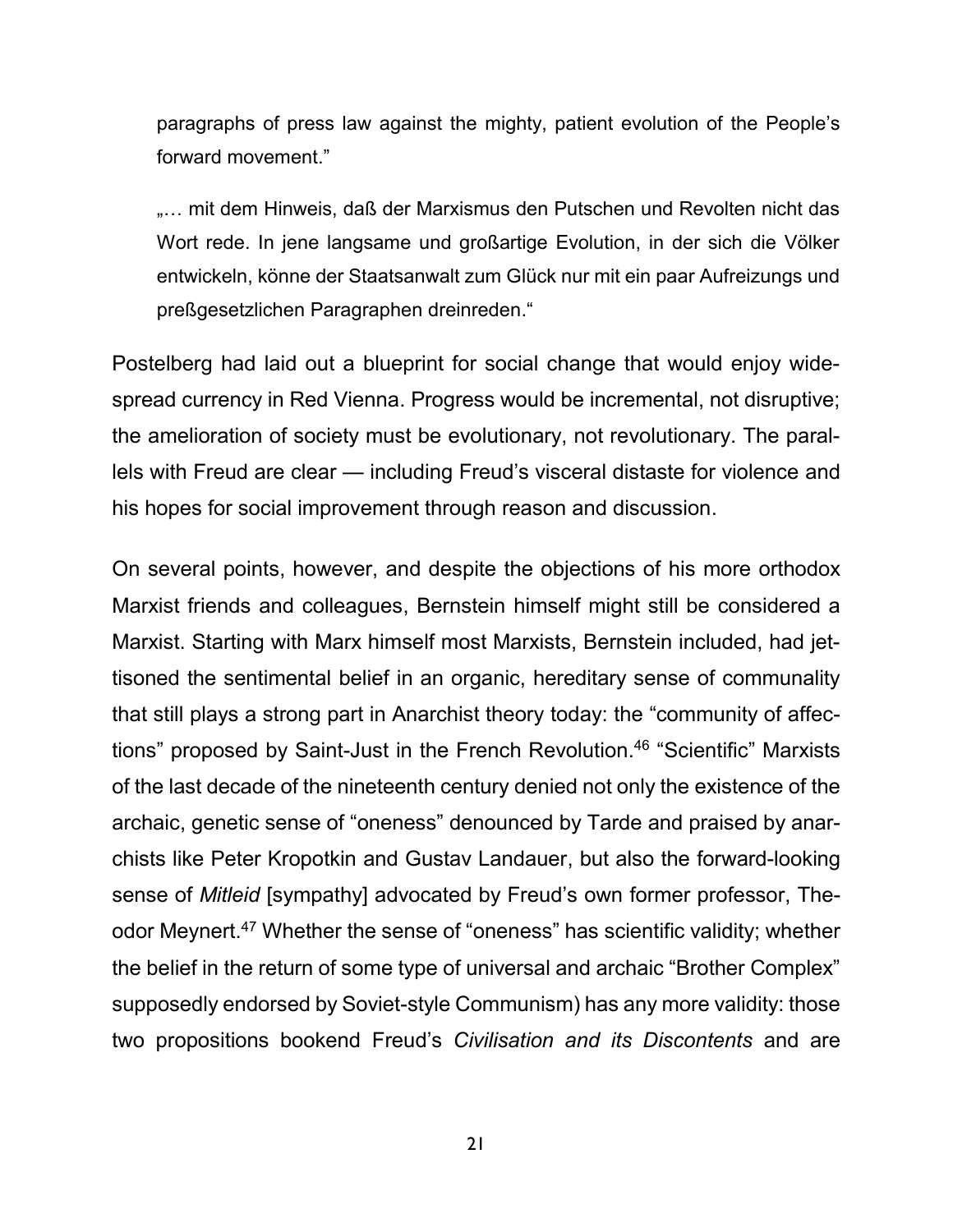paragraphs of press law against the mighty, patient evolution of the People's forward movement."

> „… mit dem Hinweis, daß der Marxismus den Putschen und Revolten nicht das Wort rede. In jene langsame und großartige Evolution, in der sich die Völker entwickeln, könne der Staatsanwalt zum Glück nur mit ein paar Aufreizungs und preßgesetzlichen Paragraphen dreinreden."

Postelberg had laid out a blueprint for social change that would enjoy widespread currency in Red Vienna. Progress would be incremental, not disruptive; the amelioration of society must be evolutionary, not revolutionary. The parallels with Freud are clear — including Freud's visceral distaste for violence and his hopes for social improvement through reason and discussion.

On several points, however, and despite the objections of his more orthodox Marxist friends and colleagues, Bernstein himself might still be considered a Marxist. Starting with Marx himself most Marxists, Bernstein included, had jettisoned the sentimental belief in an organic, hereditary sense of communality that still plays a strong part in Anarchist theory today: the "community of affections" proposed by Saint-Just in the French Revolution.[46] "Scientific" Marxists of the last decade of the nineteenth century denied not only the existence of the archaic, genetic sense of "oneness" denounced by Tarde and praised by anarchists like Peter Kropotkin and Gustav Landauer, but also the forward-looking sense of *Mitleid* [sympathy] advocated by Freud's own former professor, Theodor Meynert.[47] Whether the sense of "oneness" has scientific validity; whether the belief in the return of some type of universal and archaic "Brother Complex" supposedly endorsed by Soviet-style Communism) has any more validity: those two propositions bookend Freud's *Civilisation and its Discontents* and are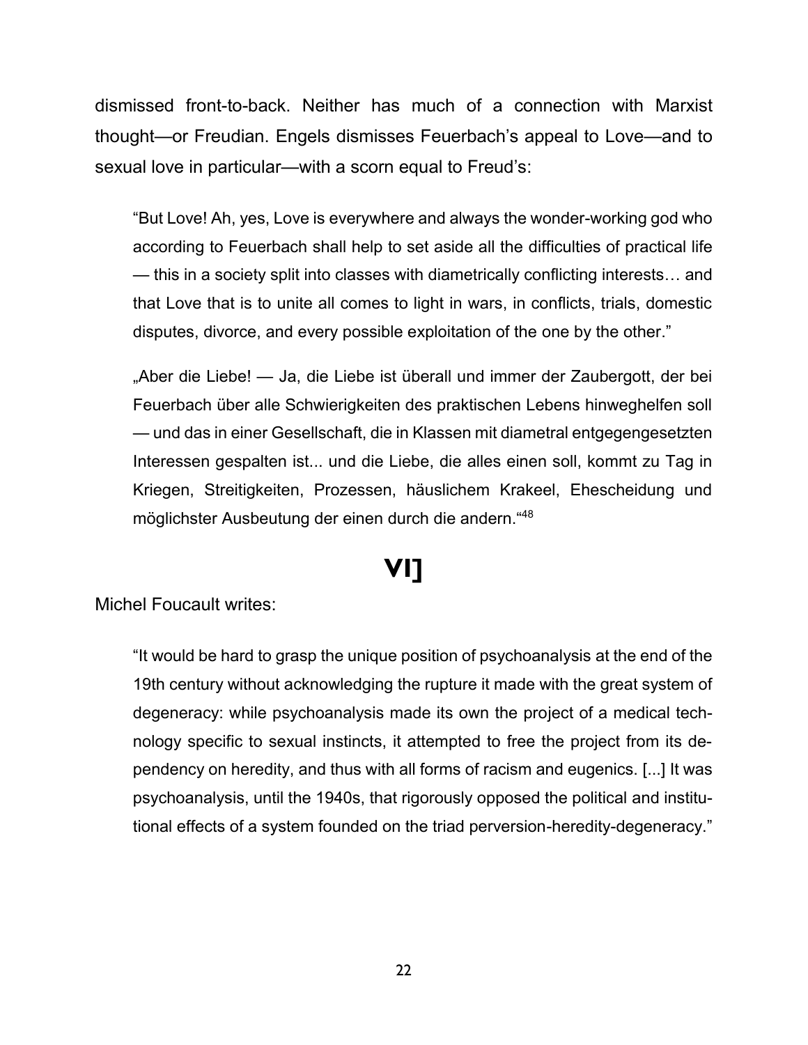dismissed front-to-back. Neither has much of a connection with Marxist thought—or Freudian. Engels dismisses Feuerbach's appeal to Love—and to sexual love in particular—with a scorn equal to Freud's:

> "But Love! Ah, yes, Love is everywhere and always the wonder-working god who according to Feuerbach shall help to set aside all the difficulties of practical life — this in a society split into classes with diametrically conflicting interests… and that Love that is to unite all comes to light in wars, in conflicts, trials, domestic disputes, divorce, and every possible exploitation of the one by the other."

> „Aber die Liebe! — Ja, die Liebe ist überall und immer der Zaubergott, der bei Feuerbach über alle Schwierigkeiten des praktischen Lebens hinweghelfen soll — und das in einer Gesellschaft, die in Klassen mit diametral entgegengesetzten Interessen gespalten ist... und die Liebe, die alles einen soll, kommt zu Tag in Kriegen, Streitigkeiten, Prozessen, häuslichem Krakeel, Ehescheidung und möglichster Ausbeutung der einen durch die andern."[48]

## VI]

Michel Foucault writes:

> "It would be hard to grasp the unique position of psychoanalysis at the end of the 19th century without acknowledging the rupture it made with the great system of degeneracy: while psychoanalysis made its own the project of a medical technology specific to sexual instincts, it attempted to free the project from its dependency on heredity, and thus with all forms of racism and eugenics. [...] It was psychoanalysis, until the 1940s, that rigorously opposed the political and institutional effects of a system founded on the triad perversion-heredity-degeneracy."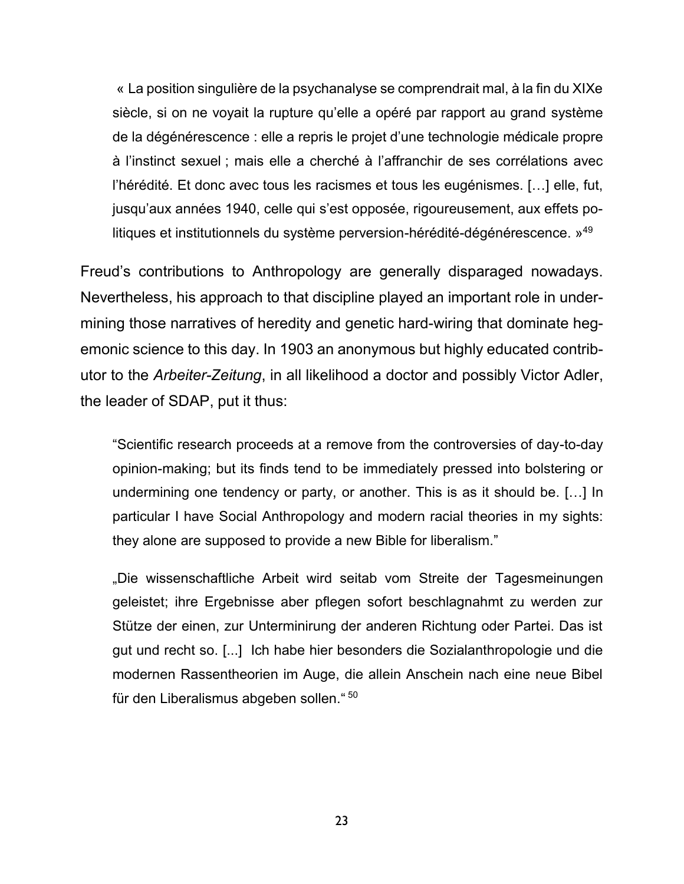> « La position singulière de la psychanalyse se comprendrait mal, à la fin du XIXe siècle, si on ne voyait la rupture qu'elle a opéré par rapport au grand système de la dégénérescence : elle a repris le projet d'une technologie médicale propre à l'instinct sexuel ; mais elle a cherché à l'affranchir de ses corrélations avec l'hérédité. Et donc avec tous les racismes et tous les eugénismes. […] elle, fut, jusqu'aux années 1940, celle qui s'est opposée, rigoureusement, aux effets politiques et institutionnels du système perversion-hérédité-dégénérescence. »[49]

Freud's contributions to Anthropology are generally disparaged nowadays. Nevertheless, his approach to that discipline played an important role in undermining those narratives of heredity and genetic hard-wiring that dominate hegemonic science to this day. In 1903 an anonymous but highly educated contributor to the *Arbeiter-Zeitung*, in all likelihood a doctor and possibly Victor Adler, the leader of SDAP, put it thus:

> "Scientific research proceeds at a remove from the controversies of day-to-day opinion-making; but its finds tend to be immediately pressed into bolstering or undermining one tendency or party, or another. This is as it should be. […] In particular I have Social Anthropology and modern racial theories in my sights: they alone are supposed to provide a new Bible for liberalism."

> „Die wissenschaftliche Arbeit wird seitab vom Streite der Tagesmeinungen geleistet; ihre Ergebnisse aber pflegen sofort beschlagnahmt zu werden zur Stütze der einen, zur Unterminirung der anderen Richtung oder Partei. Das ist gut und recht so. [...] Ich habe hier besonders die Sozialanthropologie und die modernen Rassentheorien im Auge, die allein Anschein nach eine neue Bibel für den Liberalismus abgeben sollen."[50]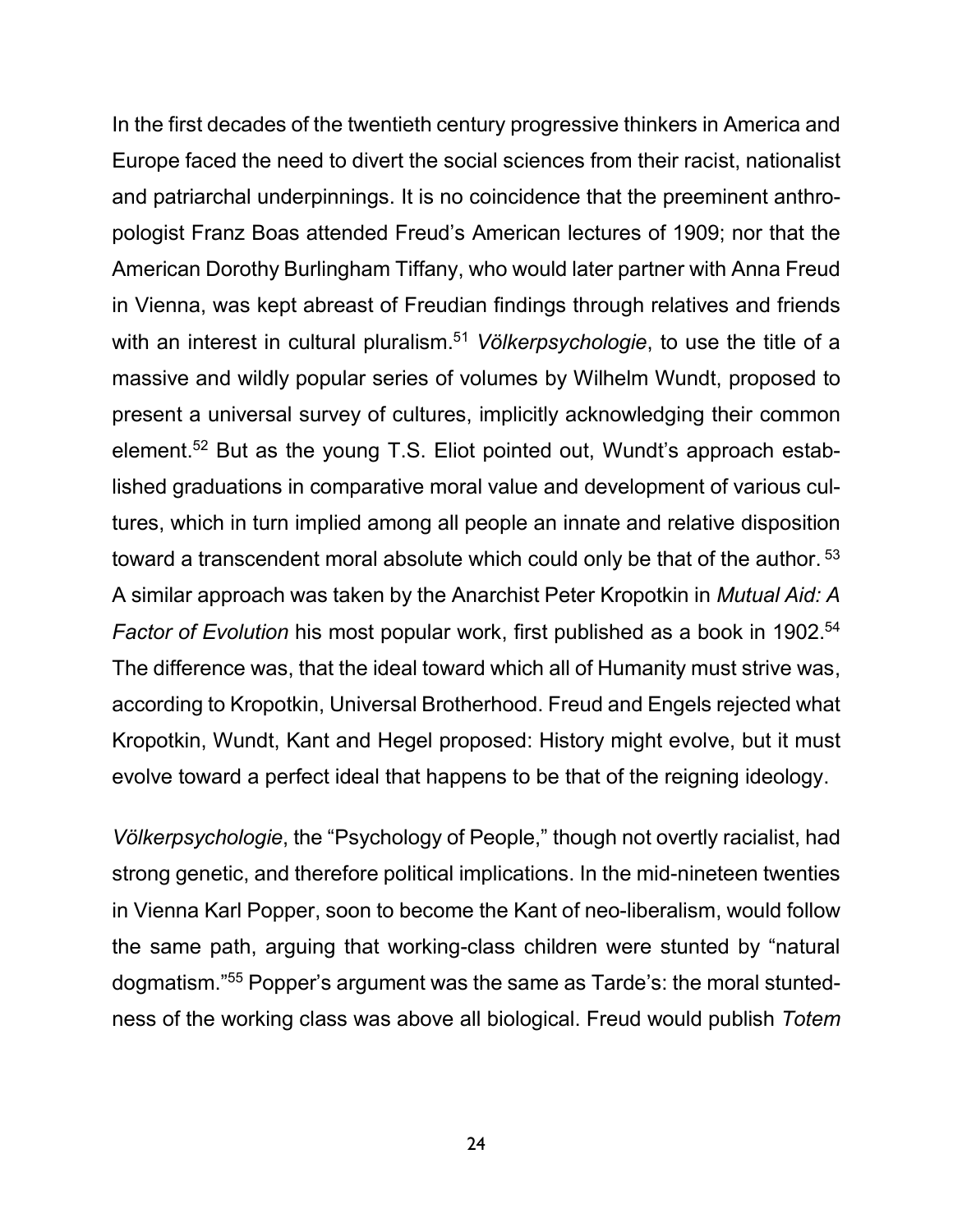In the first decades of the twentieth century progressive thinkers in America and Europe faced the need to divert the social sciences from their racist, nationalist and patriarchal underpinnings. It is no coincidence that the preeminent anthropologist Franz Boas attended Freud's American lectures of 1909; nor that the American Dorothy Burlingham Tiffany, who would later partner with Anna Freud in Vienna, was kept abreast of Freudian findings through relatives and friends with an interest in cultural pluralism.[51] *Völkerpsychologie*, to use the title of a massive and wildly popular series of volumes by Wilhelm Wundt, proposed to present a universal survey of cultures, implicitly acknowledging their common element.[52] But as the young T.S. Eliot pointed out, Wundt's approach established graduations in comparative moral value and development of various cultures, which in turn implied among all people an innate and relative disposition toward a transcendent moral absolute which could only be that of the author. [53] A similar approach was taken by the Anarchist Peter Kropotkin in *Mutual Aid: A Factor of Evolution* his most popular work, first published as a book in 1902.[54] The difference was, that the ideal toward which all of Humanity must strive was, according to Kropotkin, Universal Brotherhood. Freud and Engels rejected what Kropotkin, Wundt, Kant and Hegel proposed: History might evolve, but it must evolve toward a perfect ideal that happens to be that of the reigning ideology.

*Völkerpsychologie*, the "Psychology of People," though not overtly racialist, had strong genetic, and therefore political implications. In the mid-nineteen twenties in Vienna Karl Popper, soon to become the Kant of neo-liberalism, would follow the same path, arguing that working-class children were stunted by "natural dogmatism."[55] Popper's argument was the same as Tarde's: the moral stuntedness of the working class was above all biological. Freud would publish *Totem*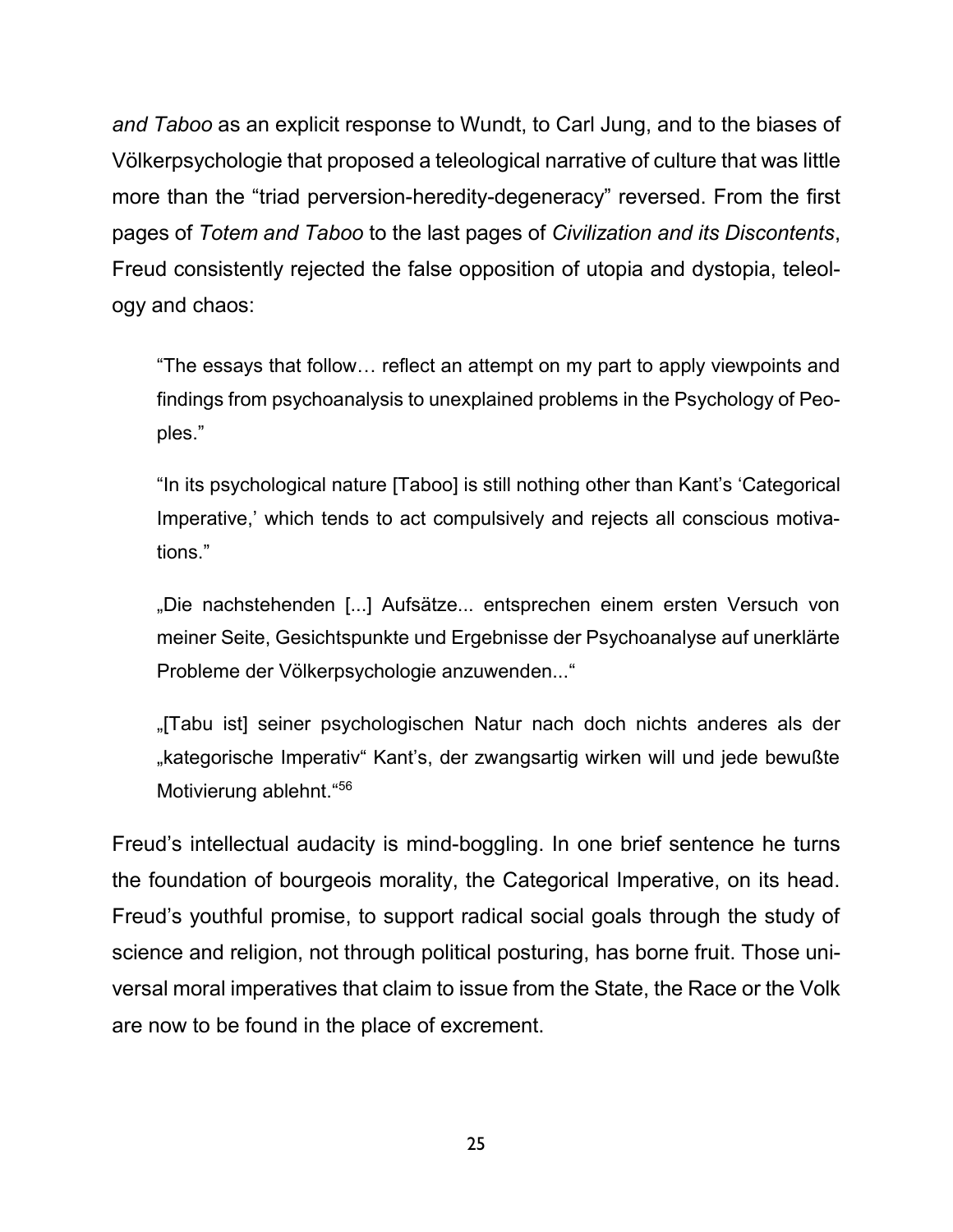*and Taboo* as an explicit response to Wundt, to Carl Jung, and to the biases of Völkerpsychologie that proposed a teleological narrative of culture that was little more than the "triad perversion-heredity-degeneracy" reversed. From the first pages of *Totem and Taboo* to the last pages of *Civilization and its Discontents*, Freud consistently rejected the false opposition of utopia and dystopia, teleology and chaos:

> "The essays that follow… reflect an attempt on my part to apply viewpoints and findings from psychoanalysis to unexplained problems in the Psychology of Peoples."
>
> "In its psychological nature [Taboo] is still nothing other than Kant's 'Categorical Imperative,' which tends to act compulsively and rejects all conscious motivations."
>
> „Die nachstehenden [...] Aufsätze... entsprechen einem ersten Versuch von meiner Seite, Gesichtspunkte und Ergebnisse der Psychoanalyse auf unerklärte Probleme der Völkerpsychologie anzuwenden..."
>
> „[Tabu ist] seiner psychologischen Natur nach doch nichts anderes als der „kategorische Imperativ" Kant's, der zwangsartig wirken will und jede bewußte Motivierung ablehnt."[56]

Freud's intellectual audacity is mind-boggling. In one brief sentence he turns the foundation of bourgeois morality, the Categorical Imperative, on its head. Freud's youthful promise, to support radical social goals through the study of science and religion, not through political posturing, has borne fruit. Those universal moral imperatives that claim to issue from the State, the Race or the Volk are now to be found in the place of excrement.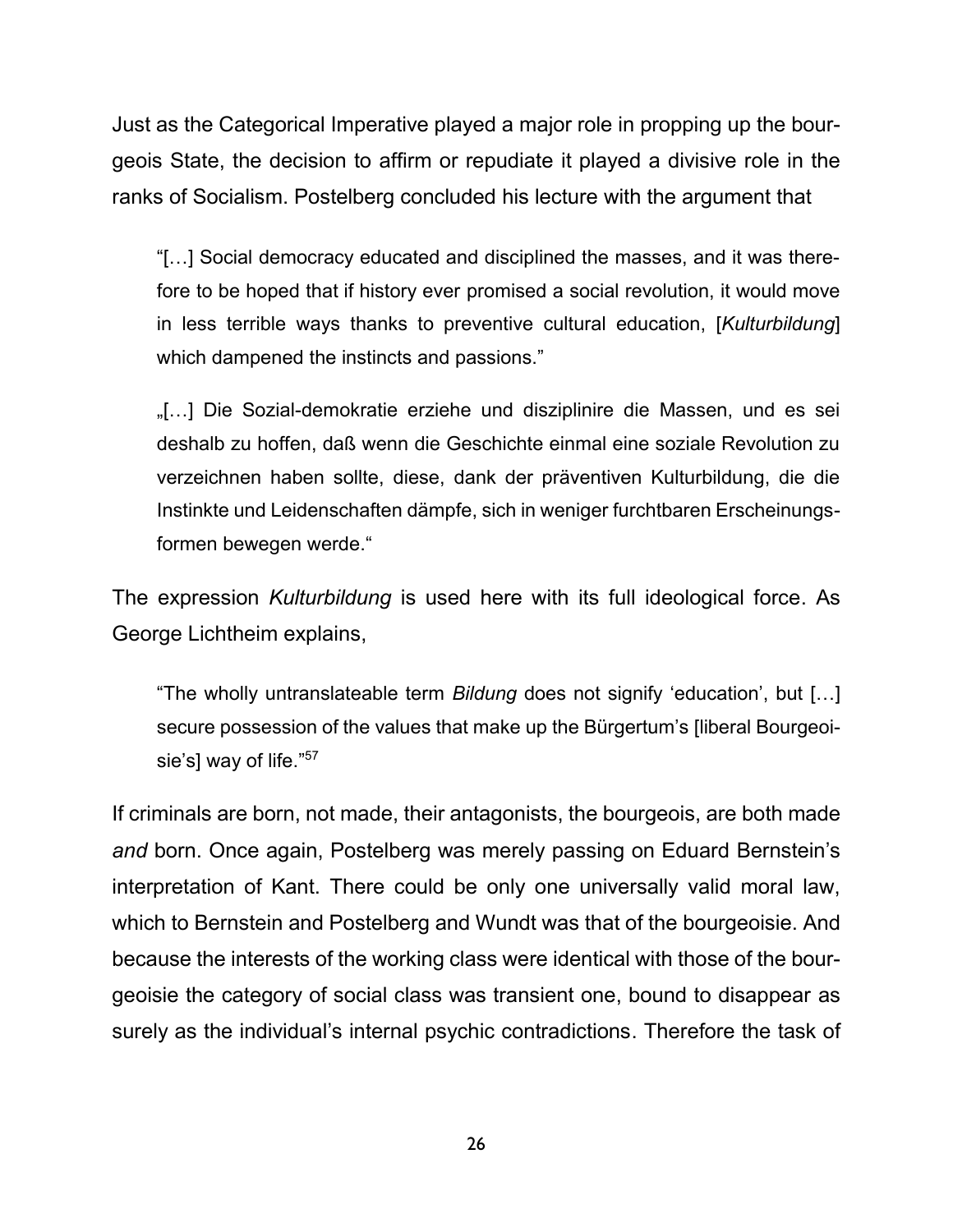Just as the Categorical Imperative played a major role in propping up the bourgeois State, the decision to affirm or repudiate it played a divisive role in the ranks of Socialism. Postelberg concluded his lecture with the argument that

> "[…] Social democracy educated and disciplined the masses, and it was therefore to be hoped that if history ever promised a social revolution, it would move in less terrible ways thanks to preventive cultural education, [*Kulturbildung*] which dampened the instincts and passions."
>
> „[…] Die Sozial-demokratie erziehe und disziplinire die Massen, und es sei deshalb zu hoffen, daß wenn die Geschichte einmal eine soziale Revolution zu verzeichnen haben sollte, diese, dank der präventiven Kulturbildung, die die Instinkte und Leidenschaften dämpfe, sich in weniger furchtbaren Erscheinungsformen bewegen werde."

The expression *Kulturbildung* is used here with its full ideological force. As George Lichtheim explains,

> "The wholly untranslateable term *Bildung* does not signify 'education', but […] secure possession of the values that make up the Bürgertum's [liberal Bourgeoisie's] way of life."[57]

If criminals are born, not made, their antagonists, the bourgeois, are both made *and* born. Once again, Postelberg was merely passing on Eduard Bernstein's interpretation of Kant. There could be only one universally valid moral law, which to Bernstein and Postelberg and Wundt was that of the bourgeoisie. And because the interests of the working class were identical with those of the bourgeoisie the category of social class was transient one, bound to disappear as surely as the individual's internal psychic contradictions. Therefore the task of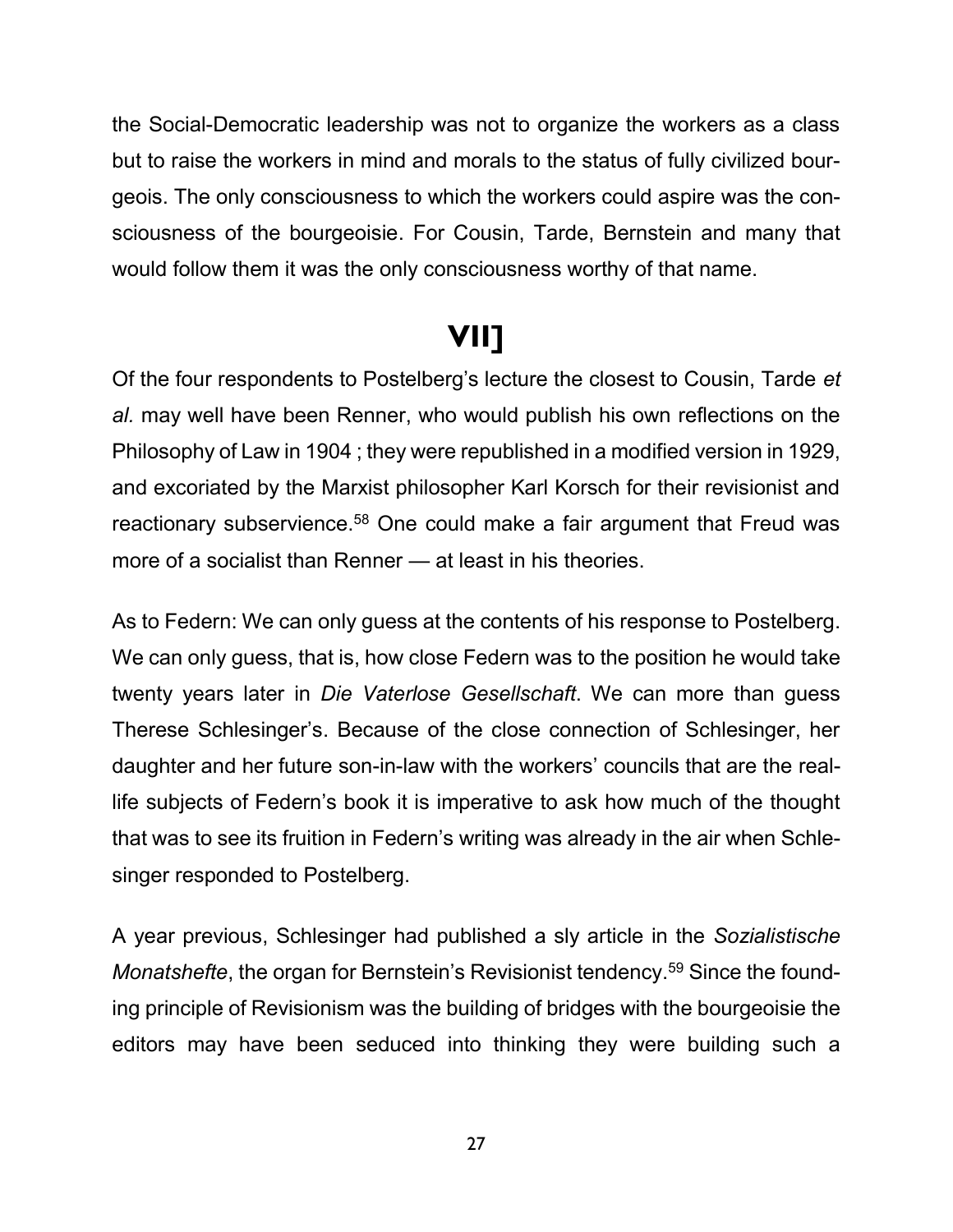the Social-Democratic leadership was not to organize the workers as a class but to raise the workers in mind and morals to the status of fully civilized bourgeois. The only consciousness to which the workers could aspire was the consciousness of the bourgeoisie. For Cousin, Tarde, Bernstein and many that would follow them it was the only consciousness worthy of that name.

## VII]

Of the four respondents to Postelberg's lecture the closest to Cousin, Tarde *et al.* may well have been Renner, who would publish his own reflections on the Philosophy of Law in 1904 ; they were republished in a modified version in 1929, and excoriated by the Marxist philosopher Karl Korsch for their revisionist and reactionary subservience.[58] One could make a fair argument that Freud was more of a socialist than Renner — at least in his theories.

As to Federn: We can only guess at the contents of his response to Postelberg. We can only guess, that is, how close Federn was to the position he would take twenty years later in *Die Vaterlose Gesellschaft*. We can more than guess Therese Schlesinger's. Because of the close connection of Schlesinger, her daughter and her future son-in-law with the workers' councils that are the real-life subjects of Federn's book it is imperative to ask how much of the thought that was to see its fruition in Federn's writing was already in the air when Schlesinger responded to Postelberg.

A year previous, Schlesinger had published a sly article in the *Sozialistische Monatshefte*, the organ for Bernstein's Revisionist tendency.[59] Since the founding principle of Revisionism was the building of bridges with the bourgeoisie the editors may have been seduced into thinking they were building such a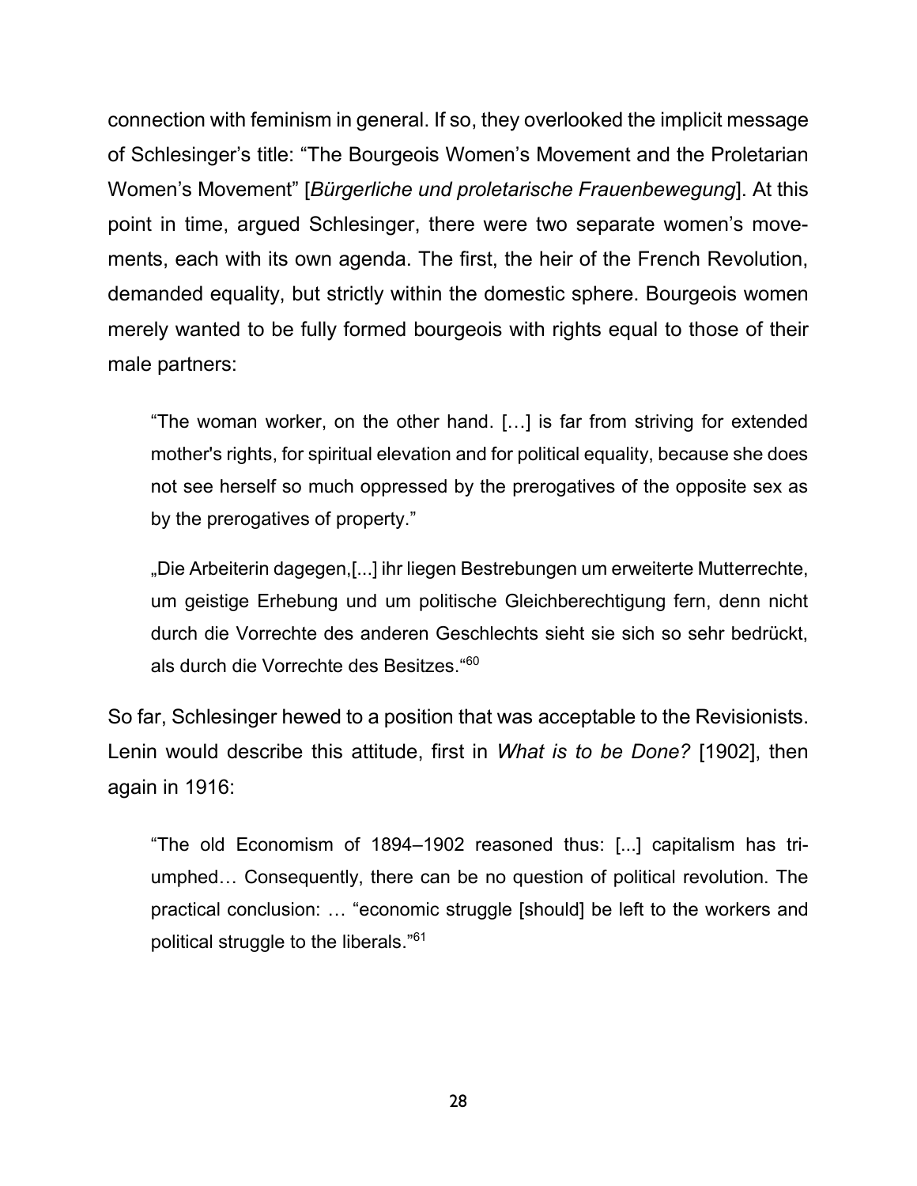connection with feminism in general. If so, they overlooked the implicit message of Schlesinger's title: "The Bourgeois Women's Movement and the Proletarian Women's Movement" [*Bürgerliche und proletarische Frauenbewegung*]. At this point in time, argued Schlesinger, there were two separate women's movements, each with its own agenda. The first, the heir of the French Revolution, demanded equality, but strictly within the domestic sphere. Bourgeois women merely wanted to be fully formed bourgeois with rights equal to those of their male partners:

> "The woman worker, on the other hand. […] is far from striving for extended mother's rights, for spiritual elevation and for political equality, because she does not see herself so much oppressed by the prerogatives of the opposite sex as by the prerogatives of property."
>
> „Die Arbeiterin dagegen,[...] ihr liegen Bestrebungen um erweiterte Mutterrechte, um geistige Erhebung und um politische Gleichberechtigung fern, denn nicht durch die Vorrechte des anderen Geschlechts sieht sie sich so sehr bedrückt, als durch die Vorrechte des Besitzes."[60]

So far, Schlesinger hewed to a position that was acceptable to the Revisionists. Lenin would describe this attitude, first in *What is to be Done?* [1902], then again in 1916:

> "The old Economism of 1894–1902 reasoned thus: [...] capitalism has triumphed… Consequently, there can be no question of political revolution. The practical conclusion: … "economic struggle [should] be left to the workers and political struggle to the liberals."[61]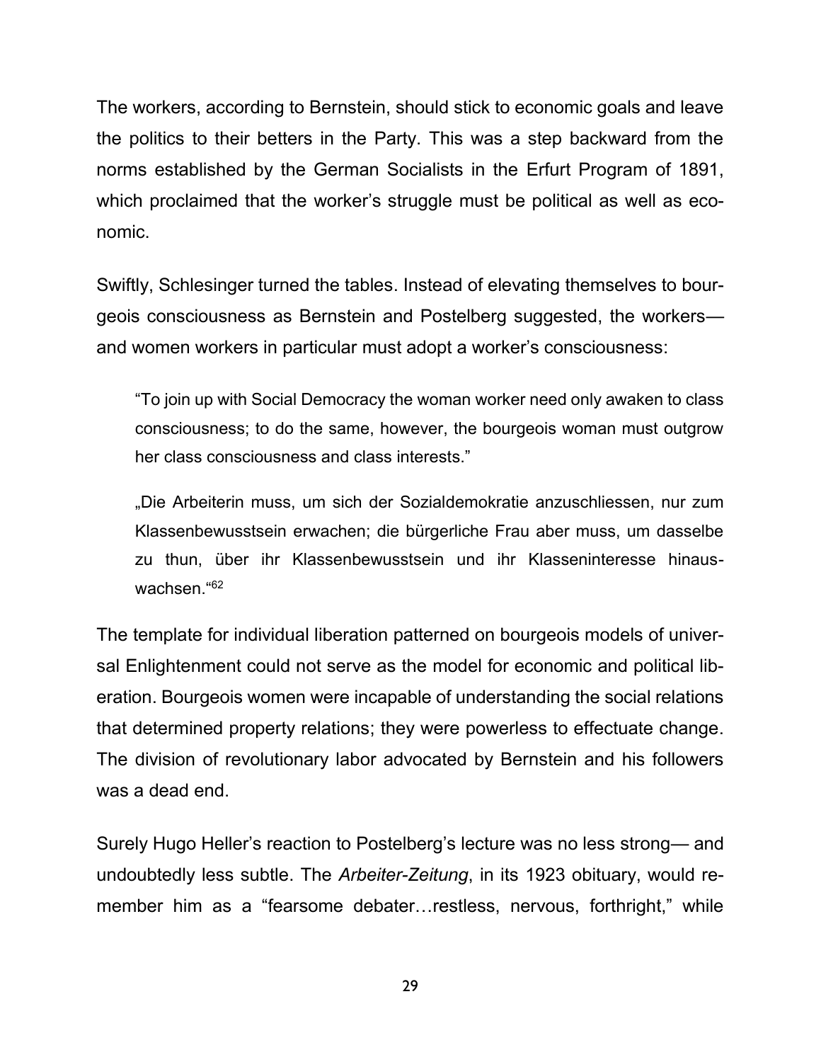The workers, according to Bernstein, should stick to economic goals and leave the politics to their betters in the Party. This was a step backward from the norms established by the German Socialists in the Erfurt Program of 1891, which proclaimed that the worker's struggle must be political as well as economic.

Swiftly, Schlesinger turned the tables. Instead of elevating themselves to bourgeois consciousness as Bernstein and Postelberg suggested, the workers—and women workers in particular must adopt a worker's consciousness:

> "To join up with Social Democracy the woman worker need only awaken to class consciousness; to do the same, however, the bourgeois woman must outgrow her class consciousness and class interests."
>
> „Die Arbeiterin muss, um sich der Sozialdemokratie anzuschliessen, nur zum Klassenbewusstsein erwachen; die bürgerliche Frau aber muss, um dasselbe zu thun, über ihr Klassenbewusstsein und ihr Klasseninteresse hinauswachsen."[62]

The template for individual liberation patterned on bourgeois models of universal Enlightenment could not serve as the model for economic and political liberation. Bourgeois women were incapable of understanding the social relations that determined property relations; they were powerless to effectuate change. The division of revolutionary labor advocated by Bernstein and his followers was a dead end.

Surely Hugo Heller's reaction to Postelberg's lecture was no less strong— and undoubtedly less subtle. The *Arbeiter-Zeitung*, in its 1923 obituary, would remember him as a "fearsome debater…restless, nervous, forthright," while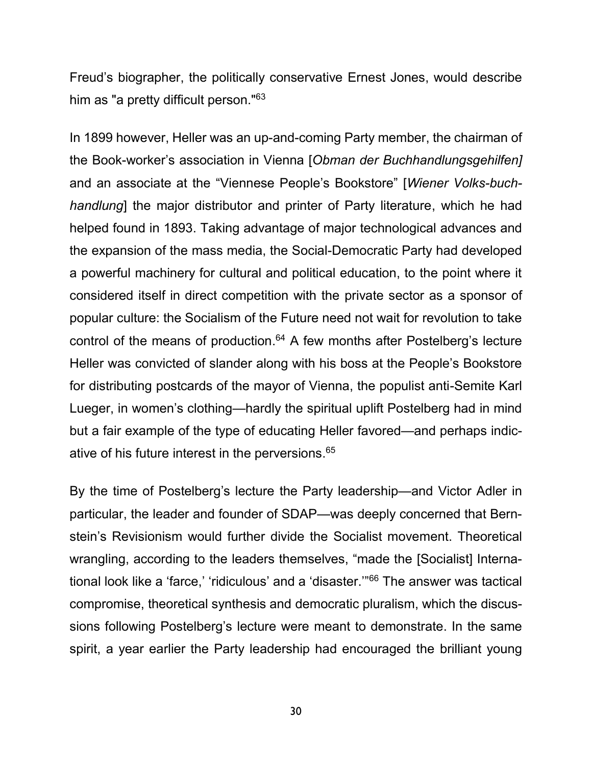Freud's biographer, the politically conservative Ernest Jones, would describe him as "a pretty difficult person."[63]

In 1899 however, Heller was an up-and-coming Party member, the chairman of the Book-worker's association in Vienna [*Obman der Buchhandlungsgehilfen]* and an associate at the "Viennese People's Bookstore" [*Wiener Volks-buchhandlung*] the major distributor and printer of Party literature, which he had helped found in 1893. Taking advantage of major technological advances and the expansion of the mass media, the Social-Democratic Party had developed a powerful machinery for cultural and political education, to the point where it considered itself in direct competition with the private sector as a sponsor of popular culture: the Socialism of the Future need not wait for revolution to take control of the means of production.[64] A few months after Postelberg's lecture Heller was convicted of slander along with his boss at the People's Bookstore for distributing postcards of the mayor of Vienna, the populist anti-Semite Karl Lueger, in women's clothing—hardly the spiritual uplift Postelberg had in mind but a fair example of the type of educating Heller favored—and perhaps indicative of his future interest in the perversions.[65]

By the time of Postelberg's lecture the Party leadership—and Victor Adler in particular, the leader and founder of SDAP—was deeply concerned that Bernstein's Revisionism would further divide the Socialist movement. Theoretical wrangling, according to the leaders themselves, "made the [Socialist] International look like a 'farce,' 'ridiculous' and a 'disaster.'"[66] The answer was tactical compromise, theoretical synthesis and democratic pluralism, which the discussions following Postelberg's lecture were meant to demonstrate. In the same spirit, a year earlier the Party leadership had encouraged the brilliant young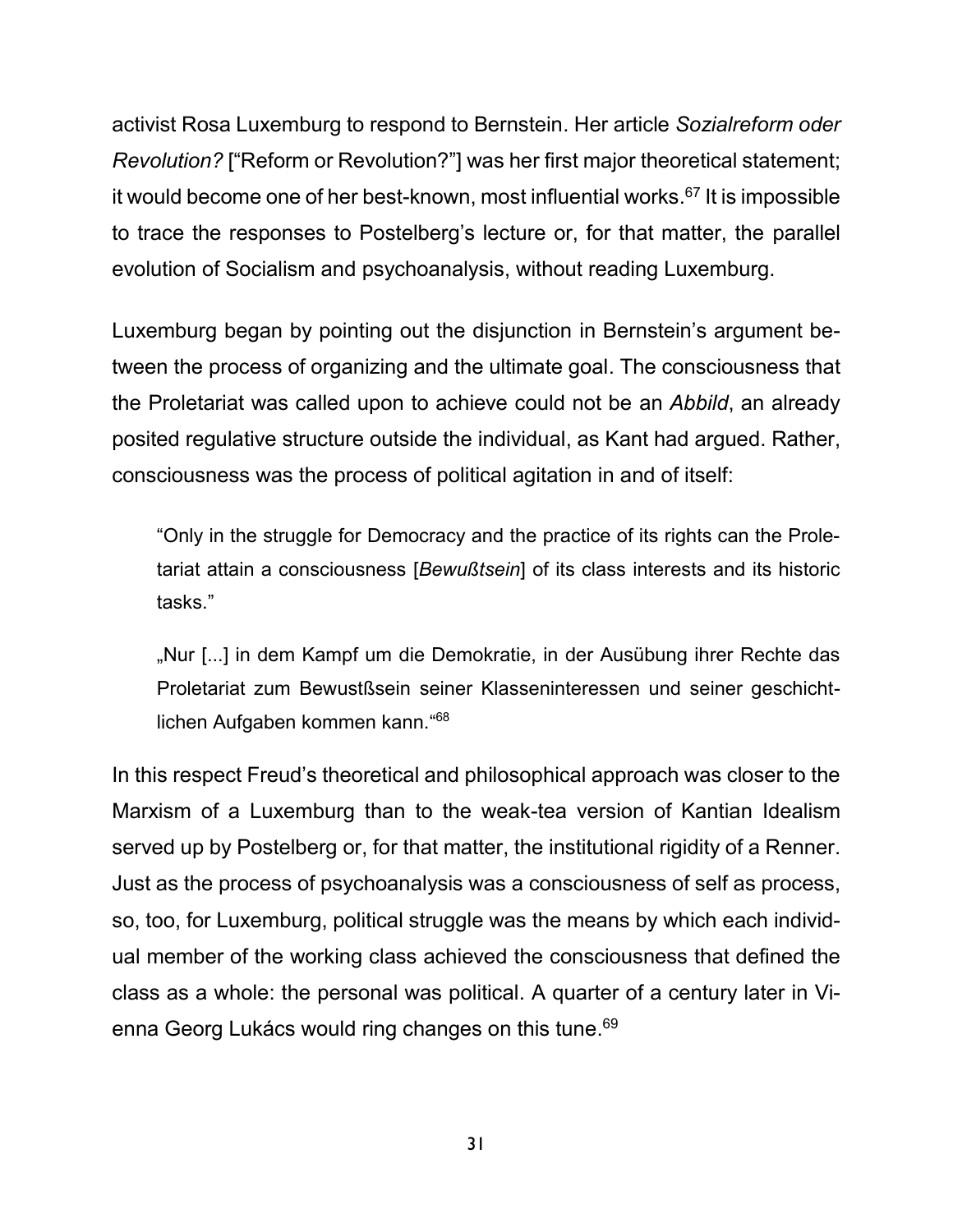activist Rosa Luxemburg to respond to Bernstein. Her article *Sozialreform oder Revolution?* ["Reform or Revolution?"] was her first major theoretical statement; it would become one of her best-known, most influential works.[67] It is impossible to trace the responses to Postelberg's lecture or, for that matter, the parallel evolution of Socialism and psychoanalysis, without reading Luxemburg.

Luxemburg began by pointing out the disjunction in Bernstein's argument between the process of organizing and the ultimate goal. The consciousness that the Proletariat was called upon to achieve could not be an *Abbild*, an already posited regulative structure outside the individual, as Kant had argued. Rather, consciousness was the process of political agitation in and of itself:

> "Only in the struggle for Democracy and the practice of its rights can the Proletariat attain a consciousness [*Bewußtsein*] of its class interests and its historic tasks."
>
> „Nur [...] in dem Kampf um die Demokratie, in der Ausübung ihrer Rechte das Proletariat zum Bewustßsein seiner Klasseninteressen und seiner geschichtlichen Aufgaben kommen kann."[68]

In this respect Freud's theoretical and philosophical approach was closer to the Marxism of a Luxemburg than to the weak-tea version of Kantian Idealism served up by Postelberg or, for that matter, the institutional rigidity of a Renner. Just as the process of psychoanalysis was a consciousness of self as process, so, too, for Luxemburg, political struggle was the means by which each individual member of the working class achieved the consciousness that defined the class as a whole: the personal was political. A quarter of a century later in Vienna Georg Lukács would ring changes on this tune.[69]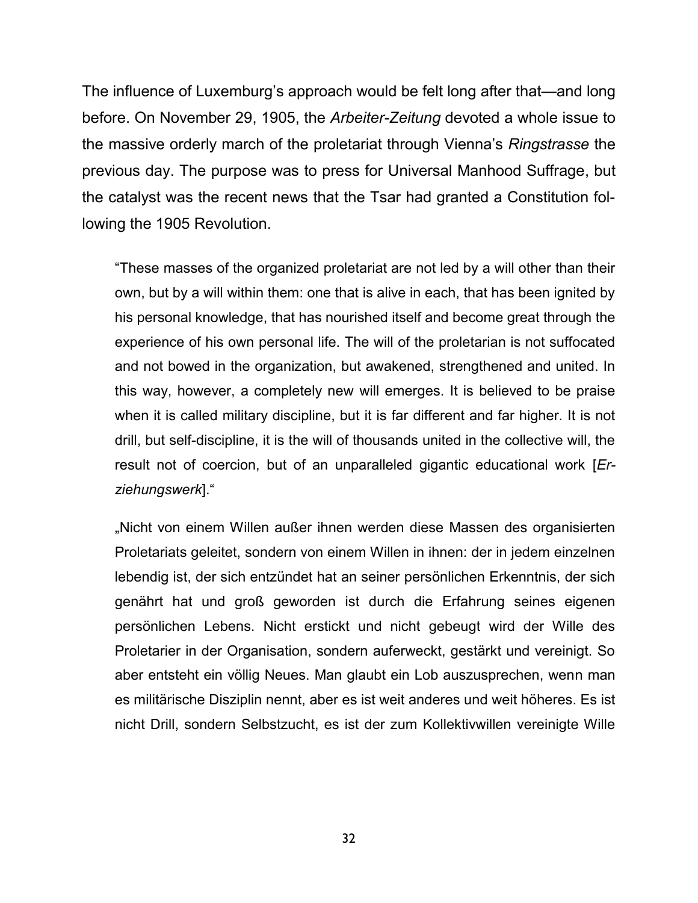The influence of Luxemburg's approach would be felt long after that—and long before. On November 29, 1905, the *Arbeiter-Zeitung* devoted a whole issue to the massive orderly march of the proletariat through Vienna's *Ringstrasse* the previous day. The purpose was to press for Universal Manhood Suffrage, but the catalyst was the recent news that the Tsar had granted a Constitution following the 1905 Revolution.

> "These masses of the organized proletariat are not led by a will other than their own, but by a will within them: one that is alive in each, that has been ignited by his personal knowledge, that has nourished itself and become great through the experience of his own personal life. The will of the proletarian is not suffocated and not bowed in the organization, but awakened, strengthened and united. In this way, however, a completely new will emerges. It is believed to be praise when it is called military discipline, but it is far different and far higher. It is not drill, but self-discipline, it is the will of thousands united in the collective will, the result not of coercion, but of an unparalleled gigantic educational work [*Erziehungswerk*]."

> „Nicht von einem Willen außer ihnen werden diese Massen des organisierten Proletariats geleitet, sondern von einem Willen in ihnen: der in jedem einzelnen lebendig ist, der sich entzündet hat an seiner persönlichen Erkenntnis, der sich genährt hat und groß geworden ist durch die Erfahrung seines eigenen persönlichen Lebens. Nicht erstickt und nicht gebeugt wird der Wille des Proletarier in der Organisation, sondern auferweckt, gestärkt und vereinigt. So aber entsteht ein völlig Neues. Man glaubt ein Lob auszusprechen, wenn man es militärische Disziplin nennt, aber es ist weit anderes und weit höheres. Es ist nicht Drill, sondern Selbstzucht, es ist der zum Kollektivwillen vereinigte Wille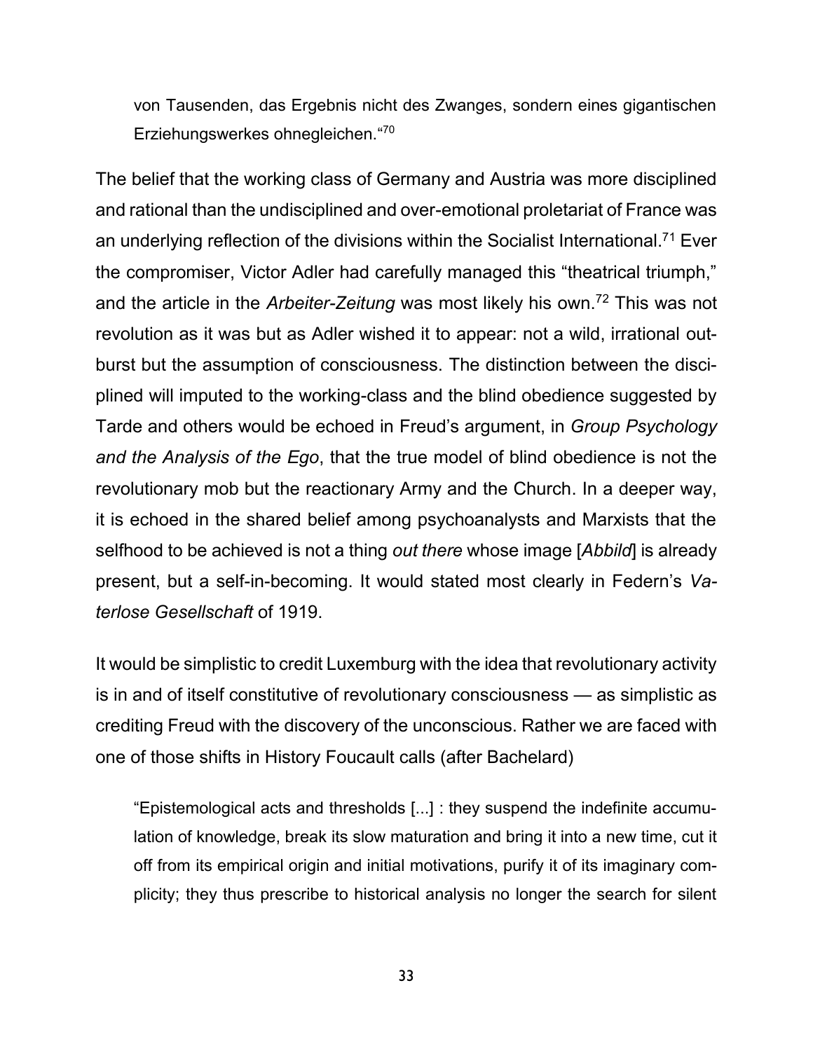> von Tausenden, das Ergebnis nicht des Zwanges, sondern eines gigantischen Erziehungswerkes ohnegleichen.“[70]

The belief that the working class of Germany and Austria was more disciplined and rational than the undisciplined and over-emotional proletariat of France was an underlying reflection of the divisions within the Socialist International.[71] Ever the compromiser, Victor Adler had carefully managed this “theatrical triumph,” and the article in the *Arbeiter-Zeitung* was most likely his own.[72] This was not revolution as it was but as Adler wished it to appear: not a wild, irrational outburst but the assumption of consciousness. The distinction between the disciplined will imputed to the working-class and the blind obedience suggested by Tarde and others would be echoed in Freud’s argument, in *Group Psychology and the Analysis of the Ego*, that the true model of blind obedience is not the revolutionary mob but the reactionary Army and the Church. In a deeper way, it is echoed in the shared belief among psychoanalysts and Marxists that the selfhood to be achieved is not a thing *out there* whose image [*Abbild*] is already present, but a self-in-becoming. It would stated most clearly in Federn’s *Vaterlose Gesellschaft* of 1919.

It would be simplistic to credit Luxemburg with the idea that revolutionary activity is in and of itself constitutive of revolutionary consciousness — as simplistic as crediting Freud with the discovery of the unconscious. Rather we are faced with one of those shifts in History Foucault calls (after Bachelard)

> “Epistemological acts and thresholds [...] : they suspend the indefinite accumulation of knowledge, break its slow maturation and bring it into a new time, cut it off from its empirical origin and initial motivations, purify it of its imaginary complicity; they thus prescribe to historical analysis no longer the search for silent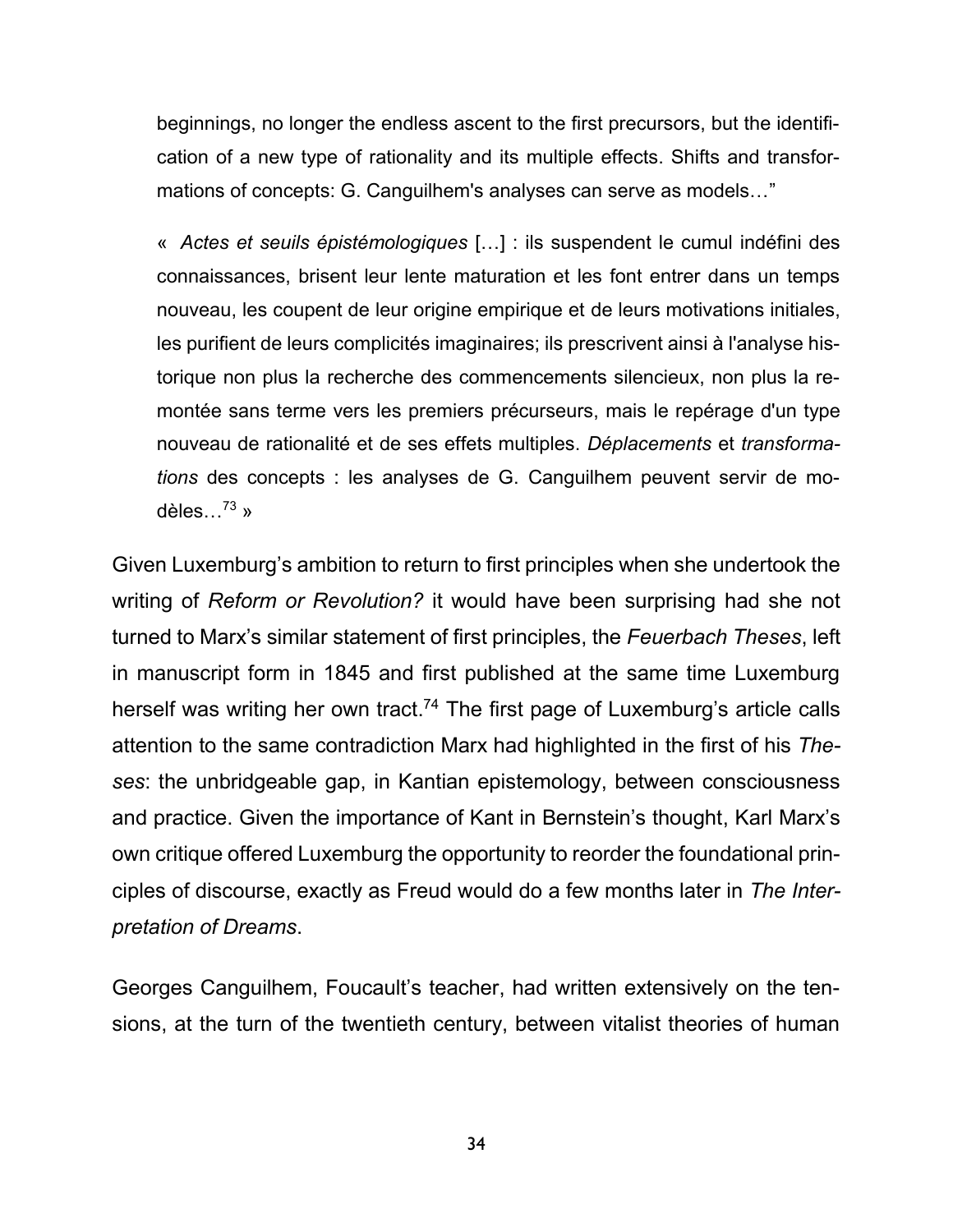beginnings, no longer the endless ascent to the first precursors, but the identification of a new type of rationality and its multiple effects. Shifts and transformations of concepts: G. Canguilhem's analyses can serve as models…"

> « *Actes et seuils épistémologiques* […] : ils suspendent le cumul indéfini des connaissances, brisent leur lente maturation et les font entrer dans un temps nouveau, les coupent de leur origine empirique et de leurs motivations initiales, les purifient de leurs complicités imaginaires; ils prescrivent ainsi à l'analyse historique non plus la recherche des commencements silencieux, non plus la remontée sans terme vers les premiers précurseurs, mais le repérage d'un type nouveau de rationalité et de ses effets multiples. *Déplacements* et *transformations* des concepts : les analyses de G. Canguilhem peuvent servir de modèles…[73] »

Given Luxemburg's ambition to return to first principles when she undertook the writing of *Reform or Revolution?* it would have been surprising had she not turned to Marx's similar statement of first principles, the *Feuerbach Theses*, left in manuscript form in 1845 and first published at the same time Luxemburg herself was writing her own tract.[74] The first page of Luxemburg's article calls attention to the same contradiction Marx had highlighted in the first of his *Theses*: the unbridgeable gap, in Kantian epistemology, between consciousness and practice. Given the importance of Kant in Bernstein's thought, Karl Marx's own critique offered Luxemburg the opportunity to reorder the foundational principles of discourse, exactly as Freud would do a few months later in *The Interpretation of Dreams*.

Georges Canguilhem, Foucault's teacher, had written extensively on the tensions, at the turn of the twentieth century, between vitalist theories of human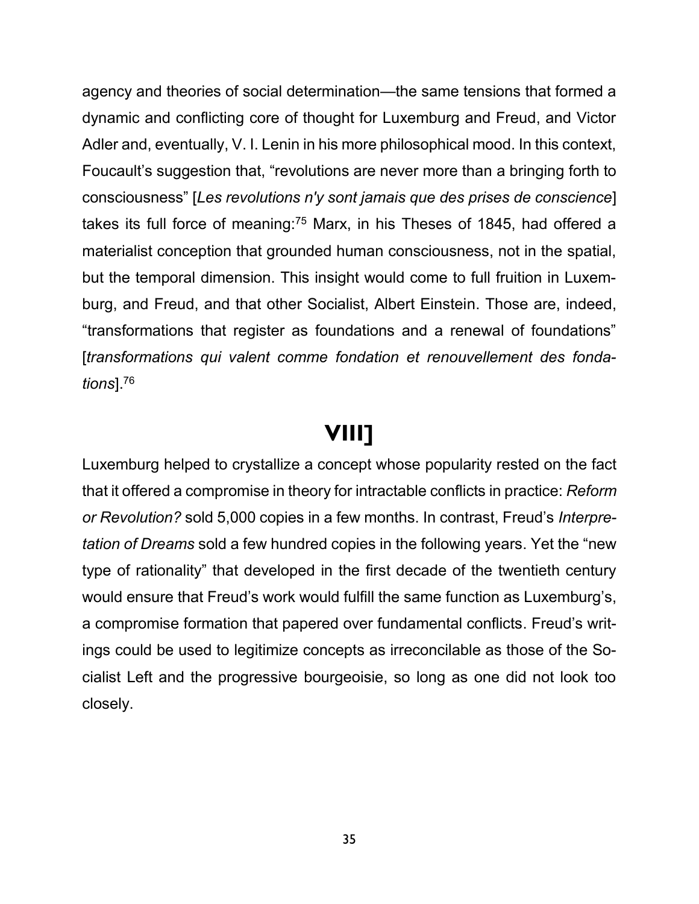agency and theories of social determination—the same tensions that formed a dynamic and conflicting core of thought for Luxemburg and Freud, and Victor Adler and, eventually, V. I. Lenin in his more philosophical mood. In this context, Foucault's suggestion that, "revolutions are never more than a bringing forth to consciousness" [*Les revolutions n'y sont jamais que des prises de conscience*] takes its full force of meaning:[75] Marx, in his Theses of 1845, had offered a materialist conception that grounded human consciousness, not in the spatial, but the temporal dimension. This insight would come to full fruition in Luxemburg, and Freud, and that other Socialist, Albert Einstein. Those are, indeed, "transformations that register as foundations and a renewal of foundations" [*transformations qui valent comme fondation et renouvellement des fondations*].[76]

## VIII]

Luxemburg helped to crystallize a concept whose popularity rested on the fact that it offered a compromise in theory for intractable conflicts in practice: *Reform or Revolution?* sold 5,000 copies in a few months. In contrast, Freud's *Interpretation of Dreams* sold a few hundred copies in the following years. Yet the "new type of rationality" that developed in the first decade of the twentieth century would ensure that Freud's work would fulfill the same function as Luxemburg's, a compromise formation that papered over fundamental conflicts. Freud's writings could be used to legitimize concepts as irreconcilable as those of the Socialist Left and the progressive bourgeoisie, so long as one did not look too closely.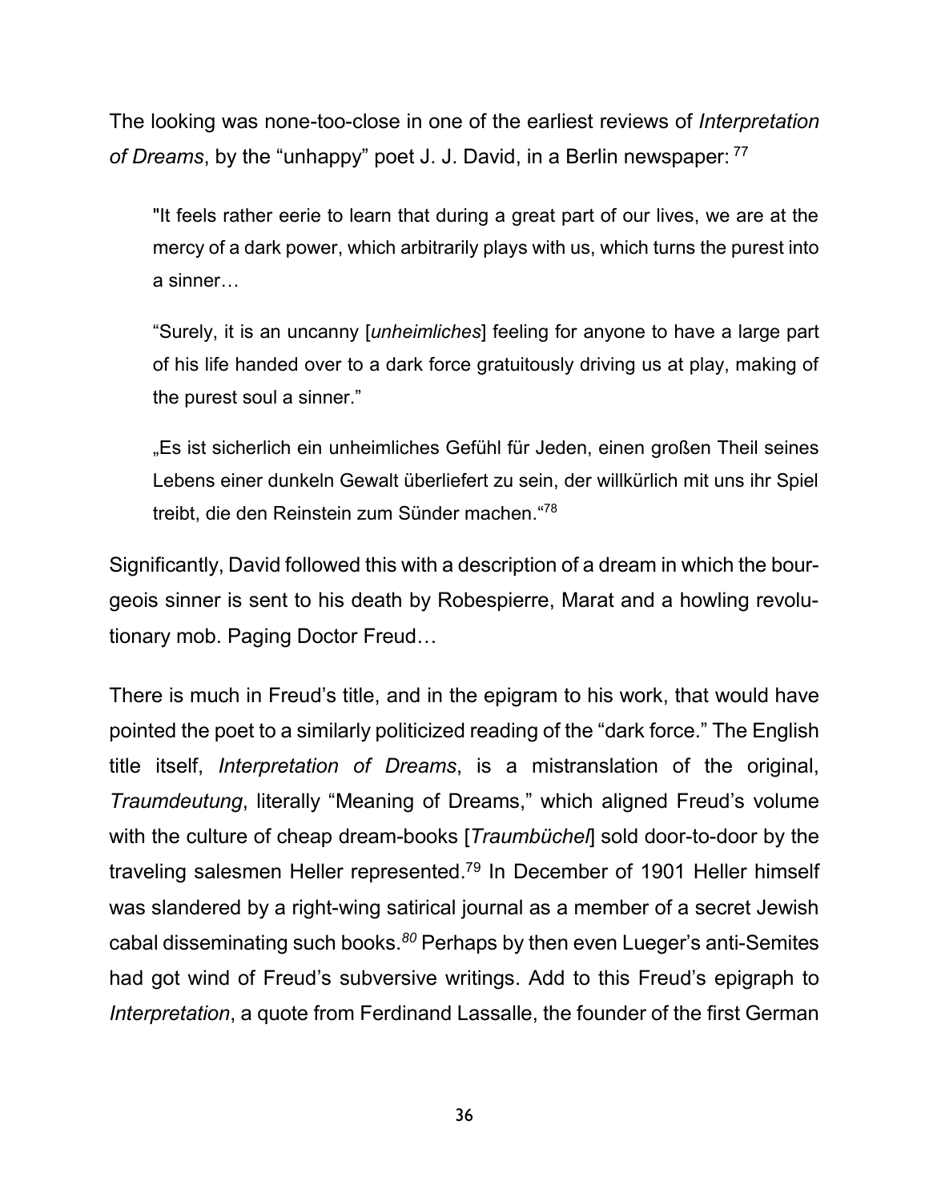The looking was none-too-close in one of the earliest reviews of *Interpretation of Dreams*, by the "unhappy" poet J. J. David, in a Berlin newspaper: [77]

> "It feels rather eerie to learn that during a great part of our lives, we are at the mercy of a dark power, which arbitrarily plays with us, which turns the purest into a sinner…
>
> "Surely, it is an uncanny [*unheimliches*] feeling for anyone to have a large part of his life handed over to a dark force gratuitously driving us at play, making of the purest soul a sinner."
>
> „Es ist sicherlich ein unheimliches Gefühl für Jeden, einen großen Theil seines Lebens einer dunkeln Gewalt überliefert zu sein, der willkürlich mit uns ihr Spiel treibt, die den Reinstein zum Sünder machen.“[78]

Significantly, David followed this with a description of a dream in which the bourgeois sinner is sent to his death by Robespierre, Marat and a howling revolutionary mob. Paging Doctor Freud…

There is much in Freud's title, and in the epigram to his work, that would have pointed the poet to a similarly politicized reading of the "dark force." The English title itself, *Interpretation of Dreams*, is a mistranslation of the original, *Traumdeutung*, literally "Meaning of Dreams," which aligned Freud's volume with the culture of cheap dream-books [*Traumbüchel*] sold door-to-door by the traveling salesmen Heller represented.[79] In December of 1901 Heller himself was slandered by a right-wing satirical journal as a member of a secret Jewish cabal disseminating such books.[80] Perhaps by then even Lueger's anti-Semites had got wind of Freud's subversive writings. Add to this Freud's epigraph to *Interpretation*, a quote from Ferdinand Lassalle, the founder of the first German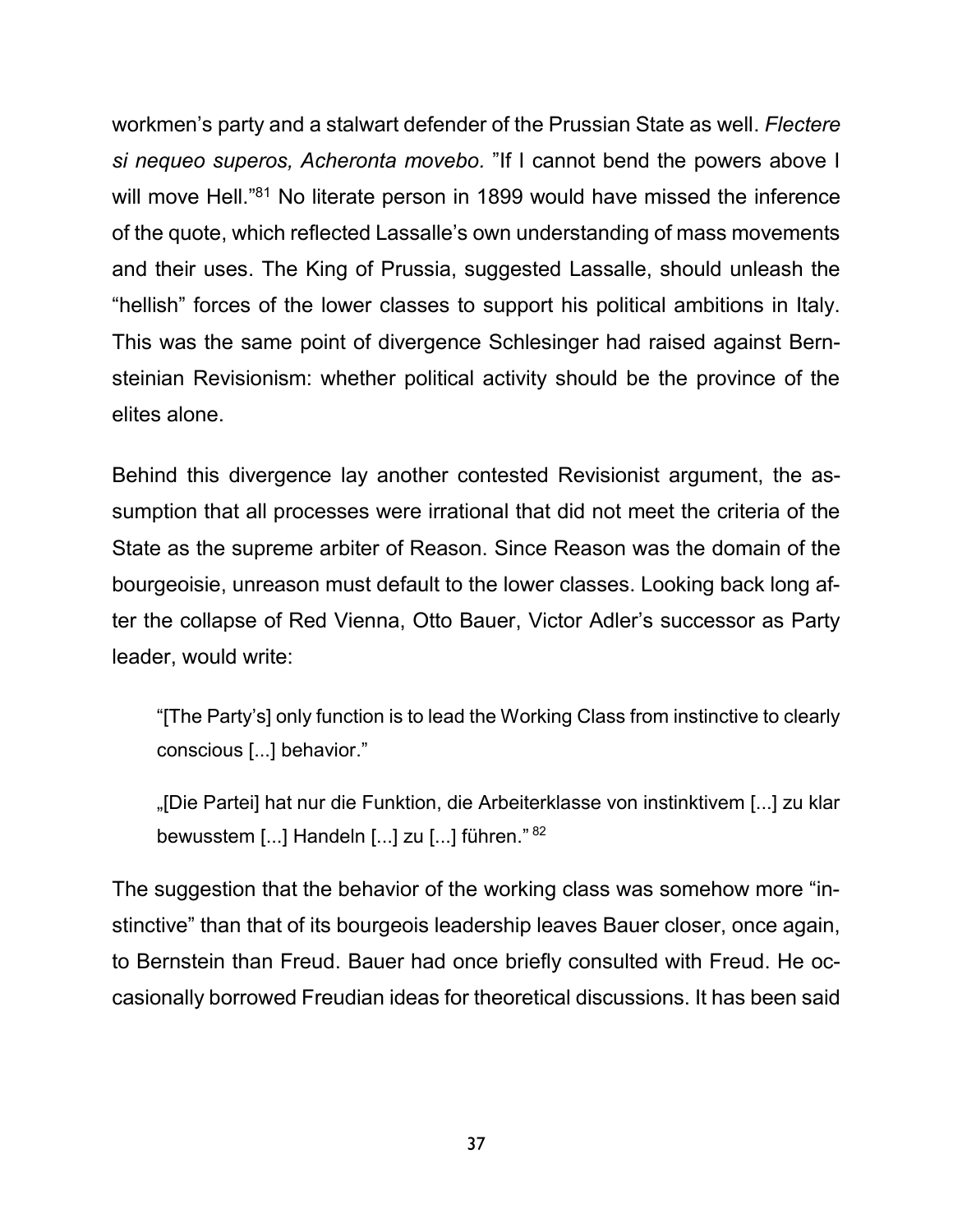workmen's party and a stalwart defender of the Prussian State as well. *Flectere si nequeo superos, Acheronta movebo.* "If I cannot bend the powers above I will move Hell."[81] No literate person in 1899 would have missed the inference of the quote, which reflected Lassalle's own understanding of mass movements and their uses. The King of Prussia, suggested Lassalle, should unleash the "hellish" forces of the lower classes to support his political ambitions in Italy. This was the same point of divergence Schlesinger had raised against Bernsteinian Revisionism: whether political activity should be the province of the elites alone.

Behind this divergence lay another contested Revisionist argument, the assumption that all processes were irrational that did not meet the criteria of the State as the supreme arbiter of Reason. Since Reason was the domain of the bourgeoisie, unreason must default to the lower classes. Looking back long after the collapse of Red Vienna, Otto Bauer, Victor Adler's successor as Party leader, would write:

> "[The Party's] only function is to lead the Working Class from instinctive to clearly conscious [...] behavior."
>
> „[Die Partei] hat nur die Funktion, die Arbeiterklasse von instinktivem [...] zu klar bewusstem [...] Handeln [...] zu [...] führen."[82]

The suggestion that the behavior of the working class was somehow more "instinctive" than that of its bourgeois leadership leaves Bauer closer, once again, to Bernstein than Freud. Bauer had once briefly consulted with Freud. He occasionally borrowed Freudian ideas for theoretical discussions. It has been said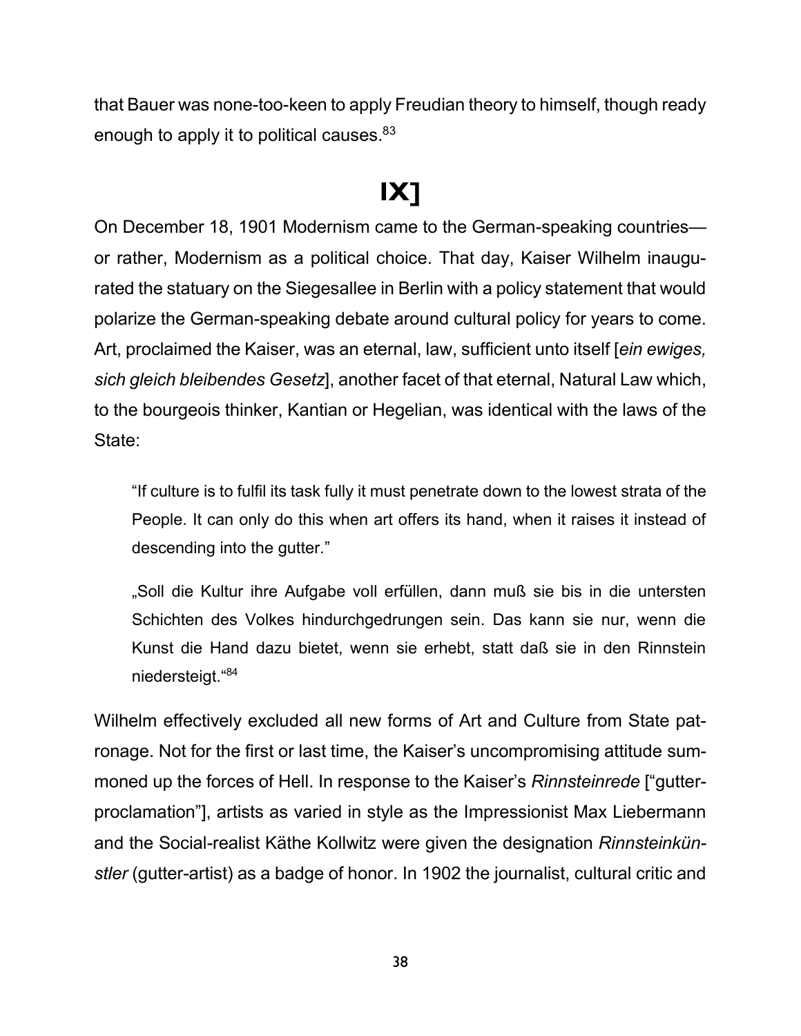that Bauer was none-too-keen to apply Freudian theory to himself, though ready enough to apply it to political causes.[83]

## IX]

On December 18, 1901 Modernism came to the German-speaking countries—or rather, Modernism as a political choice. That day, Kaiser Wilhelm inaugurated the statuary on the Siegesallee in Berlin with a policy statement that would polarize the German-speaking debate around cultural policy for years to come. Art, proclaimed the Kaiser, was an eternal, law, sufficient unto itself [*ein ewiges, sich gleich bleibendes Gesetz*], another facet of that eternal, Natural Law which, to the bourgeois thinker, Kantian or Hegelian, was identical with the laws of the State:

> "If culture is to fulfil its task fully it must penetrate down to the lowest strata of the People. It can only do this when art offers its hand, when it raises it instead of descending into the gutter."
>
> „Soll die Kultur ihre Aufgabe voll erfüllen, dann muß sie bis in die untersten Schichten des Volkes hindurchgedrungen sein. Das kann sie nur, wenn die Kunst die Hand dazu bietet, wenn sie erhebt, statt daß sie in den Rinnstein niedersteigt."[84]

Wilhelm effectively excluded all new forms of Art and Culture from State patronage. Not for the first or last time, the Kaiser's uncompromising attitude summoned up the forces of Hell. In response to the Kaiser's *Rinnsteinrede* ["gutter-proclamation"], artists as varied in style as the Impressionist Max Liebermann and the Social-realist Käthe Kollwitz were given the designation *Rinnsteinkünstler* (gutter-artist) as a badge of honor. In 1902 the journalist, cultural critic and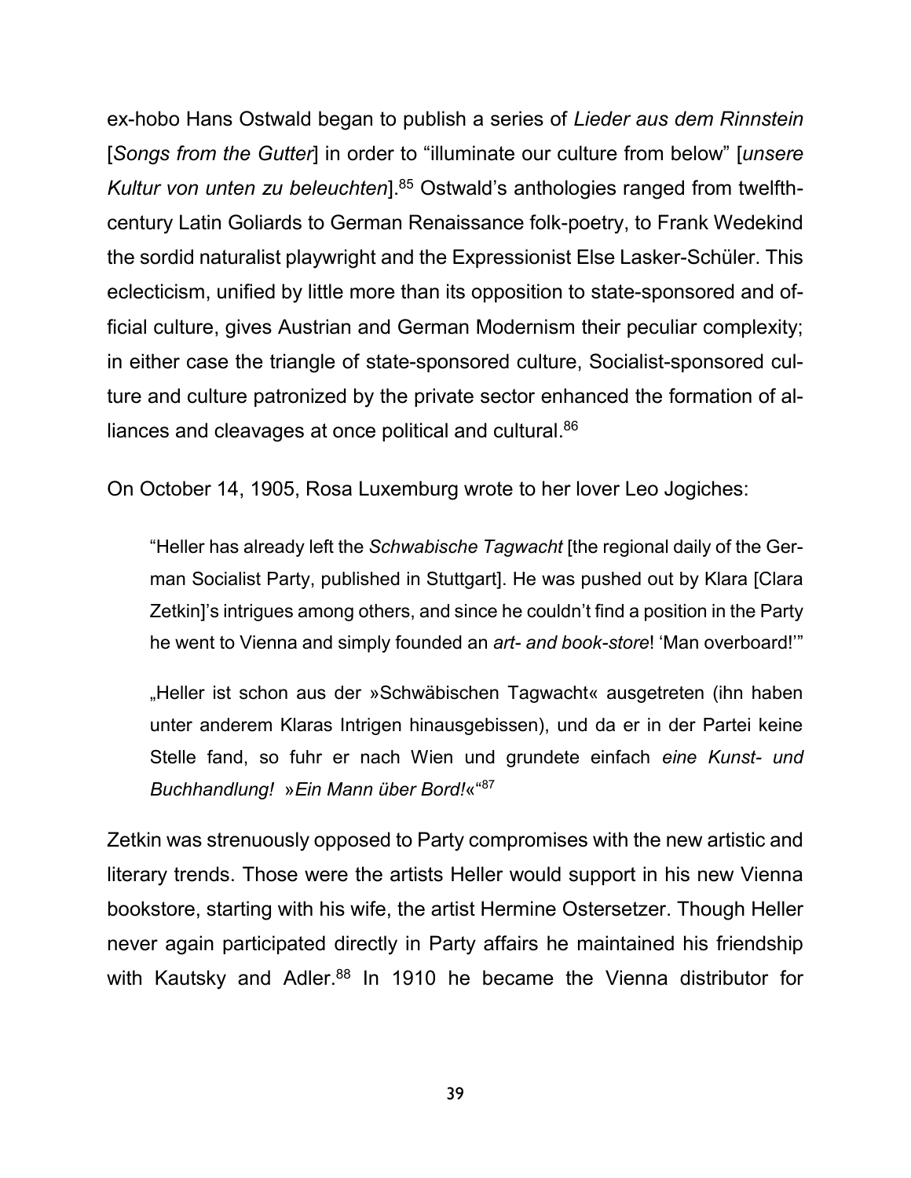ex-hobo Hans Ostwald began to publish a series of *Lieder aus dem Rinnstein* [*Songs from the Gutter*] in order to "illuminate our culture from below" [*unsere Kultur von unten zu beleuchten*].[85] Ostwald's anthologies ranged from twelfth-century Latin Goliards to German Renaissance folk-poetry, to Frank Wedekind the sordid naturalist playwright and the Expressionist Else Lasker-Schüler. This eclecticism, unified by little more than its opposition to state-sponsored and official culture, gives Austrian and German Modernism their peculiar complexity; in either case the triangle of state-sponsored culture, Socialist-sponsored culture and culture patronized by the private sector enhanced the formation of alliances and cleavages at once political and cultural.[86]

On October 14, 1905, Rosa Luxemburg wrote to her lover Leo Jogiches:

> "Heller has already left the *Schwabische Tagwacht* [the regional daily of the German Socialist Party, published in Stuttgart]. He was pushed out by Klara [Clara Zetkin]'s intrigues among others, and since he couldn't find a position in the Party he went to Vienna and simply founded an *art- and book-store*! 'Man overboard!'"
>
> „Heller ist schon aus der »Schwäbischen Tagwacht« ausgetreten (ihn haben unter anderem Klaras Intrigen hinausgebissen), und da er in der Partei keine Stelle fand, so fuhr er nach Wien und grundete einfach *eine Kunst- und Buchhandlung!* »*Ein Mann über Bord!*«"[87]

Zetkin was strenuously opposed to Party compromises with the new artistic and literary trends. Those were the artists Heller would support in his new Vienna bookstore, starting with his wife, the artist Hermine Ostersetzer. Though Heller never again participated directly in Party affairs he maintained his friendship with Kautsky and Adler.[88] In 1910 he became the Vienna distributor for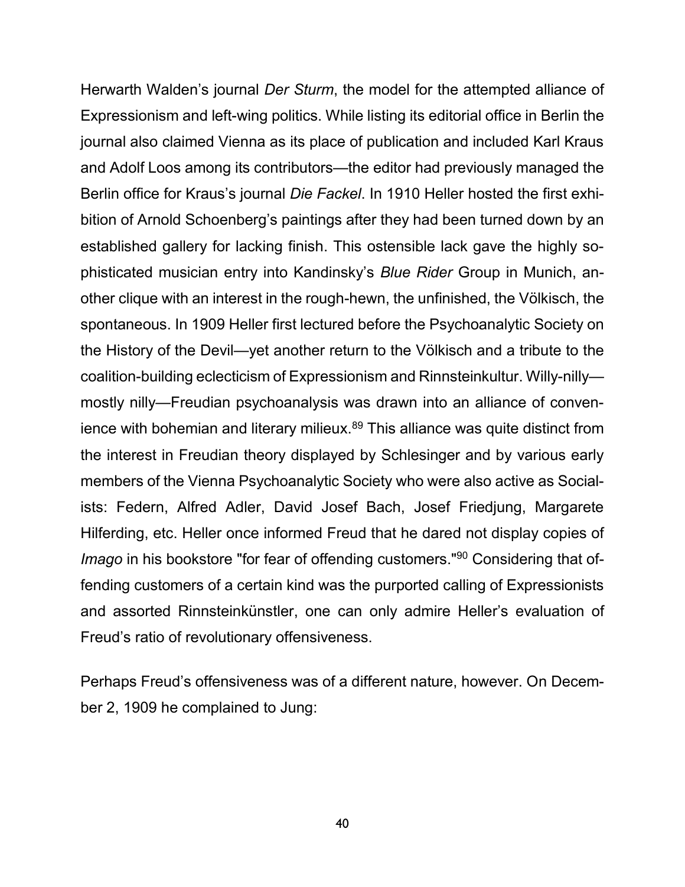Herwarth Walden's journal *Der Sturm*, the model for the attempted alliance of Expressionism and left-wing politics. While listing its editorial office in Berlin the journal also claimed Vienna as its place of publication and included Karl Kraus and Adolf Loos among its contributors—the editor had previously managed the Berlin office for Kraus's journal *Die Fackel*. In 1910 Heller hosted the first exhibition of Arnold Schoenberg's paintings after they had been turned down by an established gallery for lacking finish. This ostensible lack gave the highly sophisticated musician entry into Kandinsky's *Blue Rider* Group in Munich, another clique with an interest in the rough-hewn, the unfinished, the Völkisch, the spontaneous. In 1909 Heller first lectured before the Psychoanalytic Society on the History of the Devil—yet another return to the Völkisch and a tribute to the coalition-building eclecticism of Expressionism and Rinnsteinkultur. Willy-nilly—mostly nilly—Freudian psychoanalysis was drawn into an alliance of convenience with bohemian and literary milieux.[89] This alliance was quite distinct from the interest in Freudian theory displayed by Schlesinger and by various early members of the Vienna Psychoanalytic Society who were also active as Socialists: Federn, Alfred Adler, David Josef Bach, Josef Friedjung, Margarete Hilferding, etc. Heller once informed Freud that he dared not display copies of *Imago* in his bookstore "for fear of offending customers."[90] Considering that offending customers of a certain kind was the purported calling of Expressionists and assorted Rinnsteinkünstler, one can only admire Heller's evaluation of Freud's ratio of revolutionary offensiveness.

Perhaps Freud's offensiveness was of a different nature, however. On December 2, 1909 he complained to Jung: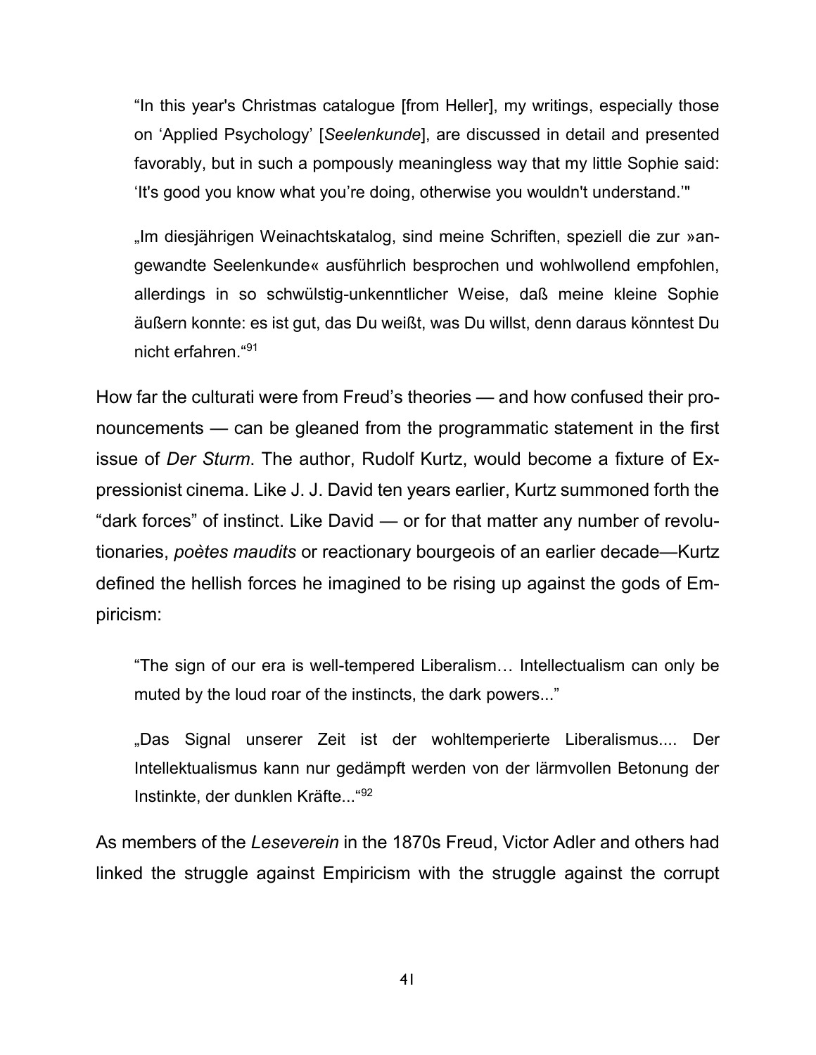> "In this year's Christmas catalogue [from Heller], my writings, especially those on 'Applied Psychology' [*Seelenkunde*], are discussed in detail and presented favorably, but in such a pompously meaningless way that my little Sophie said: 'It's good you know what you're doing, otherwise you wouldn't understand.'"

> „Im diesjährigen Weinachtskatalog, sind meine Schriften, speziell die zur »angewandte Seelenkunde« ausführlich besprochen und wohlwollend empfohlen, allerdings in so schwülstig-unkenntlicher Weise, daß meine kleine Sophie äußern konnte: es ist gut, das Du weißt, was Du willst, denn daraus könntest Du nicht erfahren."[91]

How far the culturati were from Freud's theories — and how confused their pronouncements — can be gleaned from the programmatic statement in the first issue of *Der Sturm*. The author, Rudolf Kurtz, would become a fixture of Expressionist cinema. Like J. J. David ten years earlier, Kurtz summoned forth the "dark forces" of instinct. Like David — or for that matter any number of revolutionaries, *poètes maudits* or reactionary bourgeois of an earlier decade—Kurtz defined the hellish forces he imagined to be rising up against the gods of Empiricism:

> "The sign of our era is well-tempered Liberalism… Intellectualism can only be muted by the loud roar of the instincts, the dark powers..."

> „Das Signal unserer Zeit ist der wohltemperierte Liberalismus.... Der Intellektualismus kann nur gedämpft werden von der lärmvollen Betonung der Instinkte, der dunklen Kräfte..."[92]

As members of the *Leseverein* in the 1870s Freud, Victor Adler and others had linked the struggle against Empiricism with the struggle against the corrupt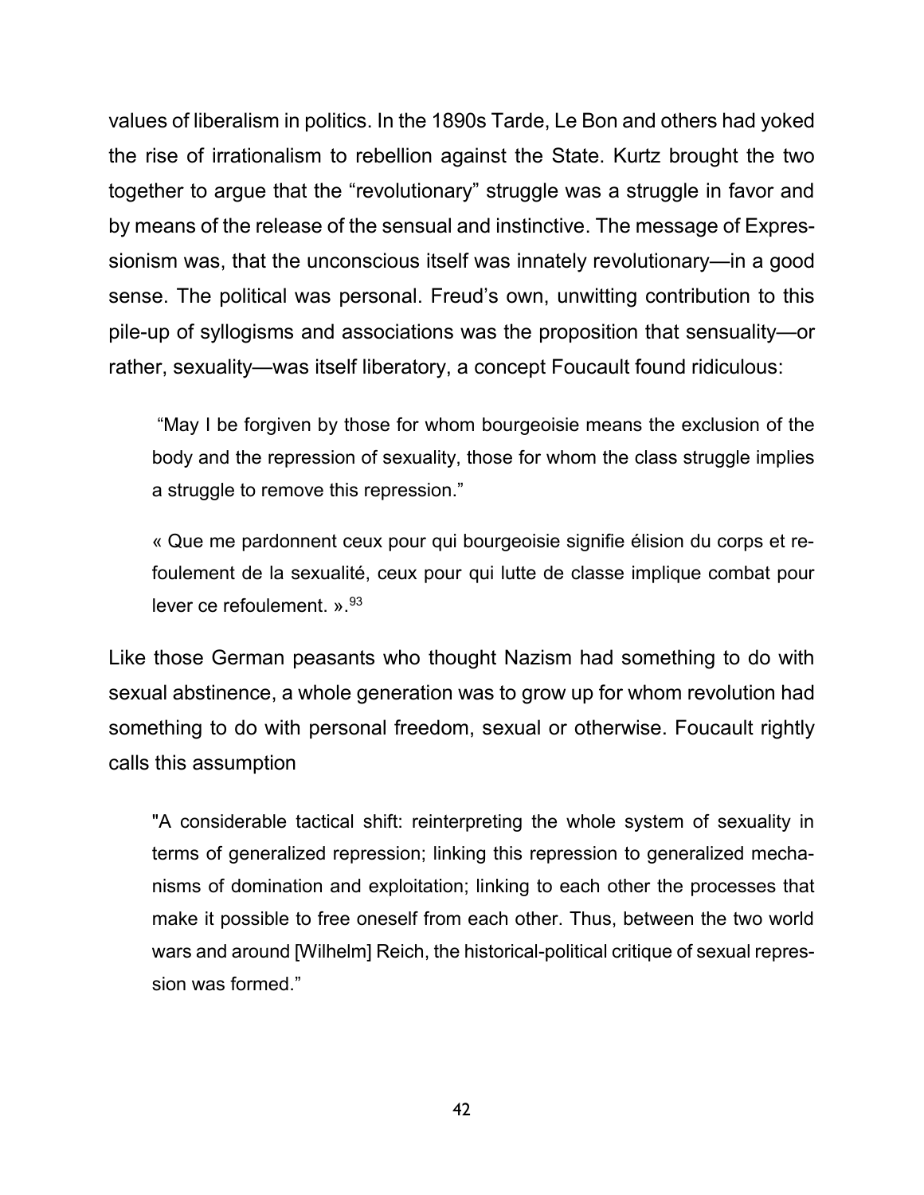values of liberalism in politics. In the 1890s Tarde, Le Bon and others had yoked the rise of irrationalism to rebellion against the State. Kurtz brought the two together to argue that the "revolutionary" struggle was a struggle in favor and by means of the release of the sensual and instinctive. The message of Expressionism was, that the unconscious itself was innately revolutionary—in a good sense. The political was personal. Freud's own, unwitting contribution to this pile-up of syllogisms and associations was the proposition that sensuality—or rather, sexuality—was itself liberatory, a concept Foucault found ridiculous:

> "May I be forgiven by those for whom bourgeoisie means the exclusion of the body and the repression of sexuality, those for whom the class struggle implies a struggle to remove this repression."
>
> « Que me pardonnent ceux pour qui bourgeoisie signifie élision du corps et refoulement de la sexualité, ceux pour qui lutte de classe implique combat pour lever ce refoulement. ».[93]

Like those German peasants who thought Nazism had something to do with sexual abstinence, a whole generation was to grow up for whom revolution had something to do with personal freedom, sexual or otherwise. Foucault rightly calls this assumption

> "A considerable tactical shift: reinterpreting the whole system of sexuality in terms of generalized repression; linking this repression to generalized mechanisms of domination and exploitation; linking to each other the processes that make it possible to free oneself from each other. Thus, between the two world wars and around [Wilhelm] Reich, the historical-political critique of sexual repression was formed."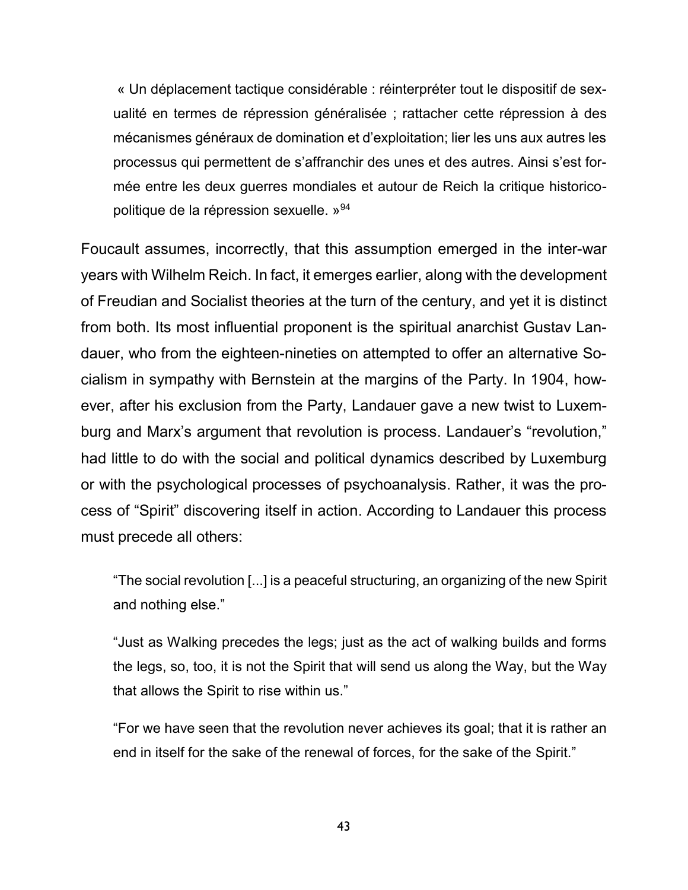> « Un déplacement tactique considérable : réinterpréter tout le dispositif de sexualité en termes de répression généralisée ; rattacher cette répression à des mécanismes généraux de domination et d'exploitation; lier les uns aux autres les processus qui permettent de s'affranchir des unes et des autres. Ainsi s'est formée entre les deux guerres mondiales et autour de Reich la critique historico-politique de la répression sexuelle. »[94]

Foucault assumes, incorrectly, that this assumption emerged in the inter-war years with Wilhelm Reich. In fact, it emerges earlier, along with the development of Freudian and Socialist theories at the turn of the century, and yet it is distinct from both. Its most influential proponent is the spiritual anarchist Gustav Landauer, who from the eighteen-nineties on attempted to offer an alternative Socialism in sympathy with Bernstein at the margins of the Party. In 1904, however, after his exclusion from the Party, Landauer gave a new twist to Luxemburg and Marx's argument that revolution is process. Landauer's "revolution," had little to do with the social and political dynamics described by Luxemburg or with the psychological processes of psychoanalysis. Rather, it was the process of "Spirit" discovering itself in action. According to Landauer this process must precede all others:

> "The social revolution [...] is a peaceful structuring, an organizing of the new Spirit and nothing else."
>
> "Just as Walking precedes the legs; just as the act of walking builds and forms the legs, so, too, it is not the Spirit that will send us along the Way, but the Way that allows the Spirit to rise within us."
>
> "For we have seen that the revolution never achieves its goal; that it is rather an end in itself for the sake of the renewal of forces, for the sake of the Spirit."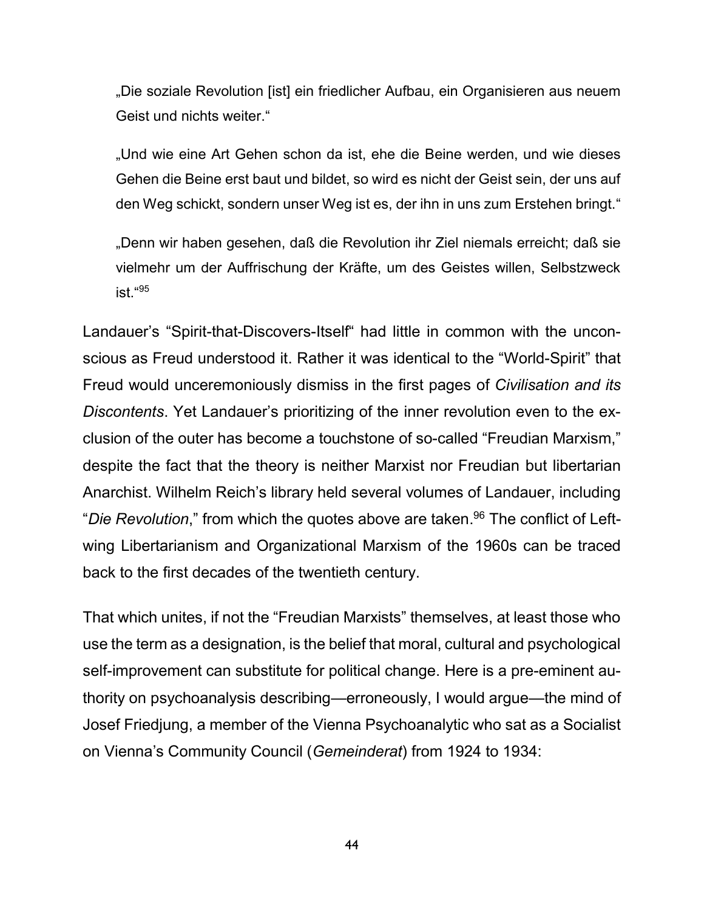> „Die soziale Revolution [ist] ein friedlicher Aufbau, ein Organisieren aus neuem Geist und nichts weiter."
>
> „Und wie eine Art Gehen schon da ist, ehe die Beine werden, und wie dieses Gehen die Beine erst baut und bildet, so wird es nicht der Geist sein, der uns auf den Weg schickt, sondern unser Weg ist es, der ihn in uns zum Erstehen bringt."
>
> „Denn wir haben gesehen, daß die Revolution ihr Ziel niemals erreicht; daß sie vielmehr um der Auffrischung der Kräfte, um des Geistes willen, Selbstzweck ist."[95]

Landauer's "Spirit-that-Discovers-Itself" had little in common with the unconscious as Freud understood it. Rather it was identical to the "World-Spirit" that Freud would unceremoniously dismiss in the first pages of *Civilisation and its Discontents*. Yet Landauer's prioritizing of the inner revolution even to the exclusion of the outer has become a touchstone of so-called "Freudian Marxism," despite the fact that the theory is neither Marxist nor Freudian but libertarian Anarchist. Wilhelm Reich's library held several volumes of Landauer, including "*Die Revolution*," from which the quotes above are taken.[96] The conflict of Left-wing Libertarianism and Organizational Marxism of the 1960s can be traced back to the first decades of the twentieth century.

That which unites, if not the "Freudian Marxists" themselves, at least those who use the term as a designation, is the belief that moral, cultural and psychological self-improvement can substitute for political change. Here is a pre-eminent authority on psychoanalysis describing—erroneously, I would argue—the mind of Josef Friedjung, a member of the Vienna Psychoanalytic who sat as a Socialist on Vienna's Community Council (*Gemeinderat*) from 1924 to 1934: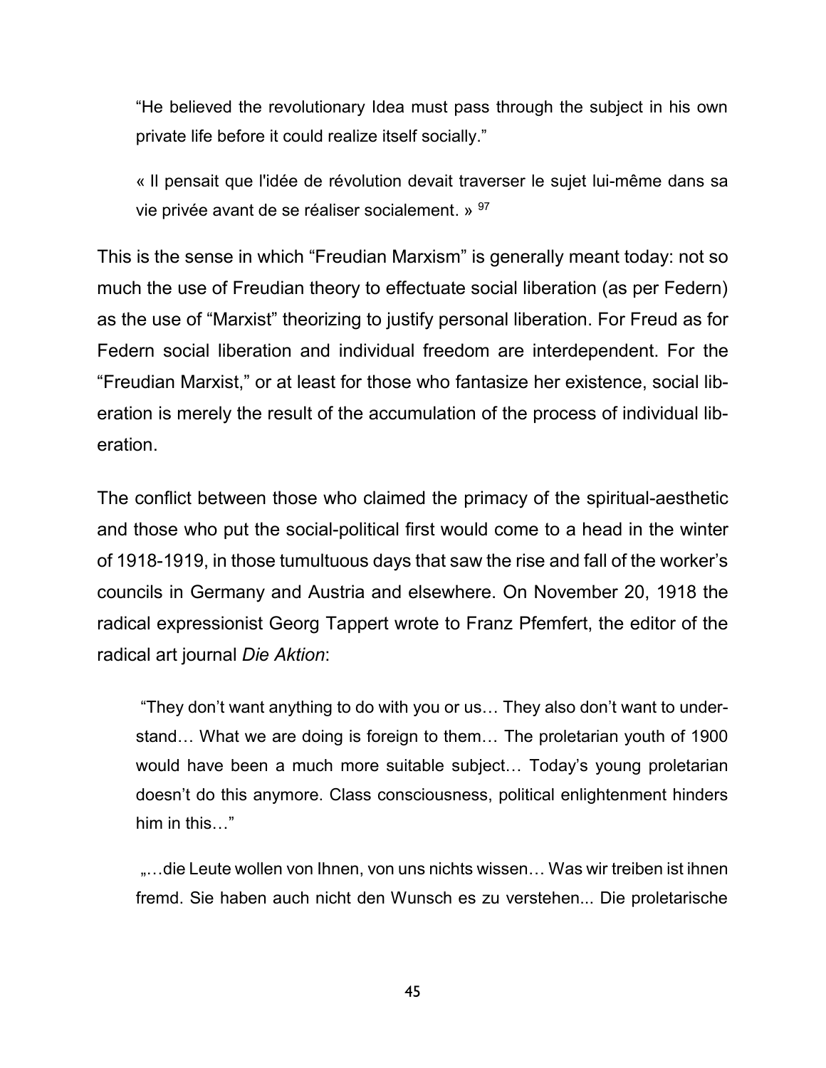> "He believed the revolutionary Idea must pass through the subject in his own private life before it could realize itself socially."
>
> « Il pensait que l'idée de révolution devait traverser le sujet lui-même dans sa vie privée avant de se réaliser socialement. » [97]

This is the sense in which "Freudian Marxism" is generally meant today: not so much the use of Freudian theory to effectuate social liberation (as per Federn) as the use of "Marxist" theorizing to justify personal liberation. For Freud as for Federn social liberation and individual freedom are interdependent. For the "Freudian Marxist," or at least for those who fantasize her existence, social liberation is merely the result of the accumulation of the process of individual liberation.

The conflict between those who claimed the primacy of the spiritual-aesthetic and those who put the social-political first would come to a head in the winter of 1918-1919, in those tumultuous days that saw the rise and fall of the worker's councils in Germany and Austria and elsewhere. On November 20, 1918 the radical expressionist Georg Tappert wrote to Franz Pfemfert, the editor of the radical art journal *Die Aktion*:

> "They don't want anything to do with you or us… They also don't want to understand… What we are doing is foreign to them… The proletarian youth of 1900 would have been a much more suitable subject… Today's young proletarian doesn't do this anymore. Class consciousness, political enlightenment hinders him in this…"
>
> „…die Leute wollen von Ihnen, von uns nichts wissen… Was wir treiben ist ihnen fremd. Sie haben auch nicht den Wunsch es zu verstehen... Die proletarische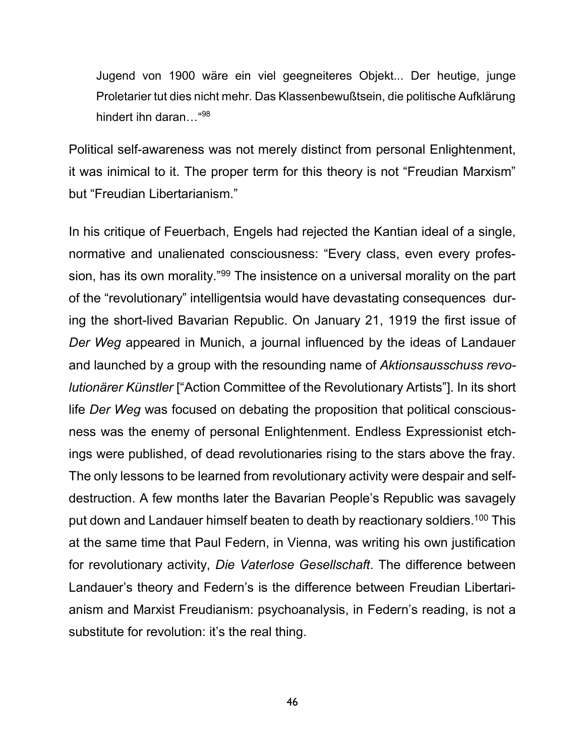> Jugend von 1900 wäre ein viel geegneiteres Objekt... Der heutige, junge Proletarier tut dies nicht mehr. Das Klassenbewußtsein, die politische Aufklärung hindert ihn daran…"[98]

Political self-awareness was not merely distinct from personal Enlightenment, it was inimical to it. The proper term for this theory is not "Freudian Marxism" but "Freudian Libertarianism."

In his critique of Feuerbach, Engels had rejected the Kantian ideal of a single, normative and unalienated consciousness: "Every class, even every profession, has its own morality."[99] The insistence on a universal morality on the part of the "revolutionary" intelligentsia would have devastating consequences during the short-lived Bavarian Republic. On January 21, 1919 the first issue of *Der Weg* appeared in Munich, a journal influenced by the ideas of Landauer and launched by a group with the resounding name of *Aktionsausschuss revolutionärer Künstler* ["Action Committee of the Revolutionary Artists"]. In its short life *Der Weg* was focused on debating the proposition that political consciousness was the enemy of personal Enlightenment. Endless Expressionist etchings were published, of dead revolutionaries rising to the stars above the fray. The only lessons to be learned from revolutionary activity were despair and self-destruction. A few months later the Bavarian People's Republic was savagely put down and Landauer himself beaten to death by reactionary soldiers.[100] This at the same time that Paul Federn, in Vienna, was writing his own justification for revolutionary activity, *Die Vaterlose Gesellschaft*. The difference between Landauer's theory and Federn's is the difference between Freudian Libertarianism and Marxist Freudianism: psychoanalysis, in Federn's reading, is not a substitute for revolution: it's the real thing.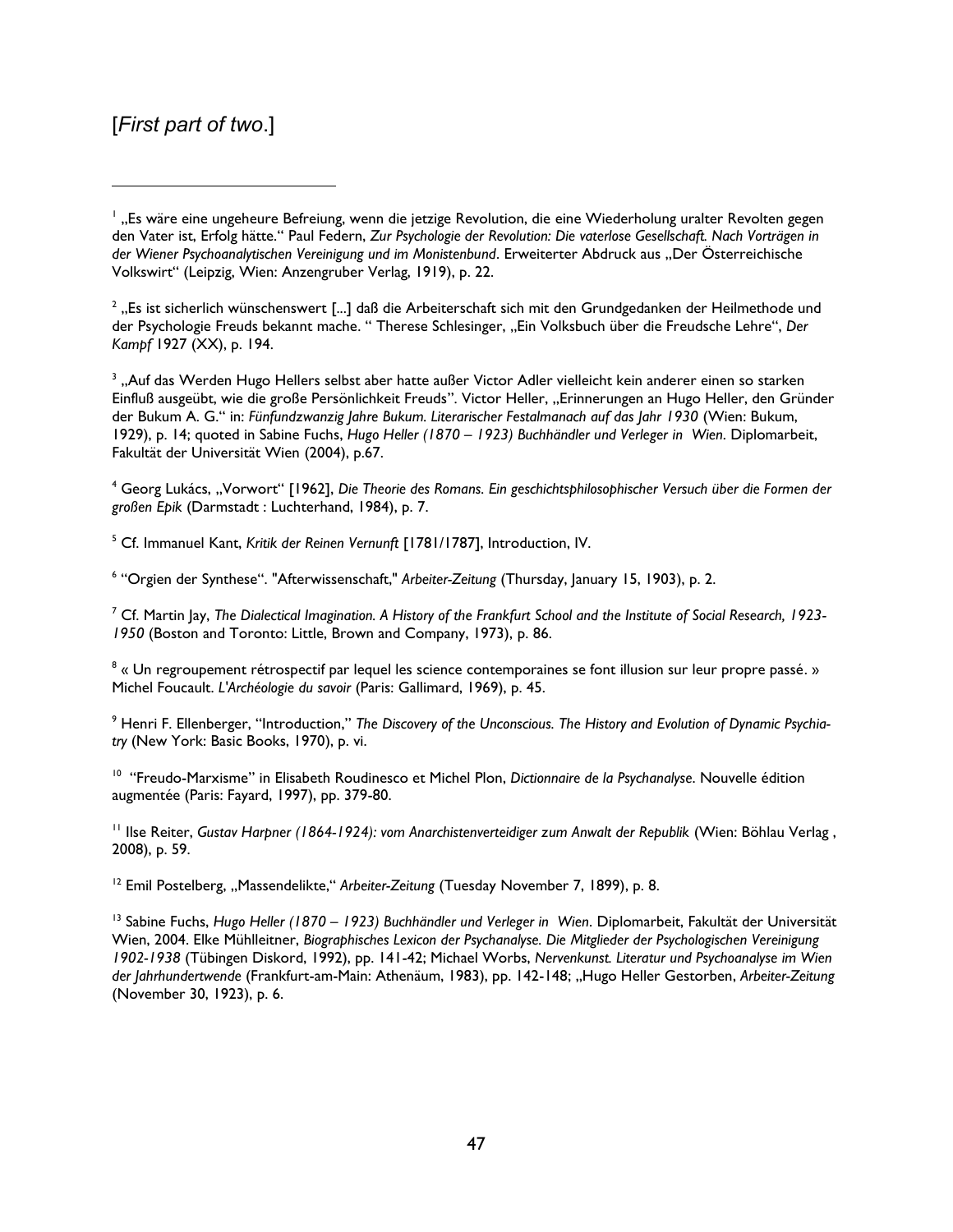[*First part of two*.]

---

[1] „Es wäre eine ungeheure Befreiung, wenn die jetzige Revolution, die eine Wiederholung uralter Revolten gegen den Vater ist, Erfolg hätte." Paul Federn, *Zur Psychologie der Revolution: Die vaterlose Gesellschaft. Nach Vorträgen in der Wiener Psychoanalytischen Vereinigung und im Monistenbund*. Erweiterter Abdruck aus „Der Österreichische Volkswirt" (Leipzig, Wien: Anzengruber Verlag, 1919), p. 22.

[2] „Es ist sicherlich wünschenswert [...] daß die Arbeiterschaft sich mit den Grundgedanken der Heilmethode und der Psychologie Freuds bekannt mache. " Therese Schlesinger, „Ein Volksbuch über die Freudsche Lehre", *Der Kampf* 1927 (XX), p. 194.

[3] „Auf das Werden Hugo Hellers selbst aber hatte außer Victor Adler vielleicht kein anderer einen so starken Einfluß ausgeübt, wie die große Persönlichkeit Freuds". Victor Heller, „Erinnerungen an Hugo Heller, den Gründer der Bukum A. G." in: *Fünfundzwanzig Jahre Bukum. Literarischer Festalmanach auf das Jahr 1930* (Wien: Bukum, 1929), p. 14; quoted in Sabine Fuchs, *Hugo Heller (1870 – 1923) Buchhändler und Verleger in Wien*. Diplomarbeit, Fakultät der Universität Wien (2004), p.67.

[4] Georg Lukács, „Vorwort" [1962], *Die Theorie des Romans. Ein geschichtsphilosophischer Versuch über die Formen der großen Epik* (Darmstadt : Luchterhand, 1984), p. 7.

[5] Cf. Immanuel Kant, *Kritik der Reinen Vernunft* [1781/1787], Introduction, IV.

[6] "Orgien der Synthese". "Afterwissenschaft," *Arbeiter-Zeitung* (Thursday, January 15, 1903), p. 2.

[7] Cf. Martin Jay, *The Dialectical Imagination. A History of the Frankfurt School and the Institute of Social Research, 1923-1950* (Boston and Toronto: Little, Brown and Company, 1973), p. 86.

[8] « Un regroupement rétrospectif par lequel les science contemporaines se font illusion sur leur propre passé. » Michel Foucault. *L'Archéologie du savoir* (Paris: Gallimard, 1969), p. 45.

[9] Henri F. Ellenberger, "Introduction," *The Discovery of the Unconscious. The History and Evolution of Dynamic Psychiatry* (New York: Basic Books, 1970), p. vi.

[10] "Freudo-Marxisme" in Elisabeth Roudinesco et Michel Plon, *Dictionnaire de la Psychanalyse*. Nouvelle édition augmentée (Paris: Fayard, 1997), pp. 379-80.

[11] Ilse Reiter, *Gustav Harpner (1864-1924): vom Anarchistenverteidiger zum Anwalt der Republik* (Wien: Böhlau Verlag , 2008), p. 59.

[12] Emil Postelberg, „Massendelikte," *Arbeiter-Zeitung* (Tuesday November 7, 1899), p. 8.

[13] Sabine Fuchs, *Hugo Heller (1870 – 1923) Buchhändler und Verleger in Wien*. Diplomarbeit, Fakultät der Universität Wien, 2004. Elke Mühlleitner, *Biographisches Lexicon der Psychanalyse. Die Mitglieder der Psychologischen Vereinigung 1902-1938* (Tübingen Diskord, 1992), pp. 141-42; Michael Worbs, *Nervenkunst. Literatur und Psychoanalyse im Wien der Jahrhundertwende* (Frankfurt-am-Main: Athenäum, 1983), pp. 142-148; „Hugo Heller Gestorben, *Arbeiter-Zeitung* (November 30, 1923), p. 6.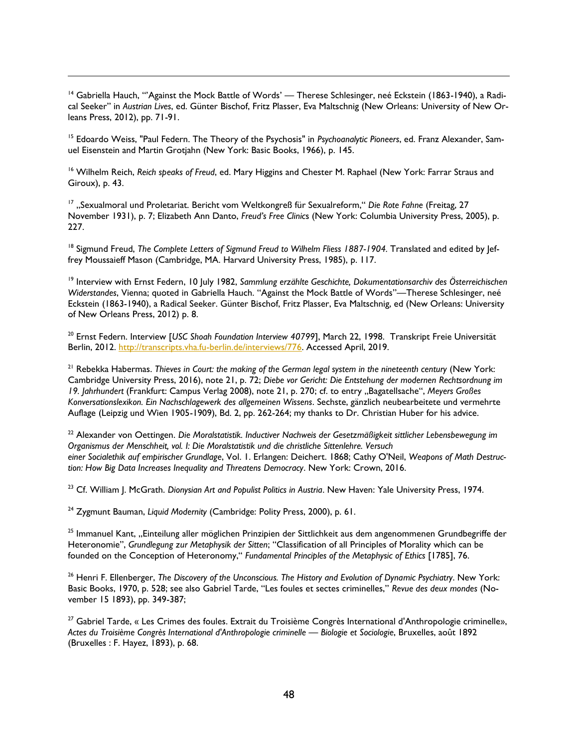[14] Gabriella Hauch, "'Against the Mock Battle of Words' — Therese Schlesinger, neé Eckstein (1863-1940), a Radical Seeker" in *Austrian Lives*, ed. Günter Bischof, Fritz Plasser, Eva Maltschnig (New Orleans: University of New Orleans Press, 2012), pp. 71-91.

[15] Edoardo Weiss, "Paul Federn. The Theory of the Psychosis" in *Psychoanalytic Pioneers*, ed. Franz Alexander, Samuel Eisenstein and Martin Grotjahn (New York: Basic Books, 1966), p. 145.

[16] Wilhelm Reich, *Reich speaks of Freud*, ed. Mary Higgins and Chester M. Raphael (New York: Farrar Straus and Giroux), p. 43.

[17] „Sexualmoral und Proletariat. Bericht vom Weltkongreß für Sexualreform," *Die Rote Fahne* (Freitag, 27 November 1931), p. 7; Elizabeth Ann Danto, *Freud's Free Clinics* (New York: Columbia University Press, 2005), p. 227.

[18] Sigmund Freud, *The Complete Letters of Sigmund Freud to Wilhelm Fliess 1887-1904.* Translated and edited by Jeffrey Moussaieff Mason (Cambridge, MA. Harvard University Press, 1985), p. 117.

[19] Interview with Ernst Federn, 10 July 1982, *Sammlung erzählte Geschichte, Dokumentationsarchiv des Österreichischen Widerstandes*, Vienna; quoted in Gabriella Hauch. "Against the Mock Battle of Words"—Therese Schlesinger, neé Eckstein (1863-1940), a Radical Seeker. Günter Bischof, Fritz Plasser, Eva Maltschnig, ed (New Orleans: University of New Orleans Press, 2012) p. 8.

[20] Ernst Federn. Interview [*USC Shoah Foundation Interview 40799*], March 22, 1998. Transkript Freie Universität Berlin, 2012. http://transcripts.vha.fu-berlin.de/interviews/776. Accessed April, 2019.

[21] Rebekka Habermas. *Thieves in Court: the making of the German legal system in the nineteenth century* (New York: Cambridge University Press, 2016), note 21, p. 72; *Diebe vor Gericht: Die Entstehung der modernen Rechtsordnung im 19. Jahrhundert* (Frankfurt: Campus Verlag 2008), note 21, p. 270; cf. to entry „Bagatellsache", *Meyers Großes Konversationslexikon. Ein Nachschlagewerk des allgemeinen Wissens*. Sechste, gänzlich neubearbeitete und vermehrte Auflage (Leipzig und Wien 1905-1909), Bd. 2, pp. 262-264; my thanks to Dr. Christian Huber for his advice.

[22] Alexander von Oettingen. *Die Moralstatistik. Inductiver Nachweis der Gesetzmäßigkeit sittlicher Lebensbewegung im Organismus der Menschheit, vol. I: Die Moralstatistik und die christliche Sittenlehre. Versuch einer Socialethik auf empirischer Grundlage*, Vol. 1. Erlangen: Deichert. 1868; Cathy O'Neil, *Weapons of Math Destruction: How Big Data Increases Inequality and Threatens Democracy*. New York: Crown, 2016.

[23] Cf. William J. McGrath. *Dionysian Art and Populist Politics in Austria*. New Haven: Yale University Press, 1974.

[24] Zygmunt Bauman, *Liquid Modernity* (Cambridge: Polity Press, 2000), p. 61.

[25] Immanuel Kant, „Einteilung aller möglichen Prinzipien der Sittlichkeit aus dem angenommenen Grundbegriffe der Heteronomie", *Grundlegung zur Metaphysik der Sitten*; "Classification of all Principles of Morality which can be founded on the Conception of Heteronomy," *Fundamental Principles of the Metaphysic of Ethics* [1785], 76.

[26] Henri F. Ellenberger, *The Discovery of the Unconscious. The History and Evolution of Dynamic Psychiatry*. New York: Basic Books, 1970, p. 528; see also Gabriel Tarde, "Les foules et sectes criminelles," *Revue des deux mondes* (November 15 1893), pp. 349-387;

[27] Gabriel Tarde, « Les Crimes des foules. Extrait du Troisième Congrès International d'Anthropologie criminelle», *Actes du Troisième Congrès International d'Anthropologie criminelle — Biologie et Sociologie*, Bruxelles, août 1892 (Bruxelles : F. Hayez, 1893), p. 68.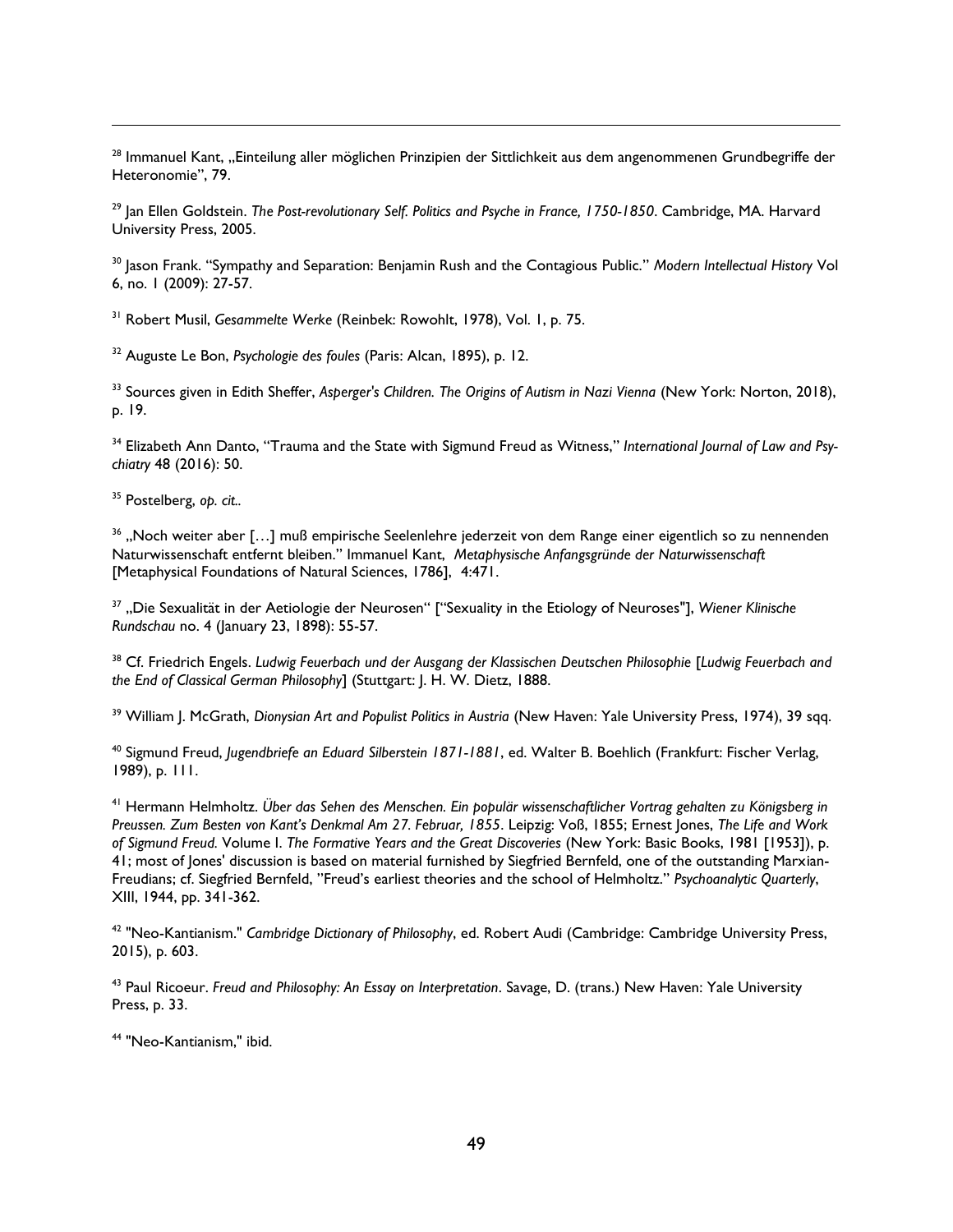[28] Immanuel Kant, „Einteilung aller möglichen Prinzipien der Sittlichkeit aus dem angenommenen Grundbegriffe der Heteronomie", 79.

[29] Jan Ellen Goldstein. *The Post-revolutionary Self. Politics and Psyche in France, 1750-1850*. Cambridge, MA. Harvard University Press, 2005.

[30] Jason Frank. "Sympathy and Separation: Benjamin Rush and the Contagious Public." *Modern Intellectual History* Vol 6, no. 1 (2009): 27-57.

[31] Robert Musil, *Gesammelte Werke* (Reinbek: Rowohlt, 1978), Vol. 1, p. 75.

[32] Auguste Le Bon, *Psychologie des foules* (Paris: Alcan, 1895), p. 12.

[33] Sources given in Edith Sheffer, *Asperger's Children. The Origins of Autism in Nazi Vienna* (New York: Norton, 2018), p. 19.

[34] Elizabeth Ann Danto, "Trauma and the State with Sigmund Freud as Witness," *International Journal of Law and Psychiatry* 48 (2016): 50.

[35] Postelberg, *op. cit.*.

[36] „Noch weiter aber […] muß empirische Seelenlehre jederzeit von dem Range einer eigentlich so zu nennenden Naturwissenschaft entfernt bleiben." Immanuel Kant, *Metaphysische Anfangsgründe der Naturwissenschaft* [Metaphysical Foundations of Natural Sciences, 1786], 4:471.

[37] „Die Sexualität in der Aetiologie der Neurosen" ["Sexuality in the Etiology of Neuroses"], *Wiener Klinische Rundschau* no. 4 (January 23, 1898): 55-57.

[38] Cf. Friedrich Engels. *Ludwig Feuerbach und der Ausgang der Klassischen Deutschen Philosophie* [*Ludwig Feuerbach and the End of Classical German Philosophy*] (Stuttgart: J. H. W. Dietz, 1888.

[39] William J. McGrath, *Dionysian Art and Populist Politics in Austria* (New Haven: Yale University Press, 1974), 39 sqq.

[40] Sigmund Freud, *Jugendbriefe an Eduard Silberstein 1871-1881*, ed. Walter B. Boehlich (Frankfurt: Fischer Verlag, 1989), p. 111.

[41] Hermann Helmholtz. *Über das Sehen des Menschen. Ein populär wissenschaftlicher Vortrag gehalten zu Königsberg in Preussen. Zum Besten von Kant's Denkmal Am 27. Februar, 1855*. Leipzig: Voß, 1855; Ernest Jones, *The Life and Work of Sigmund Freud.* Volume I. *The Formative Years and the Great Discoveries* (New York: Basic Books, 1981 [1953]), p. 41; most of Jones' discussion is based on material furnished by Siegfried Bernfeld, one of the outstanding Marxian-Freudians; cf. Siegfried Bernfeld, "Freud's earliest theories and the school of Helmholtz." *Psychoanalytic Quarterly*, XIII, 1944, pp. 341-362.

[42] "Neo-Kantianism." *Cambridge Dictionary of Philosophy*, ed. Robert Audi (Cambridge: Cambridge University Press, 2015), p. 603.

[43] Paul Ricoeur. *Freud and Philosophy: An Essay on Interpretation*. Savage, D. (trans.) New Haven: Yale University Press, p. 33.

[44] "Neo-Kantianism," ibid.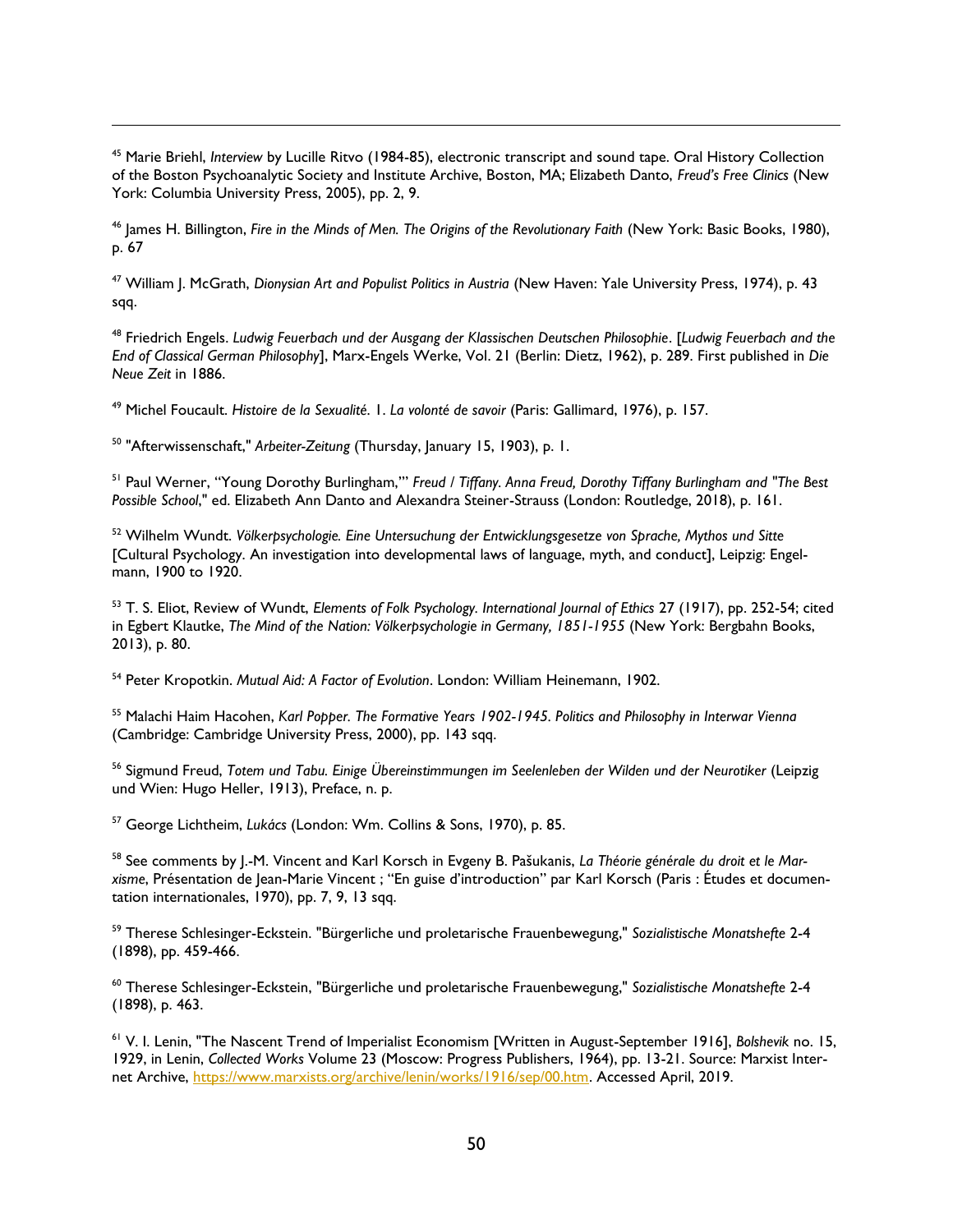[45] Marie Briehl, *Interview* by Lucille Ritvo (1984-85), electronic transcript and sound tape. Oral History Collection of the Boston Psychoanalytic Society and Institute Archive, Boston, MA; Elizabeth Danto, *Freud's Free Clinics* (New York: Columbia University Press, 2005), pp. 2, 9.

[46] James H. Billington, *Fire in the Minds of Men. The Origins of the Revolutionary Faith* (New York: Basic Books, 1980), p. 67

[47] William J. McGrath, *Dionysian Art and Populist Politics in Austria* (New Haven: Yale University Press, 1974), p. 43 sqq.

[48] Friedrich Engels. *Ludwig Feuerbach und der Ausgang der Klassischen Deutschen Philosophie*. [*Ludwig Feuerbach and the End of Classical German Philosophy*], Marx-Engels Werke, Vol. 21 (Berlin: Dietz, 1962), p. 289. First published in *Die Neue Zeit* in 1886.

[49] Michel Foucault. *Histoire de la Sexualité. 1. La volonté de savoir* (Paris: Gallimard, 1976), p. 157.

[50] "Afterwissenschaft," *Arbeiter-Zeitung* (Thursday, January 15, 1903), p. 1.

[51] Paul Werner, "Young Dorothy Burlingham,"' *Freud / Tiffany. Anna Freud, Dorothy Tiffany Burlingham and "The Best Possible School,"* ed. Elizabeth Ann Danto and Alexandra Steiner-Strauss (London: Routledge, 2018), p. 161.

[52] Wilhelm Wundt. *Völkerpsychologie. Eine Untersuchung der Entwicklungsgesetze von Sprache, Mythos und Sitte* [Cultural Psychology. An investigation into developmental laws of language, myth, and conduct], Leipzig: Engelmann, 1900 to 1920.

[53] T. S. Eliot, Review of Wundt, *Elements of Folk Psychology. International Journal of Ethics* 27 (1917), pp. 252-54; cited in Egbert Klautke, *The Mind of the Nation: Völkerpsychologie in Germany, 1851-1955* (New York: Bergbahn Books, 2013), p. 80.

[54] Peter Kropotkin. *Mutual Aid: A Factor of Evolution*. London: William Heinemann, 1902.

[55] Malachi Haim Hacohen, *Karl Popper. The Formative Years 1902-1945. Politics and Philosophy in Interwar Vienna* (Cambridge: Cambridge University Press, 2000), pp. 143 sqq.

[56] Sigmund Freud, *Totem und Tabu. Einige Übereinstimmungen im Seelenleben der Wilden und der Neurotiker* (Leipzig und Wien: Hugo Heller, 1913), Preface, n. p.

[57] George Lichtheim, *Lukács* (London: Wm. Collins & Sons, 1970), p. 85.

[58] See comments by J.-M. Vincent and Karl Korsch in Evgeny B. Pašukanis, *La Théorie générale du droit et le Marxisme*, Présentation de Jean-Marie Vincent ; "En guise d'introduction" par Karl Korsch (Paris : Études et documentation internationales, 1970), pp. 7, 9, 13 sqq.

[59] Therese Schlesinger-Eckstein. "Bürgerliche und proletarische Frauenbewegung," *Sozialistische Monatshefte* 2-4 (1898), pp. 459-466.

[60] Therese Schlesinger-Eckstein, "Bürgerliche und proletarische Frauenbewegung," *Sozialistische Monatshefte* 2-4 (1898), p. 463.

[61] V. I. Lenin, "The Nascent Trend of Imperialist Economism [Written in August-September 1916], *Bolshevik* no. 15, 1929, in Lenin, *Collected Works* Volume 23 (Moscow: Progress Publishers, 1964), pp. 13-21. Source: Marxist Internet Archive, https://www.marxists.org/archive/lenin/works/1916/sep/00.htm. Accessed April, 2019.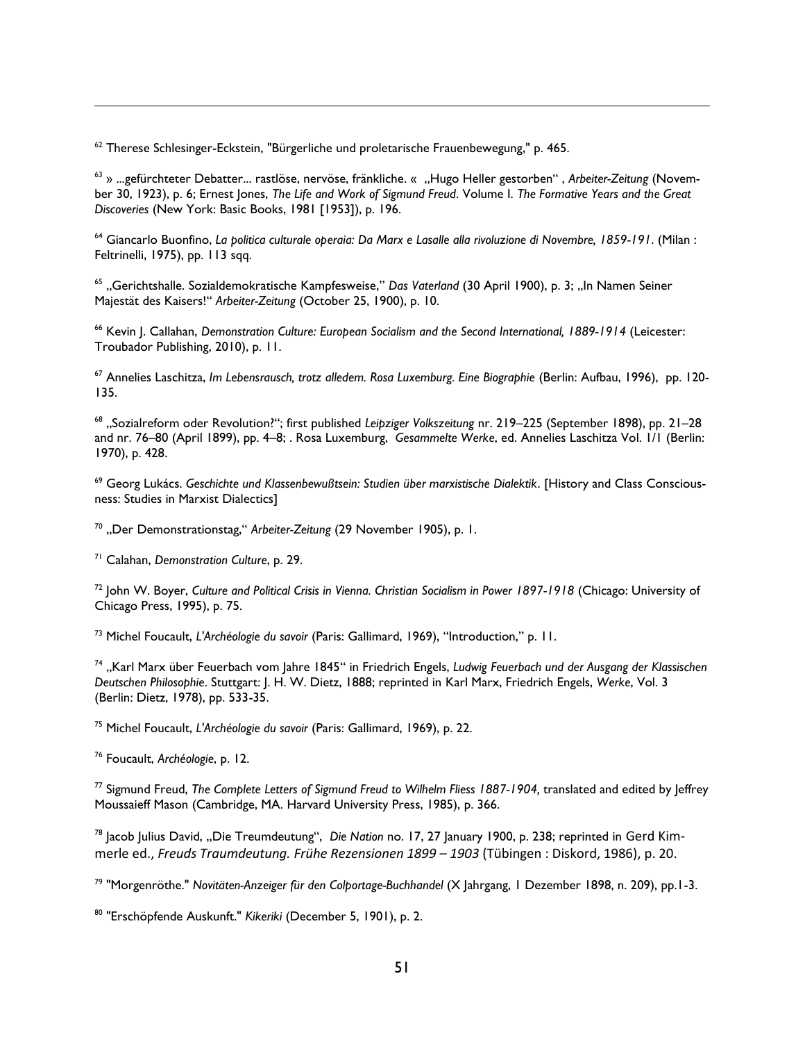[62] Therese Schlesinger-Eckstein, "Bürgerliche und proletarische Frauenbewegung," p. 465.

[63] » ...gefürchteter Debatter... rastlöse, nervöse, fränkliche. « „Hugo Heller gestorben“ , *Arbeiter-Zeitung* (November 30, 1923), p. 6; Ernest Jones, *The Life and Work of Sigmund Freud*. Volume I. *The Formative Years and the Great Discoveries* (New York: Basic Books, 1981 [1953]), p. 196.

[64] Giancarlo Buonfino, *La politica culturale operaia: Da Marx e Lasalle alla rivoluzione di Novembre, 1859-191*. (Milan : Feltrinelli, 1975), pp. 113 sqq.

[65] „Gerichtshalle. Sozialdemokratische Kampfesweise," *Das Vaterland* (30 April 1900), p. 3; „In Namen Seiner Majestät des Kaisers!“ *Arbeiter-Zeitung* (October 25, 1900), p. 10.

[66] Kevin J. Callahan, *Demonstration Culture: European Socialism and the Second International, 1889-1914* (Leicester: Troubador Publishing, 2010), p. 11.

[67] Annelies Laschitza, *Im Lebensrausch, trotz alledem. Rosa Luxemburg. Eine Biographie* (Berlin: Aufbau, 1996), pp. 120-135.

[68] „Sozialreform oder Revolution?“; first published *Leipziger Volkszeitung* nr. 219–225 (September 1898), pp. 21–28 and nr. 76–80 (April 1899), pp. 4–8; . Rosa Luxemburg, *Gesammelte Werke*, ed. Annelies Laschitza Vol. 1/1 (Berlin: 1970), p. 428.

[69] Georg Lukács. *Geschichte und Klassenbewußtsein: Studien über marxistische Dialektik*. [History and Class Consciousness: Studies in Marxist Dialectics]

[70] „Der Demonstrationstag," *Arbeiter-Zeitung* (29 November 1905), p. 1.

[71] Calahan, *Demonstration Culture*, p. 29.

[72] John W. Boyer, *Culture and Political Crisis in Vienna. Christian Socialism in Power 1897-1918* (Chicago: University of Chicago Press, 1995), p. 75.

[73] Michel Foucault, *L'Archéologie du savoir* (Paris: Gallimard, 1969), "Introduction," p. 11.

[74] „Karl Marx über Feuerbach vom Jahre 1845“ in Friedrich Engels, *Ludwig Feuerbach und der Ausgang der Klassischen Deutschen Philosophie*. Stuttgart: J. H. W. Dietz, 1888; reprinted in Karl Marx, Friedrich Engels, *Werke*, Vol. 3 (Berlin: Dietz, 1978), pp. 533-35.

[75] Michel Foucault, *L'Archéologie du savoir* (Paris: Gallimard, 1969), p. 22.

[76] Foucault, *Archéologie*, p. 12.

[77] Sigmund Freud, *The Complete Letters of Sigmund Freud to Wilhelm Fliess 1887-1904,* translated and edited by Jeffrey Moussaieff Mason (Cambridge, MA. Harvard University Press, 1985), p. 366.

[78] Jacob Julius David, „Die Treumdeutung“, *Die Nation* no. 17, 27 January 1900, p. 238; reprinted in Gerd Kimmerle ed., *Freuds Traumdeutung. Frühe Rezensionen 1899 – 1903* (Tübingen : Diskord, 1986), p. 20.

[79] "Morgenröthe." *Novitäten-Anzeiger für den Colportage-Buchhandel* (X Jahrgang, 1 Dezember 1898, n. 209), pp.1-3.

[80] "Erschöpfende Auskunft." *Kikeriki* (December 5, 1901), p. 2.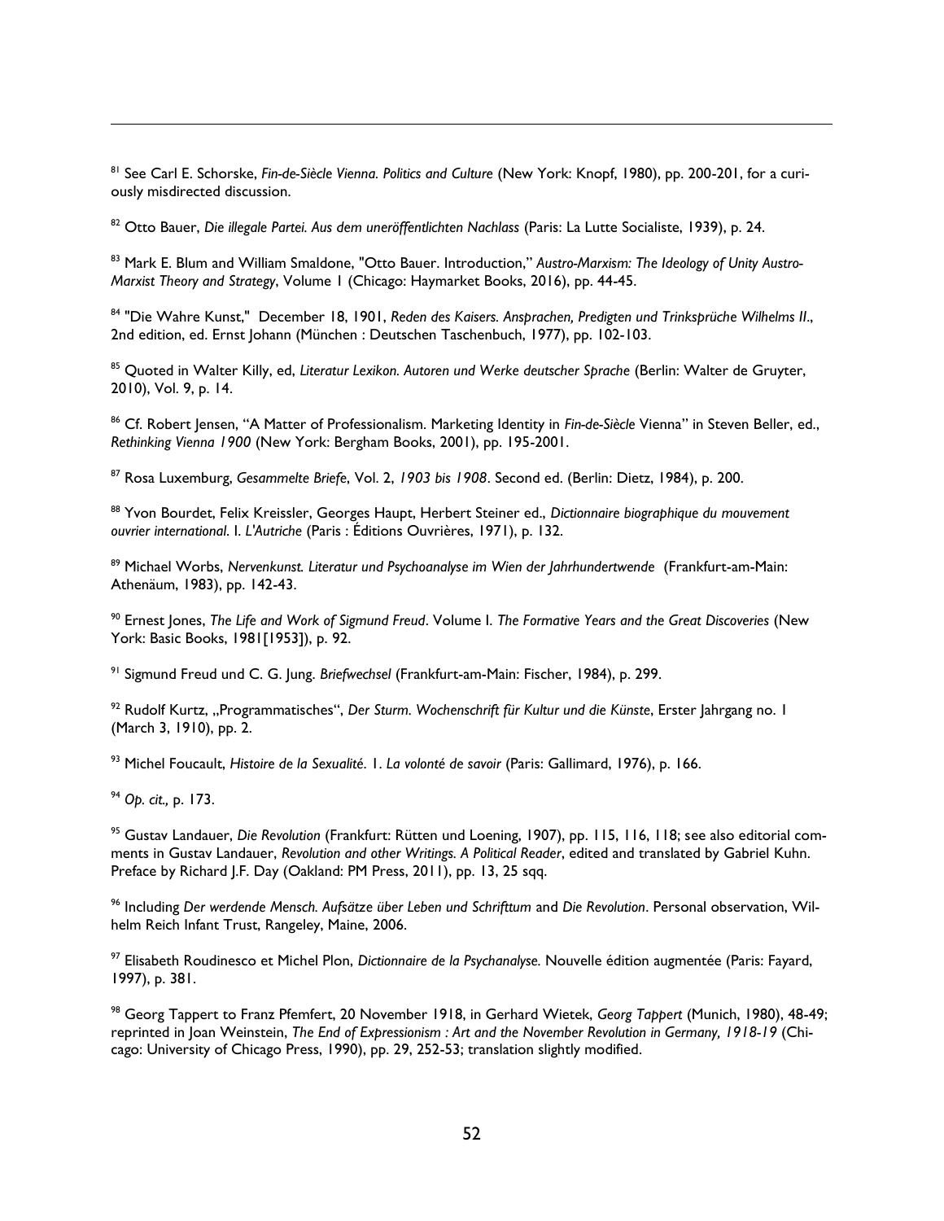[81] See Carl E. Schorske, *Fin-de-Siècle Vienna. Politics and Culture* (New York: Knopf, 1980), pp. 200-201, for a curiously misdirected discussion.

[82] Otto Bauer, *Die illegale Partei. Aus dem unveröffentlichten Nachlass* (Paris: La Lutte Socialiste, 1939), p. 24.

[83] Mark E. Blum and William Smaldone, "Otto Bauer. Introduction," *Austro-Marxism: The Ideology of Unity Austro-Marxist Theory and Strategy*, Volume 1 (Chicago: Haymarket Books, 2016), pp. 44-45.

[84] "Die Wahre Kunst," December 18, 1901, *Reden des Kaisers. Ansprachen, Predigten und Trinksprüche Wilhelms II*., 2nd edition, ed. Ernst Johann (München : Deutschen Taschenbuch, 1977), pp. 102-103.

[85] Quoted in Walter Killy, ed, *Literatur Lexikon. Autoren und Werke deutscher Sprache* (Berlin: Walter de Gruyter, 2010), Vol. 9, p. 14.

[86] Cf. Robert Jensen, "A Matter of Professionalism. Marketing Identity in *Fin-de-Siècle* Vienna" in Steven Beller, ed., *Rethinking Vienna 1900* (New York: Bergham Books, 2001), pp. 195-2001.

[87] Rosa Luxemburg, *Gesammelte Briefe*, Vol. 2, *1903 bis 1908*. Second ed. (Berlin: Dietz, 1984), p. 200.

[88] Yvon Bourdet, Felix Kreissler, Georges Haupt, Herbert Steiner ed., *Dictionnaire biographique du mouvement ouvrier international*. I. *L'Autriche* (Paris : Éditions Ouvrières, 1971), p. 132.

[89] Michael Worbs, *Nervenkunst. Literatur und Psychoanalyse im Wien der Jahrhundertwende* (Frankfurt-am-Main: Athenäum, 1983), pp. 142-43.

[90] Ernest Jones, *The Life and Work of Sigmund Freud*. Volume I. *The Formative Years and the Great Discoveries* (New York: Basic Books, 1981[1953]), p. 92.

[91] Sigmund Freud und C. G. Jung. *Briefwechsel* (Frankfurt-am-Main: Fischer, 1984), p. 299.

[92] Rudolf Kurtz, „Programmatisches", *Der Sturm. Wochenschrift für Kultur und die Künste*, Erster Jahrgang no. 1 (March 3, 1910), pp. 2.

[93] Michel Foucault, *Histoire de la Sexualité*. 1. *La volonté de savoir* (Paris: Gallimard, 1976), p. 166.

[94] *Op. cit.,* p. 173.

[95] Gustav Landauer, *Die Revolution* (Frankfurt: Rütten und Loening, 1907), pp. 115, 116, 118; see also editorial comments in Gustav Landauer, *Revolution and other Writings. A Political Reader*, edited and translated by Gabriel Kuhn. Preface by Richard J.F. Day (Oakland: PM Press, 2011), pp. 13, 25 sqq.

[96] Including *Der werdende Mensch. Aufsätze über Leben und Schrifttum* and *Die Revolution*. Personal observation, Wilhelm Reich Infant Trust, Rangeley, Maine, 2006.

[97] Elisabeth Roudinesco et Michel Plon, *Dictionnaire de la Psychanalyse.* Nouvelle édition augmentée (Paris: Fayard, 1997), p. 381.

[98] Georg Tappert to Franz Pfemfert, 20 November 1918, in Gerhard Wietek, *Georg Tappert* (Munich, 1980), 48-49; reprinted in Joan Weinstein, *The End of Expressionism : Art and the November Revolution in Germany, 1918-19* (Chicago: University of Chicago Press, 1990), pp. 29, 252-53; translation slightly modified.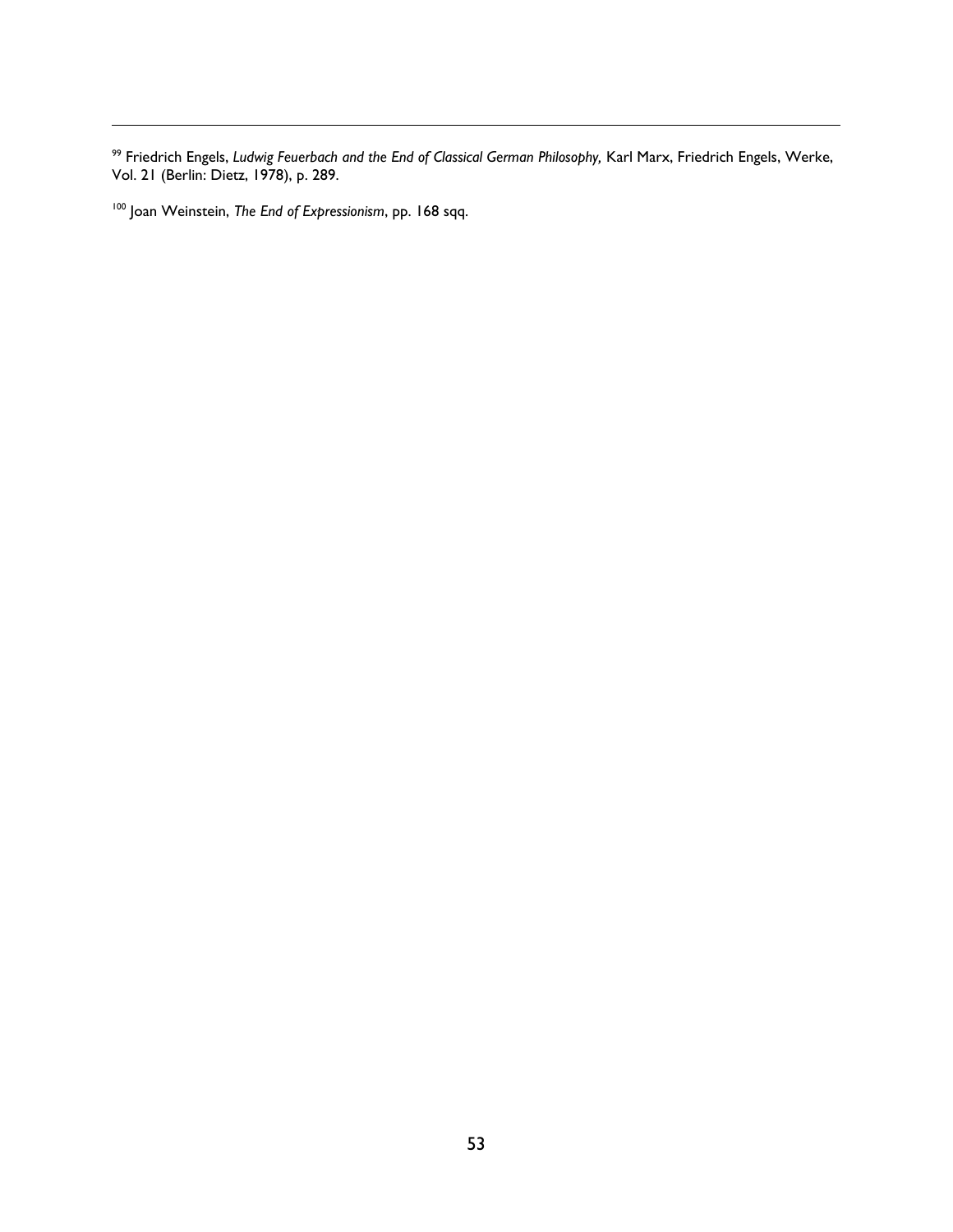[99] Friedrich Engels, *Ludwig Feuerbach and the End of Classical German Philosophy,* Karl Marx, Friedrich Engels, Werke, Vol. 21 (Berlin: Dietz, 1978), p. 289.

[100] Joan Weinstein, *The End of Expressionism*, pp. 168 sqq.